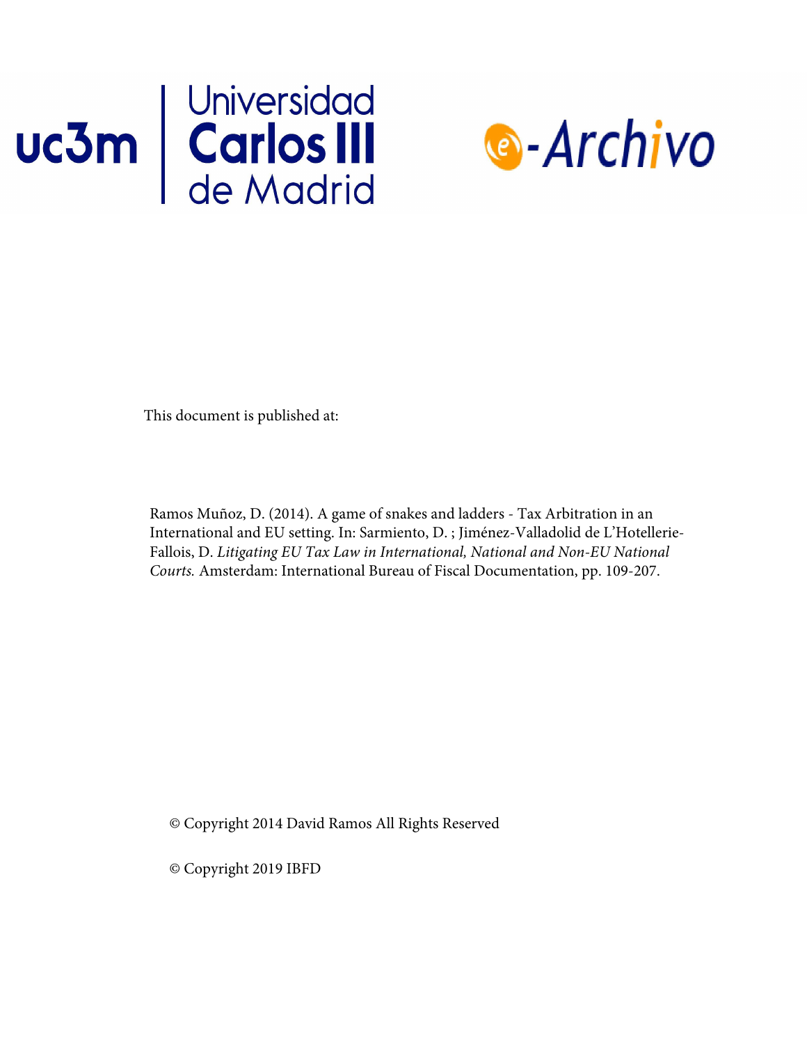This document is published at:

Ramos Muñoz, D. (2014). A game of snakes and ladders - Tax Arbitration in an International and EU setting. In: Sarmiento, D. ; Jiménez-Valladolid de L'Hotellerie-Fallois, D. *Litigating EU Tax Law in International, National and Non-EU National Courts.* Amsterdam: International Bureau of Fiscal Documentation, pp. 109-207.

© Copyright 2014 David Ramos All Rights Reserved

© Copyright 2019 IBFD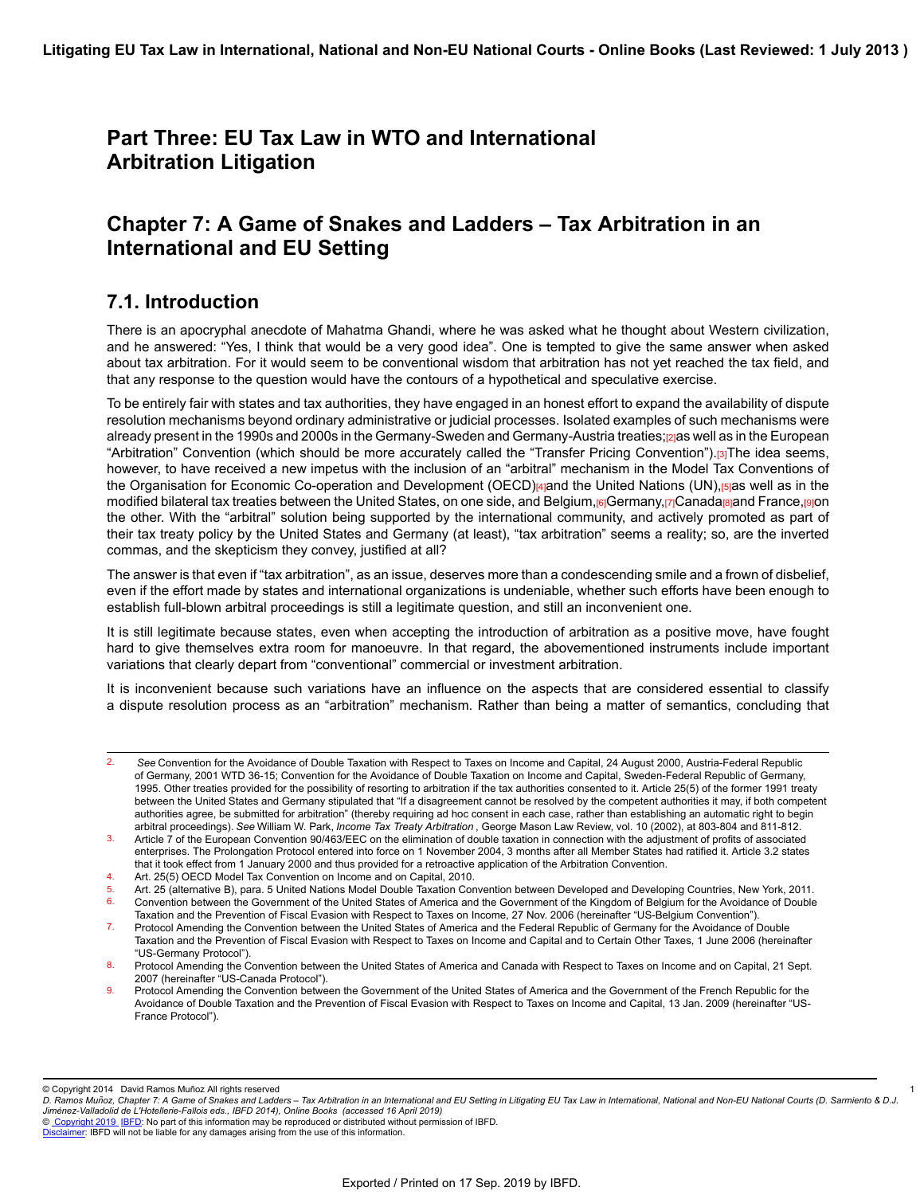# Part Three: EU Tax Law in WTO and International Arbitration Litigation

## Chapter 7: A Game of Snakes and Ladders – Tax Arbitration in an International and EU Setting

### 7.1. Introduction

There is an apocryphal anecdote of Mahatma Ghandi, where he was asked what he thought about Western civilization, and he answered: "Yes, I think that would be a very good idea". One is tempted to give the same answer when asked about tax arbitration. For it would seem to be conventional wisdom that arbitration has not yet reached the tax field, and that any response to the question would have the contours of a hypothetical and speculative exercise.

To be entirely fair with states and tax authorities, they have engaged in an honest effort to expand the availability of dispute resolution mechanisms beyond ordinary administrative or judicial processes. Isolated examples of such mechanisms were already present in the 1990s and 2000s in the Germany-Sweden and Germany-Austria treaties;[2] as well as in the European "Arbitration" Convention (which should be more accurately called the "Transfer Pricing Convention").[3] The idea seems, however, to have received a new impetus with the inclusion of an "arbitral" mechanism in the Model Tax Conventions of the Organisation for Economic Co-operation and Development (OECD)[4] and the United Nations (UN),[5] as well as in the modified bilateral tax treaties between the United States, on one side, and Belgium,[6] Germany,[7] Canada[8] and France,[9] on the other. With the "arbitral" solution being supported by the international community, and actively promoted as part of their tax treaty policy by the United States and Germany (at least), "tax arbitration" seems a reality; so, are the inverted commas, and the skepticism they convey, justified at all?

The answer is that even if "tax arbitration", as an issue, deserves more than a condescending smile and a frown of disbelief, even if the effort made by states and international organizations is undeniable, whether such efforts have been enough to establish full-blown arbitral proceedings is still a legitimate question, and still an inconvenient one.

It is still legitimate because states, even when accepting the introduction of arbitration as a positive move, have fought hard to give themselves extra room for manoeuvre. In that regard, the abovementioned instruments include important variations that clearly depart from "conventional" commercial or investment arbitration.

It is inconvenient because such variations have an influence on the aspects that are considered essential to classify a dispute resolution process as an "arbitration" mechanism. Rather than being a matter of semantics, concluding that

---

2. *See* Convention for the Avoidance of Double Taxation with Respect to Taxes on Income and Capital, 24 August 2000, Austria-Federal Republic of Germany, 2001 WTD 36-15; Convention for the Avoidance of Double Taxation on Income and Capital, Sweden-Federal Republic of Germany, 1995. Other treaties provided for the possibility of resorting to arbitration if the tax authorities consented to it. Article 25(5) of the former 1991 treaty between the United States and Germany stipulated that "If a disagreement cannot be resolved by the competent authorities it may, if both competent authorities agree, be submitted for arbitration" (thereby requiring ad hoc consent in each case, rather than establishing an automatic right to begin arbitral proceedings). *See* William W. Park, *Income Tax Treaty Arbitration*, George Mason Law Review, vol. 10 (2002), at 803-804 and 811-812.

3. Article 7 of the European Convention 90/463/EEC on the elimination of double taxation in connection with the adjustment of profits of associated enterprises. The Prolongation Protocol entered into force on 1 November 2004, 3 months after all Member States had ratified it. Article 3.2 states that it took effect from 1 January 2000 and thus provided for a retroactive application of the Arbitration Convention.

4. Art. 25(5) OECD Model Tax Convention on Income and on Capital, 2010.

5. Art. 25 (alternative B), para. 5 United Nations Model Double Taxation Convention between Developed and Developing Countries, New York, 2011.

6. Convention between the Government of the United States of America and the Government of the Kingdom of Belgium for the Avoidance of Double Taxation and the Prevention of Fiscal Evasion with Respect to Taxes on Income, 27 Nov. 2006 (hereinafter "US-Belgium Convention").

7. Protocol Amending the Convention between the United States of America and the Federal Republic of Germany for the Avoidance of Double Taxation and the Prevention of Fiscal Evasion with Respect to Taxes on Income and Capital and to Certain Other Taxes, 1 June 2006 (hereinafter "US-Germany Protocol").

8. Protocol Amending the Convention between the United States of America and Canada with Respect to Taxes on Income and on Capital, 21 Sept. 2007 (hereinafter "US-Canada Protocol").

9. Protocol Amending the Convention between the Government of the United States of America and the Government of the French Republic for the Avoidance of Double Taxation and the Prevention of Fiscal Evasion with Respect to Taxes on Income and Capital, 13 Jan. 2009 (hereinafter "US-France Protocol").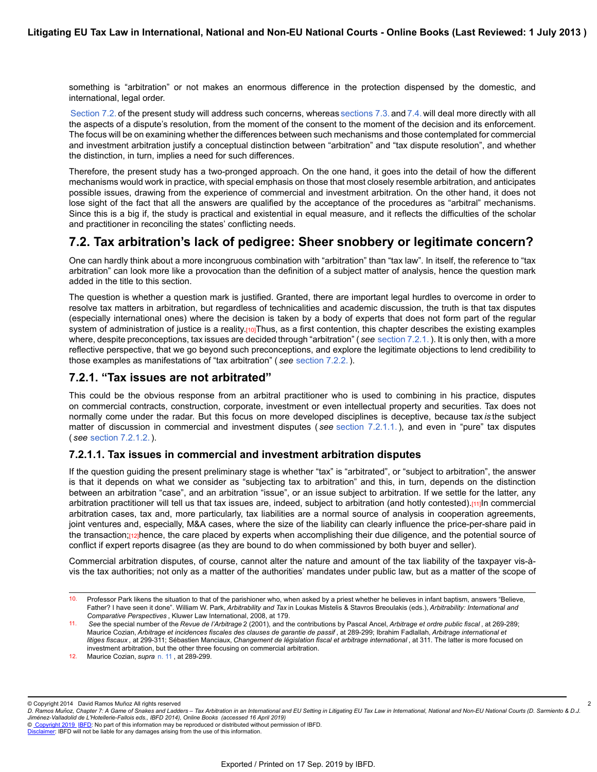something is "arbitration" or not makes an enormous difference in the protection dispensed by the domestic, and international, legal order.

Section 7.2. of the present study will address such concerns, whereas sections 7.3. and 7.4. will deal more directly with all the aspects of a dispute's resolution, from the moment of the consent to the moment of the decision and its enforcement. The focus will be on examining whether the differences between such mechanisms and those contemplated for commercial and investment arbitration justify a conceptual distinction between "arbitration" and "tax dispute resolution", and whether the distinction, in turn, implies a need for such differences.

Therefore, the present study has a two-pronged approach. On the one hand, it goes into the detail of how the different mechanisms would work in practice, with special emphasis on those that most closely resemble arbitration, and anticipates possible issues, drawing from the experience of commercial and investment arbitration. On the other hand, it does not lose sight of the fact that all the answers are qualified by the acceptance of the procedures as "arbitral" mechanisms. Since this is a big if, the study is practical and existential in equal measure, and it reflects the difficulties of the scholar and practitioner in reconciling the states' conflicting needs.

## 7.2. Tax arbitration's lack of pedigree: Sheer snobbery or legitimate concern?

One can hardly think about a more incongruous combination with "arbitration" than "tax law". In itself, the reference to "tax arbitration" can look more like a provocation than the definition of a subject matter of analysis, hence the question mark added in the title to this section.

The question is whether a question mark is justified. Granted, there are important legal hurdles to overcome in order to resolve tax matters in arbitration, but regardless of technicalities and academic discussion, the truth is that tax disputes (especially international ones) where the decision is taken by a body of experts that does not form part of the regular system of administration of justice is a reality.[10] Thus, as a first contention, this chapter describes the existing examples where, despite preconceptions, tax issues are decided through "arbitration" ( *see* section 7.2.1. ). It is only then, with a more reflective perspective, that we go beyond such preconceptions, and explore the legitimate objections to lend credibility to those examples as manifestations of "tax arbitration" ( *see* section 7.2.2. ).

### 7.2.1. "Tax issues are not arbitrated"

This could be the obvious response from an arbitral practitioner who is used to combining in his practice, disputes on commercial contracts, construction, corporate, investment or even intellectual property and securities. Tax does not normally come under the radar. But this focus on more developed disciplines is deceptive, because tax *is* the subject matter of discussion in commercial and investment disputes ( *see* section 7.2.1.1. ), and even in "pure" tax disputes ( *see* section 7.2.1.2. ).

#### 7.2.1.1. Tax issues in commercial and investment arbitration disputes

If the question guiding the present preliminary stage is whether "tax" is "arbitrated", or "subject to arbitration", the answer is that it depends on what we consider as "subjecting tax to arbitration" and this, in turn, depends on the distinction between an arbitration "case", and an arbitration "issue", or an issue subject to arbitration. If we settle for the latter, any arbitration practitioner will tell us that tax issues are, indeed, subject to arbitration (and hotly contested).[11] In commercial arbitration cases, tax and, more particularly, tax liabilities are a normal source of analysis in cooperation agreements, joint ventures and, especially, M&A cases, where the size of the liability can clearly influence the price-per-share paid in the transaction;[12] hence, the care placed by experts when accomplishing their due diligence, and the potential source of conflict if expert reports disagree (as they are bound to do when commissioned by both buyer and seller).

Commercial arbitration disputes, of course, cannot alter the nature and amount of the tax liability of the taxpayer vis-à-vis the tax authorities; not only as a matter of the authorities' mandates under public law, but as a matter of the scope of

---

10. Professor Park likens the situation to that of the parishioner who, when asked by a priest whether he believes in infant baptism, answers "Believe, Father? I have seen it done". William W. Park, *Arbitrability and Tax* in Loukas Mistelis & Stavros Breoulakis (eds.), *Arbitrability: International and Comparative Perspectives* , Kluwer Law International, 2008, at 179.

11. *See* the special number of the *Revue de l'Arbitrage* 2 (2001), and the contributions by Pascal Ancel, *Arbitrage et ordre public fiscal* , at 269-289; Maurice Cozian, *Arbitrage et incidences fiscales des clauses de garantie de passif* , at 289-299; Ibrahim Fadlallah, *Arbitrage international et litiges fiscaux* , at 299-311; Sébastien Manciaux, *Changement de législation fiscal et arbitrage international* , at 311. The latter is more focused on investment arbitration, but the other three focusing on commercial arbitration.

12. Maurice Cozian, *supra* n. 11 , at 289-299.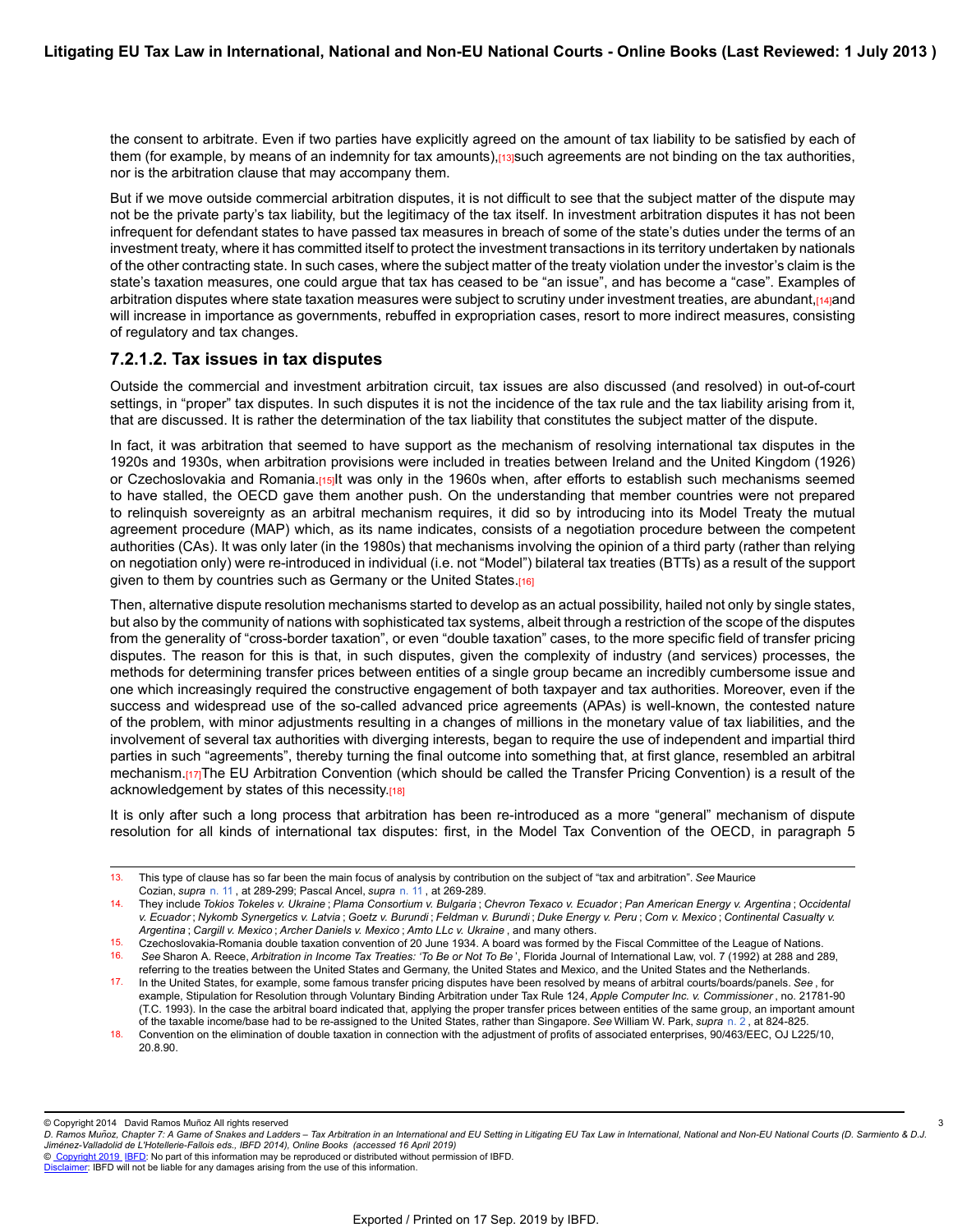the consent to arbitrate. Even if two parties have explicitly agreed on the amount of tax liability to be satisfied by each of them (for example, by means of an indemnity for tax amounts),[13] such agreements are not binding on the tax authorities, nor is the arbitration clause that may accompany them.

But if we move outside commercial arbitration disputes, it is not difficult to see that the subject matter of the dispute may not be the private party's tax liability, but the legitimacy of the tax itself. In investment arbitration disputes it has not been infrequent for defendant states to have passed tax measures in breach of some of the state's duties under the terms of an investment treaty, where it has committed itself to protect the investment transactions in its territory undertaken by nationals of the other contracting state. In such cases, where the subject matter of the treaty violation under the investor's claim is the state's taxation measures, one could argue that tax has ceased to be "an issue", and has become a "case". Examples of arbitration disputes where state taxation measures were subject to scrutiny under investment treaties, are abundant,[14] and will increase in importance as governments, rebuffed in expropriation cases, resort to more indirect measures, consisting of regulatory and tax changes.

### 7.2.1.2. Tax issues in tax disputes

Outside the commercial and investment arbitration circuit, tax issues are also discussed (and resolved) in out-of-court settings, in "proper" tax disputes. In such disputes it is not the incidence of the tax rule and the tax liability arising from it, that are discussed. It is rather the determination of the tax liability that constitutes the subject matter of the dispute.

In fact, it was arbitration that seemed to have support as the mechanism of resolving international tax disputes in the 1920s and 1930s, when arbitration provisions were included in treaties between Ireland and the United Kingdom (1926) or Czechoslovakia and Romania.[15] It was only in the 1960s when, after efforts to establish such mechanisms seemed to have stalled, the OECD gave them another push. On the understanding that member countries were not prepared to relinquish sovereignty as an arbitral mechanism requires, it did so by introducing into its Model Treaty the mutual agreement procedure (MAP) which, as its name indicates, consists of a negotiation procedure between the competent authorities (CAs). It was only later (in the 1980s) that mechanisms involving the opinion of a third party (rather than relying on negotiation only) were re-introduced in individual (i.e. not "Model") bilateral tax treaties (BTTs) as a result of the support given to them by countries such as Germany or the United States.[16]

Then, alternative dispute resolution mechanisms started to develop as an actual possibility, hailed not only by single states, but also by the community of nations with sophisticated tax systems, albeit through a restriction of the scope of the disputes from the generality of "cross-border taxation", or even "double taxation" cases, to the more specific field of transfer pricing disputes. The reason for this is that, in such disputes, given the complexity of industry (and services) processes, the methods for determining transfer prices between entities of a single group became an incredibly cumbersome issue and one which increasingly required the constructive engagement of both taxpayer and tax authorities. Moreover, even if the success and widespread use of the so-called advanced price agreements (APAs) is well-known, the contested nature of the problem, with minor adjustments resulting in a changes of millions in the monetary value of tax liabilities, and the involvement of several tax authorities with diverging interests, began to require the use of independent and impartial third parties in such "agreements", thereby turning the final outcome into something that, at first glance, resembled an arbitral mechanism.[17] The EU Arbitration Convention (which should be called the Transfer Pricing Convention) is a result of the acknowledgement by states of this necessity.[18]

It is only after such a long process that arbitration has been re-introduced as a more "general" mechanism of dispute resolution for all kinds of international tax disputes: first, in the Model Tax Convention of the OECD, in paragraph 5

---

13. This type of clause has so far been the main focus of analysis by contribution on the subject of "tax and arbitration". *See* Maurice Cozian, *supra* n. 11 , at 289-299; Pascal Ancel, *supra* n. 11 , at 269-289.
14. They include *Tokios Tokeles v. Ukraine* ; *Plama Consortium v. Bulgaria* ; *Chevron Texaco v. Ecuador* ; *Pan American Energy v. Argentina* ; *Occidental v. Ecuador* ; *Nykomb Synergetics v. Latvia* ; *Goetz v. Burundi* ; *Feldman v. Burundi* ; *Duke Energy v. Peru* ; *Corn v. Mexico* ; *Continental Casualty v. Argentina* ; *Cargill v. Mexico* ; *Archer Daniels v. Mexico* ; *Amto LLc v. Ukraine* , and many others.
15. Czechoslovakia-Romania double taxation convention of 20 June 1934. A board was formed by the Fiscal Committee of the League of Nations.
16. *See* Sharon A. Reece, *Arbitration in Income Tax Treaties: 'To Be or Not To Be'*, Florida Journal of International Law, vol. 7 (1992) at 288 and 289, referring to the treaties between the United States and Germany, the United States and Mexico, and the United States and the Netherlands.
17. In the United States, for example, some famous transfer pricing disputes have been resolved by means of arbitral courts/boards/panels. *See* , for example, Stipulation for Resolution through Voluntary Binding Arbitration under Tax Rule 124, *Apple Computer Inc. v. Commissioner* , no. 21781-90 (T.C. 1993). In the case the arbitral board indicated that, applying the proper transfer prices between entities of the same group, an important amount of the taxable income/base had to be re-assigned to the United States, rather than Singapore. *See* William W. Park, *supra* n. 2 , at 824-825.
18. Convention on the elimination of double taxation in connection with the adjustment of profits of associated enterprises, 90/463/EEC, OJ L225/10, 20.8.90.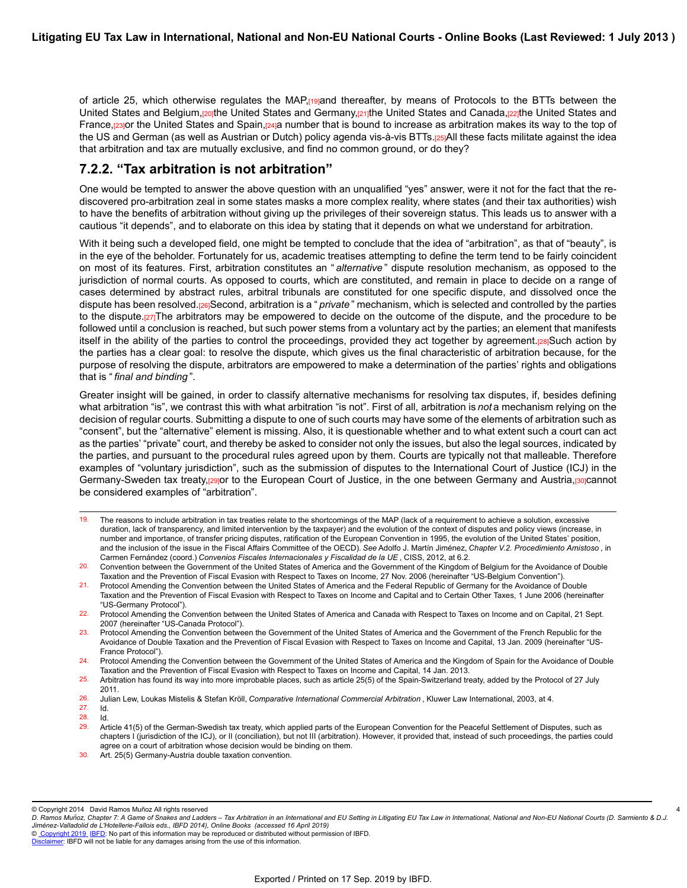of article 25, which otherwise regulates the MAP,[19] and thereafter, by means of Protocols to the BTTs between the United States and Belgium,[20] the United States and Germany,[21] the United States and Canada,[22] the United States and France,[23] or the United States and Spain,[24] a number that is bound to increase as arbitration makes its way to the top of the US and German (as well as Austrian or Dutch) policy agenda vis-à-vis BTTs.[25] All these facts militate against the idea that arbitration and tax are mutually exclusive, and find no common ground, or do they?

## 7.2.2. "Tax arbitration is not arbitration"

One would be tempted to answer the above question with an unqualified "yes" answer, were it not for the fact that the re-discovered pro-arbitration zeal in some states masks a more complex reality, where states (and their tax authorities) wish to have the benefits of arbitration without giving up the privileges of their sovereign status. This leads us to answer with a cautious "it depends", and to elaborate on this idea by stating that it depends on what we understand for arbitration.

With it being such a developed field, one might be tempted to conclude that the idea of "arbitration", as that of "beauty", is in the eye of the beholder. Fortunately for us, academic treatises attempting to define the term tend to be fairly coincident on most of its features. First, arbitration constitutes an "*alternative*" dispute resolution mechanism, as opposed to the jurisdiction of normal courts. As opposed to courts, which are constituted, and remain in place to decide on a range of cases determined by abstract rules, arbitral tribunals are constituted for one specific dispute, and dissolved once the dispute has been resolved.[26] Second, arbitration is a "*private*" mechanism, which is selected and controlled by the parties to the dispute.[27] The arbitrators may be empowered to decide on the outcome of the dispute, and the procedure to be followed until a conclusion is reached, but such power stems from a voluntary act by the parties; an element that manifests itself in the ability of the parties to control the proceedings, provided they act together by agreement.[28] Such action by the parties has a clear goal: to resolve the dispute, which gives us the final characteristic of arbitration because, for the purpose of resolving the dispute, arbitrators are empowered to make a determination of the parties' rights and obligations that is "*final and binding*".

Greater insight will be gained, in order to classify alternative mechanisms for resolving tax disputes, if, besides defining what arbitration "is", we contrast this with what arbitration "is not". First of all, arbitration is *not* a mechanism relying on the decision of regular courts. Submitting a dispute to one of such courts may have some of the elements of arbitration such as "consent", but the "alternative" element is missing. Also, it is questionable whether and to what extent such a court can act as the parties' "private" court, and thereby be asked to consider not only the issues, but also the legal sources, indicated by the parties, and pursuant to the procedural rules agreed upon by them. Courts are typically not that malleable. Therefore examples of "voluntary jurisdiction", such as the submission of disputes to the International Court of Justice (ICJ) in the Germany-Sweden tax treaty,[29] or to the European Court of Justice, in the one between Germany and Austria,[30] cannot be considered examples of "arbitration".

---

19. The reasons to include arbitration in tax treaties relate to the shortcomings of the MAP (lack of a requirement to achieve a solution, excessive duration, lack of transparency, and limited intervention by the taxpayer) and the evolution of the context of disputes and policy views (increase, in number and importance, of transfer pricing disputes, ratification of the European Convention in 1995, the evolution of the United States' position, and the inclusion of the issue in the Fiscal Affairs Committee of the OECD). *See* Adolfo J. Martín Jiménez, *Chapter V.2. Procedimiento Amistoso*, in Carmen Fernández (coord.) *Convenios Fiscales Internacionales y Fiscalidad de la UE*, CISS, 2012, at 6.2.
20. Convention between the Government of the United States of America and the Government of the Kingdom of Belgium for the Avoidance of Double Taxation and the Prevention of Fiscal Evasion with Respect to Taxes on Income, 27 Nov. 2006 (hereinafter "US-Belgium Convention").
21. Protocol Amending the Convention between the United States of America and the Federal Republic of Germany for the Avoidance of Double Taxation and the Prevention of Fiscal Evasion with Respect to Taxes on Income and Capital and to Certain Other Taxes, 1 June 2006 (hereinafter "US-Germany Protocol").
22. Protocol Amending the Convention between the United States of America and Canada with Respect to Taxes on Income and on Capital, 21 Sept. 2007 (hereinafter "US-Canada Protocol").
23. Protocol Amending the Convention between the Government of the United States of America and the Government of the French Republic for the Avoidance of Double Taxation and the Prevention of Fiscal Evasion with Respect to Taxes on Income and Capital, 13 Jan. 2009 (hereinafter "US-France Protocol").
24. Protocol Amending the Convention between the Government of the United States of America and the Kingdom of Spain for the Avoidance of Double Taxation and the Prevention of Fiscal Evasion with Respect to Taxes on Income and Capital, 14 Jan. 2013.
25. Arbitration has found its way into more improbable places, such as article 25(5) of the Spain-Switzerland treaty, added by the Protocol of 27 July 2011.
26. Julian Lew, Loukas Mistelis & Stefan Kröll, *Comparative International Commercial Arbitration*, Kluwer Law International, 2003, at 4.
27. Id.
28. Id.
29. Article 41(5) of the German-Swedish tax treaty, which applied parts of the European Convention for the Peaceful Settlement of Disputes, such as chapters I (jurisdiction of the ICJ), or II (conciliation), but not III (arbitration). However, it provided that, instead of such proceedings, the parties could agree on a court of arbitration whose decision would be binding on them.
30. Art. 25(5) Germany-Austria double taxation convention.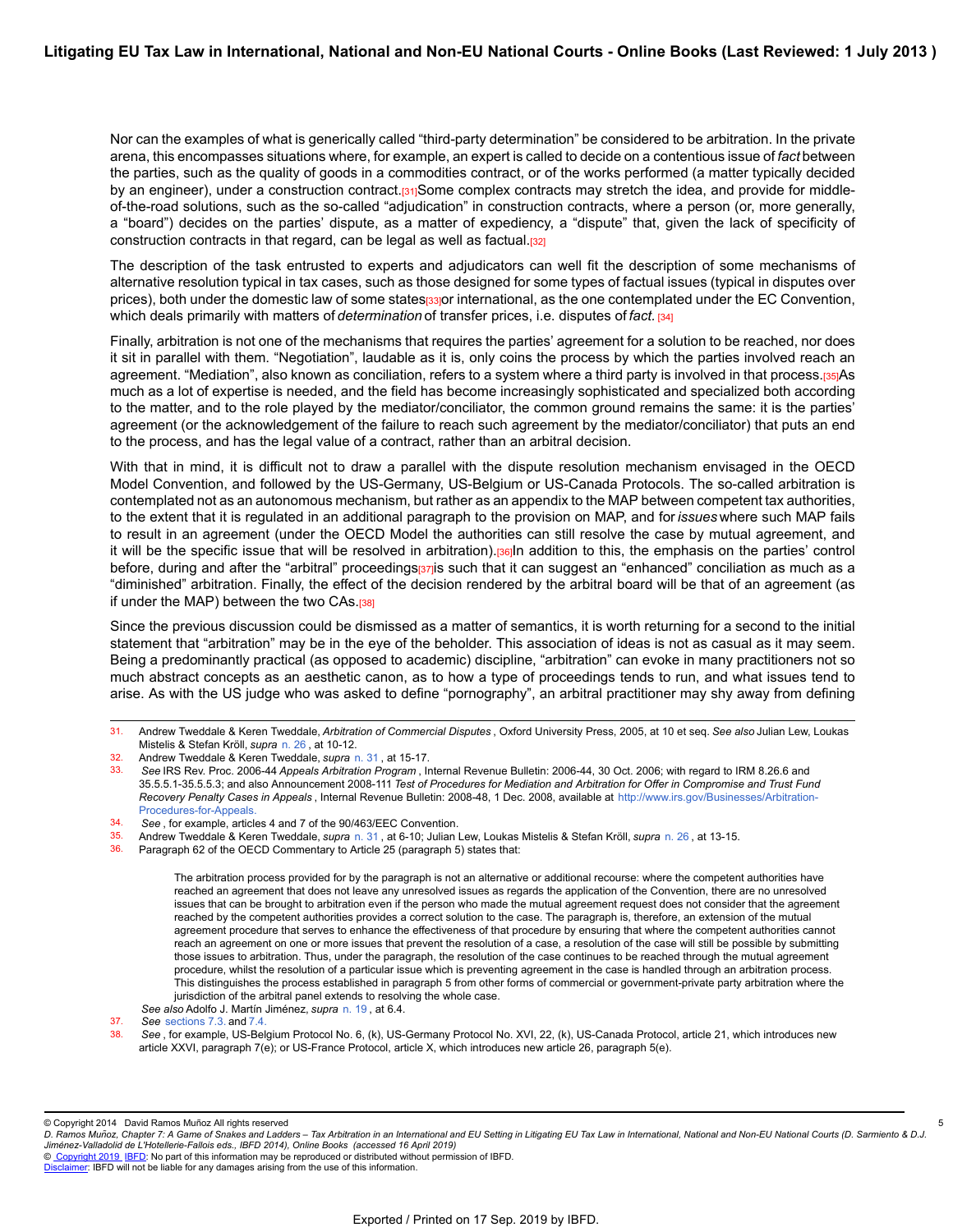Nor can the examples of what is generically called "third-party determination" be considered to be arbitration. In the private arena, this encompasses situations where, for example, an expert is called to decide on a contentious issue of *fact* between the parties, such as the quality of goods in a commodities contract, or of the works performed (a matter typically decided by an engineer), under a construction contract.[31] Some complex contracts may stretch the idea, and provide for middle-of-the-road solutions, such as the so-called "adjudication" in construction contracts, where a person (or, more generally, a "board") decides on the parties' dispute, as a matter of expediency, a "dispute" that, given the lack of specificity of construction contracts in that regard, can be legal as well as factual.[32]

The description of the task entrusted to experts and adjudicators can well fit the description of some mechanisms of alternative resolution typical in tax cases, such as those designed for some types of factual issues (typical in disputes over prices), both under the domestic law of some states[33] or international, as the one contemplated under the EC Convention, which deals primarily with matters of *determination* of transfer prices, i.e. disputes of *fact.* [34]

Finally, arbitration is not one of the mechanisms that requires the parties' agreement for a solution to be reached, nor does it sit in parallel with them. "Negotiation", laudable as it is, only coins the process by which the parties involved reach an agreement. "Mediation", also known as conciliation, refers to a system where a third party is involved in that process.[35] As much as a lot of expertise is needed, and the field has become increasingly sophisticated and specialized both according to the matter, and to the role played by the mediator/conciliator, the common ground remains the same: it is the parties' agreement (or the acknowledgement of the failure to reach such agreement by the mediator/conciliator) that puts an end to the process, and has the legal value of a contract, rather than an arbitral decision.

With that in mind, it is difficult not to draw a parallel with the dispute resolution mechanism envisaged in the OECD Model Convention, and followed by the US-Germany, US-Belgium or US-Canada Protocols. The so-called arbitration is contemplated not as an autonomous mechanism, but rather as an appendix to the MAP between competent tax authorities, to the extent that it is regulated in an additional paragraph to the provision on MAP, and for *issues* where such MAP fails to result in an agreement (under the OECD Model the authorities can still resolve the case by mutual agreement, and it will be the specific issue that will be resolved in arbitration).[36] In addition to this, the emphasis on the parties' control before, during and after the "arbitral" proceedings[37] is such that it can suggest an "enhanced" conciliation as much as a "diminished" arbitration. Finally, the effect of the decision rendered by the arbitral board will be that of an agreement (as if under the MAP) between the two CAs.[38]

Since the previous discussion could be dismissed as a matter of semantics, it is worth returning for a second to the initial statement that "arbitration" may be in the eye of the beholder. This association of ideas is not as casual as it may seem. Being a predominantly practical (as opposed to academic) discipline, "arbitration" can evoke in many practitioners not so much abstract concepts as an aesthetic canon, as to how a type of proceedings tends to run, and what issues tend to arise. As with the US judge who was asked to define "pornography", an arbitral practitioner may shy away from defining

---

31. Andrew Tweddale & Keren Tweddale, *Arbitration of Commercial Disputes* , Oxford University Press, 2005, at 10 et seq. *See also* Julian Lew, Loukas Mistelis & Stefan Kröll, *supra* n. 26 , at 10-12.
32. Andrew Tweddale & Keren Tweddale, *supra* n. 31 , at 15-17.
33. *See* IRS Rev. Proc. 2006-44 *Appeals Arbitration Program* , Internal Revenue Bulletin: 2006-44, 30 Oct. 2006; with regard to IRM 8.26.6 and 35.5.5.1-35.5.5.3; and also Announcement 2008-111 *Test of Procedures for Mediation and Arbitration for Offer in Compromise and Trust Fund Recovery Penalty Cases in Appeals* , Internal Revenue Bulletin: 2008-48, 1 Dec. 2008, available at http://www.irs.gov/Businesses/Arbitration-Procedures-for-Appeals.
34. *See* , for example, articles 4 and 7 of the 90/463/EEC Convention.
35. Andrew Tweddale & Keren Tweddale, *supra* n. 31 , at 6-10; Julian Lew, Loukas Mistelis & Stefan Kröll, *supra* n. 26 , at 13-15.
36. Paragraph 62 of the OECD Commentary to Article 25 (paragraph 5) states that:

    > The arbitration process provided for by the paragraph is not an alternative or additional recourse: where the competent authorities have reached an agreement that does not leave any unresolved issues as regards the application of the Convention, there are no unresolved issues that can be brought to arbitration even if the person who made the mutual agreement request does not consider that the agreement reached by the competent authorities provides a correct solution to the case. The paragraph is, therefore, an extension of the mutual agreement procedure that serves to enhance the effectiveness of that procedure by ensuring that where the competent authorities cannot reach an agreement on one or more issues that prevent the resolution of a case, a resolution of the case will still be possible by submitting those issues to arbitration. Thus, under the paragraph, the resolution of the case continues to be reached through the mutual agreement procedure, whilst the resolution of a particular issue which is preventing agreement in the case is handled through an arbitration process. This distinguishes the process established in paragraph 5 from other forms of commercial or government-private party arbitration where the jurisdiction of the arbitral panel extends to resolving the whole case.

    *See also* Adolfo J. Martín Jiménez, *supra* n. 19 , at 6.4.
37. *See* sections 7.3. and 7.4.
38. *See* , for example, US-Belgium Protocol No. 6, (k), US-Germany Protocol No. XVI, 22, (k), US-Canada Protocol, article 21, which introduces new article XXVI, paragraph 7(e); or US-France Protocol, article X, which introduces new article 26, paragraph 5(e).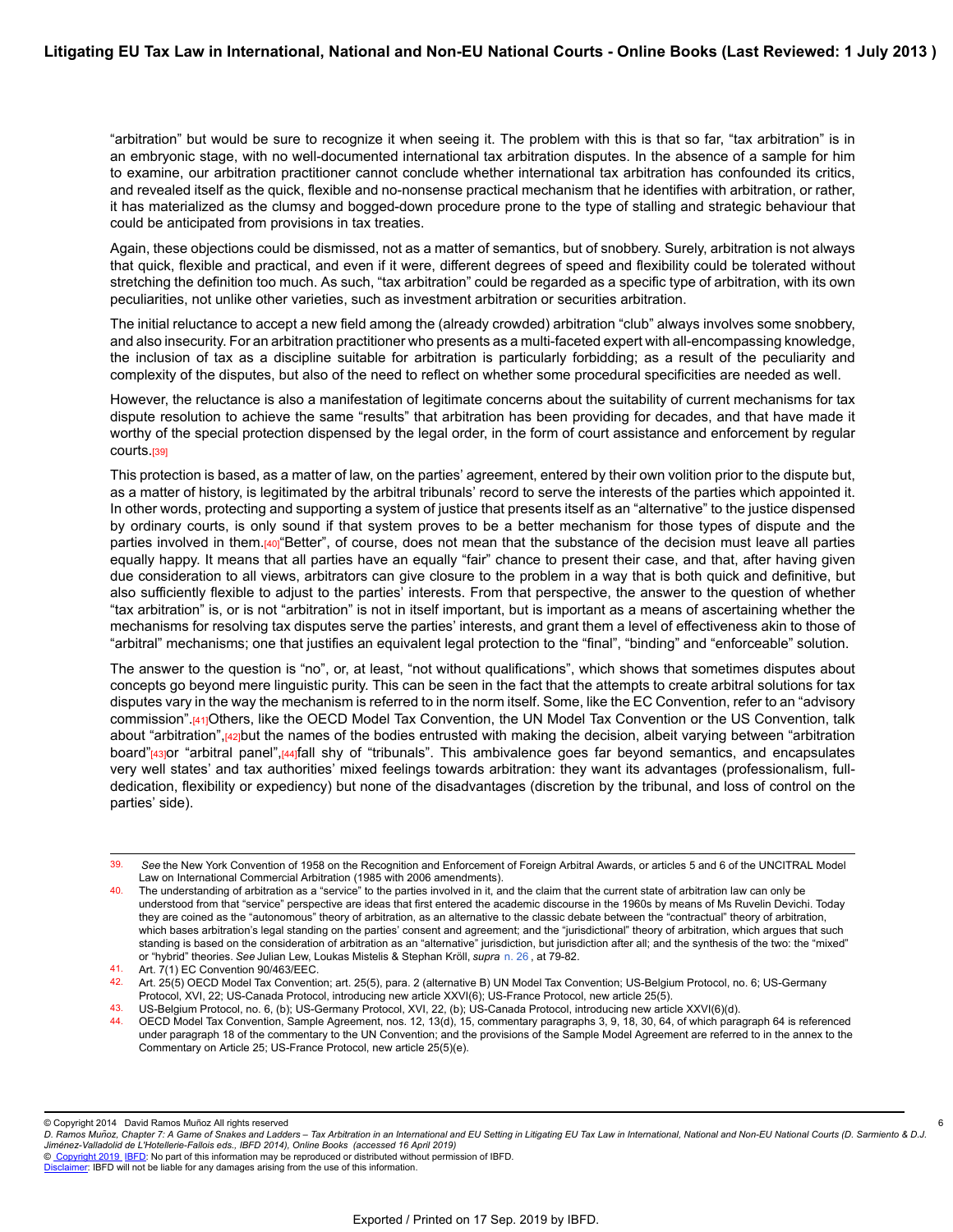"arbitration" but would be sure to recognize it when seeing it. The problem with this is that so far, "tax arbitration" is in an embryonic stage, with no well-documented international tax arbitration disputes. In the absence of a sample for him to examine, our arbitration practitioner cannot conclude whether international tax arbitration has confounded its critics, and revealed itself as the quick, flexible and no-nonsense practical mechanism that he identifies with arbitration, or rather, it has materialized as the clumsy and bogged-down procedure prone to the type of stalling and strategic behaviour that could be anticipated from provisions in tax treaties.

Again, these objections could be dismissed, not as a matter of semantics, but of snobbery. Surely, arbitration is not always that quick, flexible and practical, and even if it were, different degrees of speed and flexibility could be tolerated without stretching the definition too much. As such, "tax arbitration" could be regarded as a specific type of arbitration, with its own peculiarities, not unlike other varieties, such as investment arbitration or securities arbitration.

The initial reluctance to accept a new field among the (already crowded) arbitration "club" always involves some snobbery, and also insecurity. For an arbitration practitioner who presents as a multi-faceted expert with all-encompassing knowledge, the inclusion of tax as a discipline suitable for arbitration is particularly forbidding; as a result of the peculiarity and complexity of the disputes, but also of the need to reflect on whether some procedural specificities are needed as well.

However, the reluctance is also a manifestation of legitimate concerns about the suitability of current mechanisms for tax dispute resolution to achieve the same "results" that arbitration has been providing for decades, and that have made it worthy of the special protection dispensed by the legal order, in the form of court assistance and enforcement by regular courts.[39]

This protection is based, as a matter of law, on the parties' agreement, entered by their own volition prior to the dispute but, as a matter of history, is legitimated by the arbitral tribunals' record to serve the interests of the parties which appointed it. In other words, protecting and supporting a system of justice that presents itself as an "alternative" to the justice dispensed by ordinary courts, is only sound if that system proves to be a better mechanism for those types of dispute and the parties involved in them.[40]"Better", of course, does not mean that the substance of the decision must leave all parties equally happy. It means that all parties have an equally "fair" chance to present their case, and that, after having given due consideration to all views, arbitrators can give closure to the problem in a way that is both quick and definitive, but also sufficiently flexible to adjust to the parties' interests. From that perspective, the answer to the question of whether "tax arbitration" is, or is not "arbitration" is not in itself important, but is important as a means of ascertaining whether the mechanisms for resolving tax disputes serve the parties' interests, and grant them a level of effectiveness akin to those of "arbitral" mechanisms; one that justifies an equivalent legal protection to the "final", "binding" and "enforceable" solution.

The answer to the question is "no", or, at least, "not without qualifications", which shows that sometimes disputes about concepts go beyond mere linguistic purity. This can be seen in the fact that the attempts to create arbitral solutions for tax disputes vary in the way the mechanism is referred to in the norm itself. Some, like the EC Convention, refer to an "advisory commission".[41]Others, like the OECD Model Tax Convention, the UN Model Tax Convention or the US Convention, talk about "arbitration",[42]but the names of the bodies entrusted with making the decision, albeit varying between "arbitration board"[43]or "arbitral panel",[44]fall shy of "tribunals". This ambivalence goes far beyond semantics, and encapsulates very well states' and tax authorities' mixed feelings towards arbitration: they want its advantages (professionalism, full-dedication, flexibility or expediency) but none of the disadvantages (discretion by the tribunal, and loss of control on the parties' side).

---

39. *See* the New York Convention of 1958 on the Recognition and Enforcement of Foreign Arbitral Awards, or articles 5 and 6 of the UNCITRAL Model Law on International Commercial Arbitration (1985 with 2006 amendments).
40. The understanding of arbitration as a "service" to the parties involved in it, and the claim that the current state of arbitration law can only be understood from that "service" perspective are ideas that first entered the academic discourse in the 1960s by means of Ms Ruvelin Devichi. Today they are coined as the "autonomous" theory of arbitration, as an alternative to the classic debate between the "contractual" theory of arbitration, which bases arbitration's legal standing on the parties' consent and agreement; and the "jurisdictional" theory of arbitration, which argues that such standing is based on the consideration of arbitration as an "alternative" jurisdiction, but jurisdiction after all; and the synthesis of the two: the "mixed" or "hybrid" theories. *See* Julian Lew, Loukas Mistelis & Stephan Kröll, *supra* n. 26 , at 79-82.
41. Art. 7(1) EC Convention 90/463/EEC.
42. Art. 25(5) OECD Model Tax Convention; art. 25(5), para. 2 (alternative B) UN Model Tax Convention; US-Belgium Protocol, no. 6; US-Germany Protocol, XVI, 22; US-Canada Protocol, introducing new article XXVI(6); US-France Protocol, new article 25(5).
43. US-Belgium Protocol, no. 6, (b); US-Germany Protocol, XVI, 22, (b); US-Canada Protocol, introducing new article XXVI(6)(d).
44. OECD Model Tax Convention, Sample Agreement, nos. 12, 13(d), 15, commentary paragraphs 3, 9, 18, 30, 64, of which paragraph 64 is referenced under paragraph 18 of the commentary to the UN Convention; and the provisions of the Sample Model Agreement are referred to in the annex to the Commentary on Article 25; US-France Protocol, new article 25(5)(e).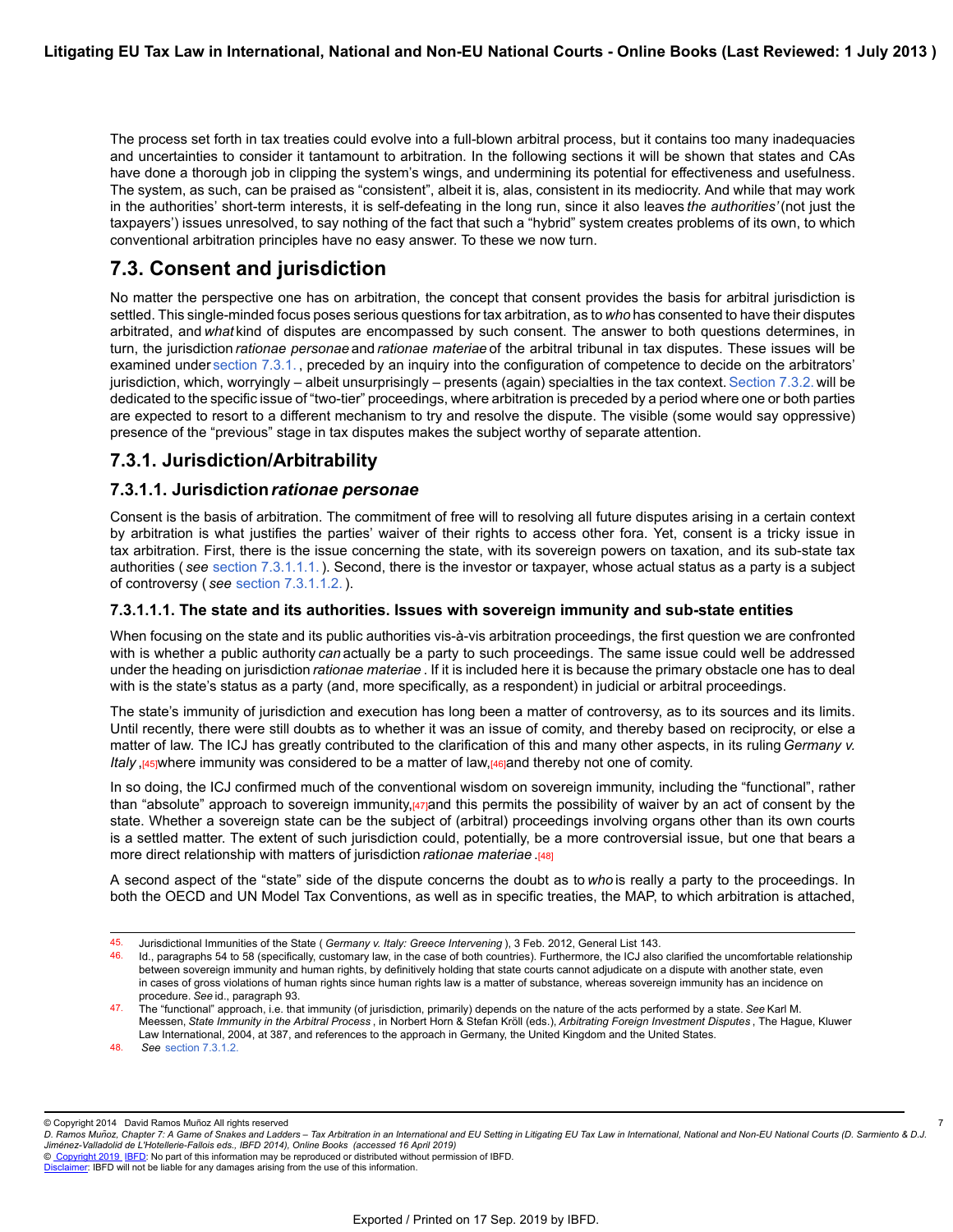The process set forth in tax treaties could evolve into a full-blown arbitral process, but it contains too many inadequacies and uncertainties to consider it tantamount to arbitration. In the following sections it will be shown that states and CAs have done a thorough job in clipping the system's wings, and undermining its potential for effectiveness and usefulness. The system, as such, can be praised as "consistent", albeit it is, alas, consistent in its mediocrity. And while that may work in the authorities' short-term interests, it is self-defeating in the long run, since it also leaves *the authorities'* (not just the taxpayers') issues unresolved, to say nothing of the fact that such a "hybrid" system creates problems of its own, to which conventional arbitration principles have no easy answer. To these we now turn.

## 7.3. Consent and jurisdiction

No matter the perspective one has on arbitration, the concept that consent provides the basis for arbitral jurisdiction is settled. This single-minded focus poses serious questions for tax arbitration, as to *who* has consented to have their disputes arbitrated, and *what* kind of disputes are encompassed by such consent. The answer to both questions determines, in turn, the jurisdiction *rationae personae* and *rationae materiae* of the arbitral tribunal in tax disputes. These issues will be examined under section 7.3.1., preceded by an inquiry into the configuration of competence to decide on the arbitrators' jurisdiction, which, worryingly – albeit unsurprisingly – presents (again) specialties in the tax context. Section 7.3.2. will be dedicated to the specific issue of "two-tier" proceedings, where arbitration is preceded by a period where one or both parties are expected to resort to a different mechanism to try and resolve the dispute. The visible (some would say oppressive) presence of the "previous" stage in tax disputes makes the subject worthy of separate attention.

### 7.3.1. Jurisdiction/Arbitrability

#### 7.3.1.1. Jurisdiction *rationae personae*

Consent is the basis of arbitration. The commitment of free will to resolving all future disputes arising in a certain context by arbitration is what justifies the parties' waiver of their rights to access other fora. Yet, consent is a tricky issue in tax arbitration. First, there is the issue concerning the state, with its sovereign powers on taxation, and its sub-state tax authorities ( *see* section 7.3.1.1.1. ). Second, there is the investor or taxpayer, whose actual status as a party is a subject of controversy ( *see* section 7.3.1.1.2. ).

##### 7.3.1.1.1. The state and its authorities. Issues with sovereign immunity and sub-state entities

When focusing on the state and its public authorities vis-à-vis arbitration proceedings, the first question we are confronted with is whether a public authority *can* actually be a party to such proceedings. The same issue could well be addressed under the heading on jurisdiction *rationae materiae* . If it is included here it is because the primary obstacle one has to deal with is the state's status as a party (and, more specifically, as a respondent) in judicial or arbitral proceedings.

The state's immunity of jurisdiction and execution has long been a matter of controversy, as to its sources and its limits. Until recently, there were still doubts as to whether it was an issue of comity, and thereby based on reciprocity, or else a matter of law. The ICJ has greatly contributed to the clarification of this and many other aspects, in its ruling *Germany v. Italy* ,[45] where immunity was considered to be a matter of law,[46] and thereby not one of comity.

In so doing, the ICJ confirmed much of the conventional wisdom on sovereign immunity, including the "functional", rather than "absolute" approach to sovereign immunity,[47] and this permits the possibility of waiver by an act of consent by the state. Whether a sovereign state can be the subject of (arbitral) proceedings involving organs other than its own courts is a settled matter. The extent of such jurisdiction could, potentially, be a more controversial issue, but one that bears a more direct relationship with matters of jurisdiction *rationae materiae* .[48]

A second aspect of the "state" side of the dispute concerns the doubt as to *who* is really a party to the proceedings. In both the OECD and UN Model Tax Conventions, as well as in specific treaties, the MAP, to which arbitration is attached,

---

45. Jurisdictional Immunities of the State ( *Germany v. Italy: Greece Intervening* ), 3 Feb. 2012, General List 143.

46. Id., paragraphs 54 to 58 (specifically, customary law, in the case of both countries). Furthermore, the ICJ also clarified the uncomfortable relationship between sovereign immunity and human rights, by definitively holding that state courts cannot adjudicate on a dispute with another state, even in cases of gross violations of human rights since human rights law is a matter of substance, whereas sovereign immunity has an incidence on procedure. *See* id., paragraph 93.

47. The "functional" approach, i.e. that immunity (of jurisdiction, primarily) depends on the nature of the acts performed by a state. *See* Karl M. Meessen, *State Immunity in the Arbitral Process* , in Norbert Horn & Stefan Kröll (eds.), *Arbitrating Foreign Investment Disputes* , The Hague, Kluwer Law International, 2004, at 387, and references to the approach in Germany, the United Kingdom and the United States.

48. *See* section 7.3.1.2.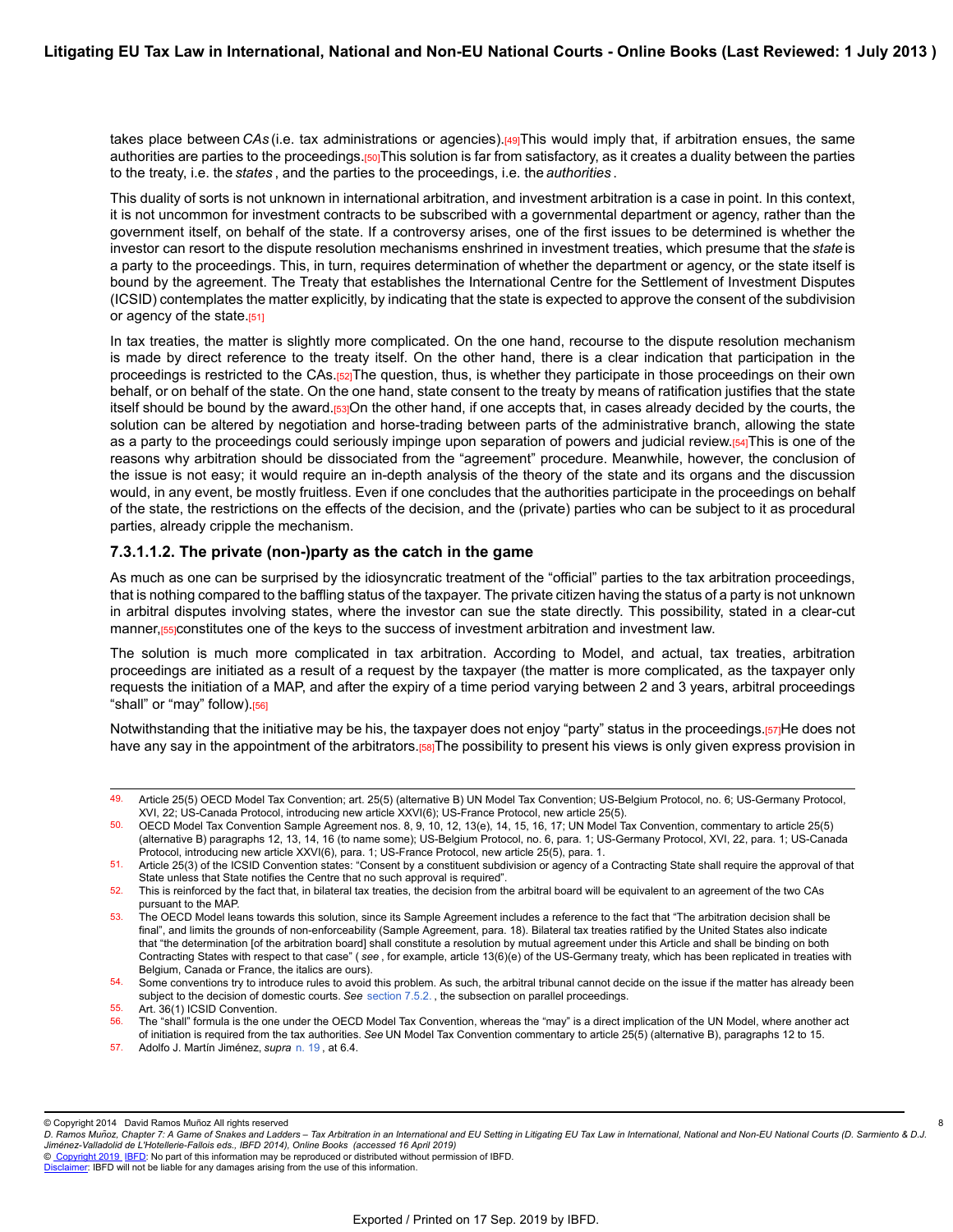takes place between *CAs* (i.e. tax administrations or agencies).[49] This would imply that, if arbitration ensues, the same authorities are parties to the proceedings.[50] This solution is far from satisfactory, as it creates a duality between the parties to the treaty, i.e. the *states*, and the parties to the proceedings, i.e. the *authorities*.

This duality of sorts is not unknown in international arbitration, and investment arbitration is a case in point. In this context, it is not uncommon for investment contracts to be subscribed with a governmental department or agency, rather than the government itself, on behalf of the state. If a controversy arises, one of the first issues to be determined is whether the investor can resort to the dispute resolution mechanisms enshrined in investment treaties, which presume that the *state* is a party to the proceedings. This, in turn, requires determination of whether the department or agency, or the state itself is bound by the agreement. The Treaty that establishes the International Centre for the Settlement of Investment Disputes (ICSID) contemplates the matter explicitly, by indicating that the state is expected to approve the consent of the subdivision or agency of the state.[51]

In tax treaties, the matter is slightly more complicated. On the one hand, recourse to the dispute resolution mechanism is made by direct reference to the treaty itself. On the other hand, there is a clear indication that participation in the proceedings is restricted to the CAs.[52] The question, thus, is whether they participate in those proceedings on their own behalf, or on behalf of the state. On the one hand, state consent to the treaty by means of ratification justifies that the state itself should be bound by the award.[53] On the other hand, if one accepts that, in cases already decided by the courts, the solution can be altered by negotiation and horse-trading between parts of the administrative branch, allowing the state as a party to the proceedings could seriously impinge upon separation of powers and judicial review.[54] This is one of the reasons why arbitration should be dissociated from the "agreement" procedure. Meanwhile, however, the conclusion of the issue is not easy; it would require an in-depth analysis of the theory of the state and its organs and the discussion would, in any event, be mostly fruitless. Even if one concludes that the authorities participate in the proceedings on behalf of the state, the restrictions on the effects of the decision, and the (private) parties who can be subject to it as procedural parties, already cripple the mechanism.

#### 7.3.1.1.2. The private (non-)party as the catch in the game

As much as one can be surprised by the idiosyncratic treatment of the "official" parties to the tax arbitration proceedings, that is nothing compared to the baffling status of the taxpayer. The private citizen having the status of a party is not unknown in arbitral disputes involving states, where the investor can sue the state directly. This possibility, stated in a clear-cut manner,[55] constitutes one of the keys to the success of investment arbitration and investment law.

The solution is much more complicated in tax arbitration. According to Model, and actual, tax treaties, arbitration proceedings are initiated as a result of a request by the taxpayer (the matter is more complicated, as the taxpayer only requests the initiation of a MAP, and after the expiry of a time period varying between 2 and 3 years, arbitral proceedings "shall" or "may" follow).[56]

Notwithstanding that the initiative may be his, the taxpayer does not enjoy "party" status in the proceedings.[57] He does not have any say in the appointment of the arbitrators.[58] The possibility to present his views is only given express provision in

---

49. Article 25(5) OECD Model Tax Convention; art. 25(5) (alternative B) UN Model Tax Convention; US-Belgium Protocol, no. 6; US-Germany Protocol, XVI, 22; US-Canada Protocol, introducing new article XXVI(6); US-France Protocol, new article 25(5).

50. OECD Model Tax Convention Sample Agreement nos. 8, 9, 10, 12, 13(e), 14, 15, 16, 17; UN Model Tax Convention, commentary to article 25(5) (alternative B) paragraphs 12, 13, 14, 16 (to name some); US-Belgium Protocol, no. 6, para. 1; US-Germany Protocol, XVI, 22, para. 1; US-Canada Protocol, introducing new article XXVI(6), para. 1; US-France Protocol, new article 25(5), para. 1.

51. Article 25(3) of the ICSID Convention states: "Consent by a constituent subdivision or agency of a Contracting State shall require the approval of that State unless that State notifies the Centre that no such approval is required".

52. This is reinforced by the fact that, in bilateral tax treaties, the decision from the arbitral board will be equivalent to an agreement of the two CAs pursuant to the MAP.

53. The OECD Model leans towards this solution, since its Sample Agreement includes a reference to the fact that "The arbitration decision shall be final", and limits the grounds of non-enforceability (Sample Agreement, para. 18). Bilateral tax treaties ratified by the United States also indicate that "the determination [of the arbitration board] shall constitute a resolution by mutual agreement under this Article and shall be binding on both Contracting States with respect to that case" ( *see*, for example, article 13(6)(e) of the US-Germany treaty, which has been replicated in treaties with Belgium, Canada or France, the italics are ours).

54. Some conventions try to introduce rules to avoid this problem. As such, the arbitral tribunal cannot decide on the issue if the matter has already been subject to the decision of domestic courts. *See* section 7.5.2., the subsection on parallel proceedings.

55. Art. 36(1) ICSID Convention.

56. The "shall" formula is the one under the OECD Model Tax Convention, whereas the "may" is a direct implication of the UN Model, where another act of initiation is required from the tax authorities. *See* UN Model Tax Convention commentary to article 25(5) (alternative B), paragraphs 12 to 15.

57. Adolfo J. Martín Jiménez, *supra* n. 19, at 6.4.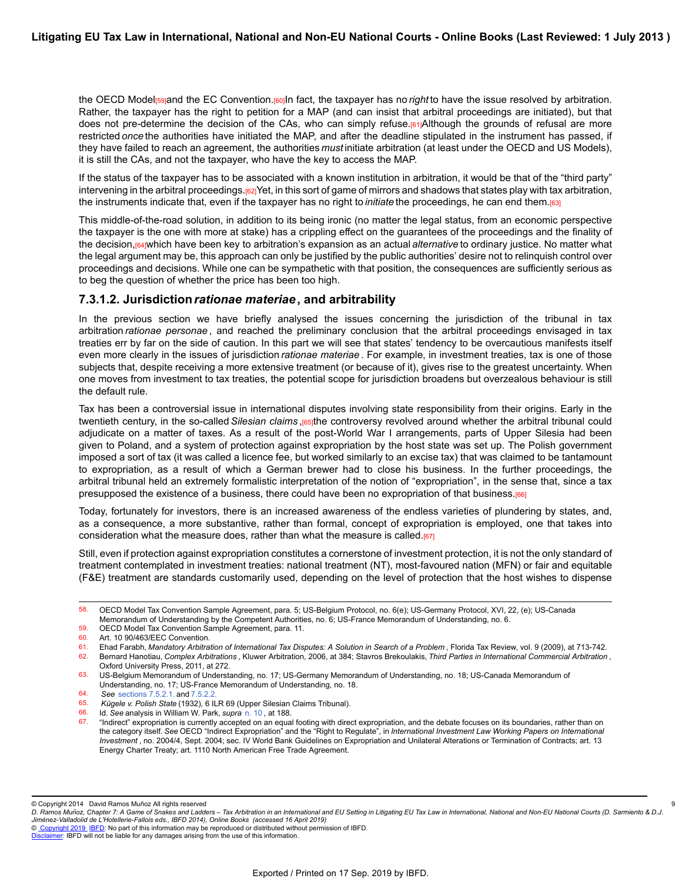the OECD Model[59] and the EC Convention.[60] In fact, the taxpayer has no *right* to have the issue resolved by arbitration. Rather, the taxpayer has the right to petition for a MAP (and can insist that arbitral proceedings are initiated), but that does not pre-determine the decision of the CAs, who can simply refuse.[61] Although the grounds of refusal are more restricted *once* the authorities have initiated the MAP, and after the deadline stipulated in the instrument has passed, if they have failed to reach an agreement, the authorities *must* initiate arbitration (at least under the OECD and US Models), it is still the CAs, and not the taxpayer, who have the key to access the MAP.

If the status of the taxpayer has to be associated with a known institution in arbitration, it would be that of the "third party" intervening in the arbitral proceedings.[62] Yet, in this sort of game of mirrors and shadows that states play with tax arbitration, the instruments indicate that, even if the taxpayer has no right to *initiate* the proceedings, he can end them.[63]

This middle-of-the-road solution, in addition to its being ironic (no matter the legal status, from an economic perspective the taxpayer is the one with more at stake) has a crippling effect on the guarantees of the proceedings and the finality of the decision,[64] which have been key to arbitration's expansion as an actual *alternative* to ordinary justice. No matter what the legal argument may be, this approach can only be justified by the public authorities' desire not to relinquish control over proceedings and decisions. While one can be sympathetic with that position, the consequences are sufficiently serious as to beg the question of whether the price has been too high.

### 7.3.1.2. Jurisdiction *rationae materiae*, and arbitrability

In the previous section we have briefly analysed the issues concerning the jurisdiction of the tribunal in tax arbitration *rationae personae*, and reached the preliminary conclusion that the arbitral proceedings envisaged in tax treaties err by far on the side of caution. In this part we will see that states' tendency to be overcautious manifests itself even more clearly in the issues of jurisdiction *rationae materiae*. For example, in investment treaties, tax is one of those subjects that, despite receiving a more extensive treatment (or because of it), gives rise to the greatest uncertainty. When one moves from investment to tax treaties, the potential scope for jurisdiction broadens but overzealous behaviour is still the default rule.

Tax has been a controversial issue in international disputes involving state responsibility from their origins. Early in the twentieth century, in the so-called *Silesian claims*,[65] the controversy revolved around whether the arbitral tribunal could adjudicate on a matter of taxes. As a result of the post-World War I arrangements, parts of Upper Silesia had been given to Poland, and a system of protection against expropriation by the host state was set up. The Polish government imposed a sort of tax (it was called a licence fee, but worked similarly to an excise tax) that was claimed to be tantamount to expropriation, as a result of which a German brewer had to close his business. In the further proceedings, the arbitral tribunal held an extremely formalistic interpretation of the notion of "expropriation", in the sense that, since a tax presupposed the existence of a business, there could have been no expropriation of that business.[66]

Today, fortunately for investors, there is an increased awareness of the endless varieties of plundering by states, and, as a consequence, a more substantive, rather than formal, concept of expropriation is employed, one that takes into consideration what the measure does, rather than what the measure is called.[67]

Still, even if protection against expropriation constitutes a cornerstone of investment protection, it is not the only standard of treatment contemplated in investment treaties: national treatment (NT), most-favoured nation (MFN) or fair and equitable (F&E) treatment are standards customarily used, depending on the level of protection that the host wishes to dispense

---

58. OECD Model Tax Convention Sample Agreement, para. 5; US-Belgium Protocol, no. 6(e); US-Germany Protocol, XVI, 22, (e); US-Canada Memorandum of Understanding by the Competent Authorities, no. 6; US-France Memorandum of Understanding, no. 6.
59. OECD Model Tax Convention Sample Agreement, para. 11.
60. Art. 10 90/463/EEC Convention.
61. Ehad Farabh, *Mandatory Arbitration of International Tax Disputes: A Solution in Search of a Problem*, Florida Tax Review, vol. 9 (2009), at 713-742.
62. Bernard Hanotiau, *Complex Arbitrations*, Kluwer Arbitration, 2006, at 384; Stavros Brekoulakis, *Third Parties in International Commercial Arbitration*, Oxford University Press, 2011, at 272.
63. US-Belgium Memorandum of Understanding, no. 17; US-Germany Memorandum of Understanding, no. 18; US-Canada Memorandum of Understanding, no. 17; US-France Memorandum of Understanding, no. 18.
64. *See* sections 7.5.2.1. and 7.5.2.2.
65. *Kügele v. Polish State* (1932), 6 ILR 69 (Upper Silesian Claims Tribunal).
66. Id. *See* analysis in William W. Park, *supra* n. 10, at 188.
67. "Indirect" expropriation is currently accepted on an equal footing with direct expropriation, and the debate focuses on its boundaries, rather than on the category itself. *See* OECD "Indirect Expropriation" and the "Right to Regulate", in *International Investment Law Working Papers on International Investment*, no. 2004/4, Sept. 2004; sec. IV World Bank Guidelines on Expropriation and Unilateral Alterations or Termination of Contracts; art. 13 Energy Charter Treaty; art. 1110 North American Free Trade Agreement.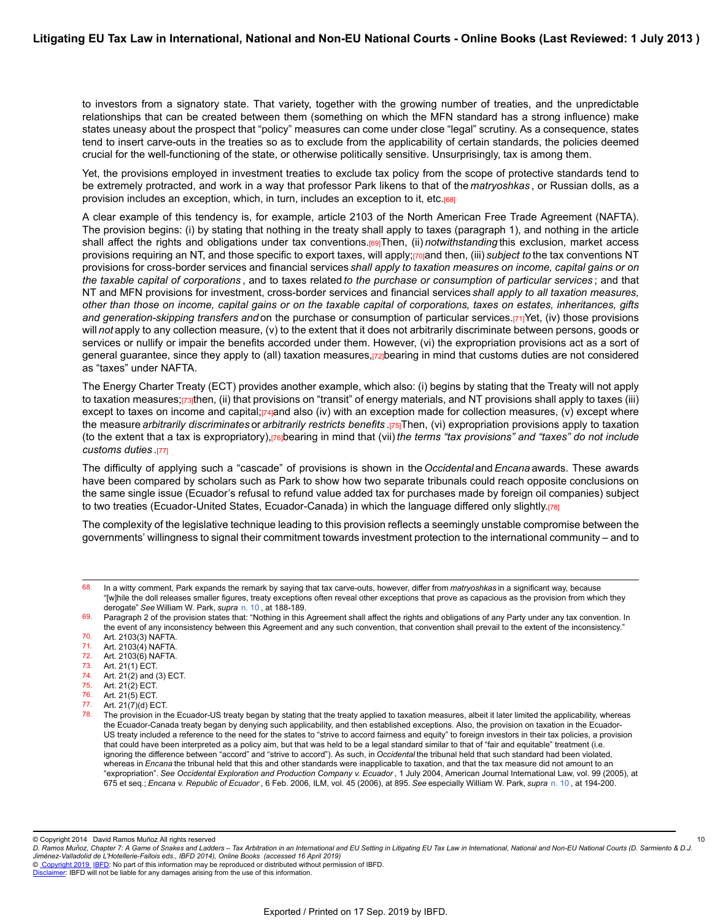to investors from a signatory state. That variety, together with the growing number of treaties, and the unpredictable relationships that can be created between them (something on which the MFN standard has a strong influence) make states uneasy about the prospect that "policy" measures can come under close "legal" scrutiny. As a consequence, states tend to insert carve-outs in the treaties so as to exclude from the applicability of certain standards, the policies deemed crucial for the well-functioning of the state, or otherwise politically sensitive. Unsurprisingly, tax is among them.

Yet, the provisions employed in investment treaties to exclude tax policy from the scope of protective standards tend to be extremely protracted, and work in a way that professor Park likens to that of the *matryoshkas*, or Russian dolls, as a provision includes an exception, which, in turn, includes an exception to it, etc.[68]

A clear example of this tendency is, for example, article 2103 of the North American Free Trade Agreement (NAFTA). The provision begins: (i) by stating that nothing in the treaty shall apply to taxes (paragraph 1), and nothing in the article shall affect the rights and obligations under tax conventions.[69] Then, (ii) *notwithstanding* this exclusion, market access provisions requiring an NT, and those specific to export taxes, will apply;[70] and then, (iii) *subject to* the tax conventions NT provisions for cross-border services and financial services *shall apply to taxation measures on income, capital gains or on the taxable capital of corporations*, and to taxes related *to the purchase or consumption of particular services*; and that NT and MFN provisions for investment, cross-border services and financial services *shall apply to all taxation measures, other than those on income, capital gains or on the taxable capital of corporations, taxes on estates, inheritances, gifts and generation-skipping transfers and* on the purchase or consumption of particular services.[71] Yet, (iv) those provisions will *not* apply to any collection measure, (v) to the extent that it does not arbitrarily discriminate between persons, goods or services or nullify or impair the benefits accorded under them. However, (vi) the expropriation provisions act as a sort of general guarantee, since they apply to (all) taxation measures,[72] bearing in mind that customs duties are not considered as "taxes" under NAFTA.

The Energy Charter Treaty (ECT) provides another example, which also: (i) begins by stating that the Treaty will not apply to taxation measures;[73] then, (ii) that provisions on "transit" of energy materials, and NT provisions shall apply to taxes (iii) except to taxes on income and capital;[74] and also (iv) with an exception made for collection measures, (v) except where the measure *arbitrarily discriminates* or *arbitrarily restricts benefits*.[75] Then, (vi) expropriation provisions apply to taxation (to the extent that a tax is expropriatory),[76] bearing in mind that (vii) *the terms "tax provisions" and "taxes" do not include customs duties*.[77]

The difficulty of applying such a "cascade" of provisions is shown in the *Occidental* and *Encana* awards. These awards have been compared by scholars such as Park to show how two separate tribunals could reach opposite conclusions on the same single issue (Ecuador's refusal to refund value added tax for purchases made by foreign oil companies) subject to two treaties (Ecuador-United States, Ecuador-Canada) in which the language differed only slightly.[78]

The complexity of the legislative technique leading to this provision reflects a seemingly unstable compromise between the governments' willingness to signal their commitment towards investment protection to the international community – and to

---

68. In a witty comment, Park expands the remark by saying that tax carve-outs, however, differ from *matryoshkas* in a significant way, because "[w]hile the doll releases smaller figures, treaty exceptions often reveal other exceptions that prove as capacious as the provision from which they derogate" *See* William W. Park, *supra* n. 10, at 188-189.
69. Paragraph 2 of the provision states that: "Nothing in this Agreement shall affect the rights and obligations of any Party under any tax convention. In the event of any inconsistency between this Agreement and any such convention, that convention shall prevail to the extent of the inconsistency."
70. Art. 2103(3) NAFTA.
71. Art. 2103(4) NAFTA.
72. Art. 2103(6) NAFTA.
73. Art. 21(1) ECT.
74. Art. 21(2) and (3) ECT.
75. Art. 21(2) ECT.
76. Art. 21(5) ECT.
77. Art. 21(7)(d) ECT.
78. The provision in the Ecuador-US treaty began by stating that the treaty applied to taxation measures, albeit it later limited the applicability, whereas the Ecuador-Canada treaty began by denying such applicability, and then established exceptions. Also, the provision on taxation in the Ecuador-US treaty included a reference to the need for the states to "strive to accord fairness and equity" to foreign investors in their tax policies, a provision that could have been interpreted as a policy aim, but that was held to be a legal standard similar to that of "fair and equitable" treatment (i.e. ignoring the difference between "accord" and "strive to accord"). As such, in *Occidental* the tribunal held that such standard had been violated, whereas in *Encana* the tribunal held that this and other standards were inapplicable to taxation, and that the tax measure did not amount to an "expropriation". *See Occidental Exploration and Production Company v. Ecuador*, 1 July 2004, American Journal International Law, vol. 99 (2005), at 675 et seq.; *Encana v. Republic of Ecuador*, 6 Feb. 2006, ILM, vol. 45 (2006), at 895. *See* especially William W. Park, *supra* n. 10, at 194-200.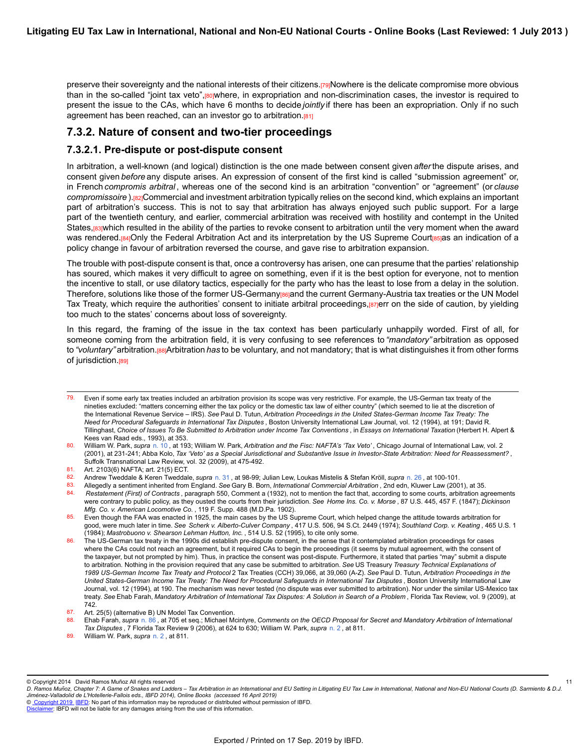preserve their sovereignty and the national interests of their citizens.[79] Nowhere is the delicate compromise more obvious than in the so-called "joint tax veto",[80] where, in expropriation and non-discrimination cases, the investor is required to present the issue to the CAs, which have 6 months to decide *jointly* if there has been an expropriation. Only if no such agreement has been reached, can an investor go to arbitration.[81]

## 7.3.2. Nature of consent and two-tier proceedings

### 7.3.2.1. Pre-dispute or post-dispute consent

In arbitration, a well-known (and logical) distinction is the one made between consent given *after* the dispute arises, and consent given *before* any dispute arises. An expression of consent of the first kind is called "submission agreement" or, in French *compromis arbitral*, whereas one of the second kind is an arbitration "convention" or "agreement" (or *clause compromissoire*).[82] Commercial and investment arbitration typically relies on the second kind, which explains an important part of arbitration's success. This is not to say that arbitration has always enjoyed such public support. For a large part of the twentieth century, and earlier, commercial arbitration was received with hostility and contempt in the United States,[83] which resulted in the ability of the parties to revoke consent to arbitration until the very moment when the award was rendered.[84] Only the Federal Arbitration Act and its interpretation by the US Supreme Court[85] as an indication of a policy change in favour of arbitration reversed the course, and gave rise to arbitration expansion.

The trouble with post-dispute consent is that, once a controversy has arisen, one can presume that the parties' relationship has soured, which makes it very difficult to agree on something, even if it is the best option for everyone, not to mention the incentive to stall, or use dilatory tactics, especially for the party who has the least to lose from a delay in the solution. Therefore, solutions like those of the former US-Germany[86] and the current Germany-Austria tax treaties or the UN Model Tax Treaty, which require the authorities' consent to initiate arbitral proceedings,[87] err on the side of caution, by yielding too much to the states' concerns about loss of sovereignty.

In this regard, the framing of the issue in the tax context has been particularly unhappily worded. First of all, for someone coming from the arbitration field, it is very confusing to see references to *"mandatory"* arbitration as opposed to *"voluntary"* arbitration.[88] Arbitration *has* to be voluntary, and not mandatory; that is what distinguishes it from other forms of jurisdiction.[89]

---

79. Even if some early tax treaties included an arbitration provision its scope was very restrictive. For example, the US-German tax treaty of the nineties excluded: "matters concerning either the tax policy or the domestic tax law of either country" (which seemed to lie at the discretion of the International Revenue Service – IRS). *See* Paul D. Tutun, *Arbitration Proceedings in the United States-German Income Tax Treaty: The Need for Procedural Safeguards in International Tax Disputes*, Boston University International Law Journal, vol. 12 (1994), at 191; David R. Tillinghast, *Choice of Issues To Be Submitted to Arbitration under Income Tax Conventions*, in *Essays on International Taxation* (Herbert H. Alpert & Kees van Raad eds., 1993), at 353.

80. William W. Park, *supra* n. 10, at 193; William W. Park, *Arbitration and the Fisc: NAFTA's 'Tax Veto'*, Chicago Journal of International Law, vol. 2 (2001), at 231-241; Abba Kolo, *Tax 'Veto' as a Special Jurisdictional and Substantive Issue in Investor-State Arbitration: Need for Reassessment?*, Suffolk Transnational Law Review, vol. 32 (2009), at 475-492.

81. Art. 2103(6) NAFTA; art. 21(5) ECT.

82. Andrew Tweeddale & Keren Tweeddale, *supra* n. 31, at 98-99; Julian Lew, Loukas Mistelis & Stefan Kröll, *supra* n. 26, at 100-101.

83. Allegedly a sentiment inherited from England. *See* Gary B. Born, *International Commercial Arbitration*, 2nd edn, Kluwer Law (2001), at 35.

84. *Restatement (First) of Contracts*, paragraph 550, Comment a (1932), not to mention the fact that, according to some courts, arbitration agreements were contrary to public policy, as they ousted the courts from their jurisdiction. *See Home Ins. Co. v. Morse*, 87 U.S. 445, 457 F. (1847); *Dickinson Mfg. Co. v. American Locomotive Co.*, 119 F. Supp. 488 (M.D.Pa. 1902).

85. Even though the FAA was enacted in 1925, the main cases by the US Supreme Court, which helped change the attitude towards arbitration for good, were much later in time. *See Scherk v. Alberto-Culver Company*, 417 U.S. 506, 94 S.Ct. 2449 (1974); *Southland Corp. v. Keating*, 465 U.S. 1 (1984); *Mastrobuono v. Shearson Lehman Hutton, Inc.*, 514 U.S. 52 (1995), to cite only some.

86. The US-German tax treaty in the 1990s did establish pre-dispute consent, in the sense that it contemplated arbitration proceedings for cases where the CAs could not reach an agreement, but it required CAs to begin the proceedings (it seems by mutual agreement, with the consent of the taxpayer, but not prompted by him). Thus, in practice the consent was post-dispute. Furthermore, it stated that parties "may" submit a dispute to arbitration. Nothing in the provision required that any case be submitted to arbitration. *See* US Treasury *Treasury Technical Explanations of 1989 US-German Income Tax Treaty and Protocol* 2 Tax Treaties (CCH) 39,066, at 39,060 (A-Z). *See* Paul D. Tutun, *Arbitration Proceedings in the United States-German Income Tax Treaty: The Need for Procedural Safeguards in International Tax Disputes*, Boston University International Law Journal, vol. 12 (1994), at 190. The mechanism was never tested (no dispute was ever submitted to arbitration). Nor under the similar US-Mexico tax treaty. *See* Ehab Farah, *Mandatory Arbitration of International Tax Disputes: A Solution in Search of a Problem*, Florida Tax Review, vol. 9 (2009), at 742.

87. Art. 25(5) (alternative B) UN Model Tax Convention.

88. Ehab Farah, *supra* n. 86, at 705 et seq.; Michael Mcintyre, *Comments on the OECD Proposal for Secret and Mandatory Arbitration of International Tax Disputes*, 7 Florida Tax Review 9 (2006), at 624 to 630; William W. Park, *supra* n. 2, at 811.

89. William W. Park, *supra* n. 2, at 811.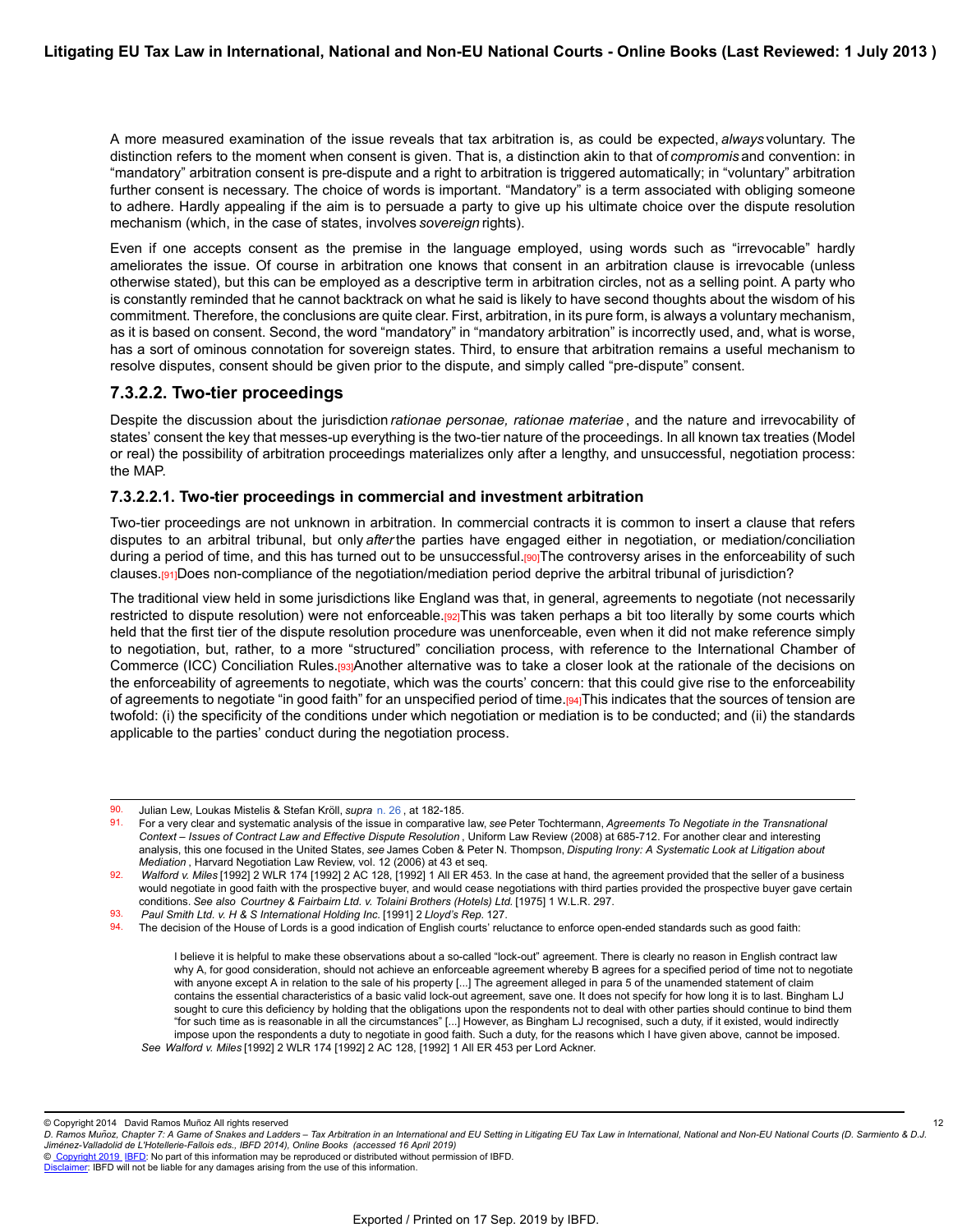A more measured examination of the issue reveals that tax arbitration is, as could be expected, *always* voluntary. The distinction refers to the moment when consent is given. That is, a distinction akin to that of *compromis* and convention: in "mandatory" arbitration consent is pre-dispute and a right to arbitration is triggered automatically; in "voluntary" arbitration further consent is necessary. The choice of words is important. "Mandatory" is a term associated with obliging someone to adhere. Hardly appealing if the aim is to persuade a party to give up his ultimate choice over the dispute resolution mechanism (which, in the case of states, involves *sovereign* rights).

Even if one accepts consent as the premise in the language employed, using words such as "irrevocable" hardly ameliorates the issue. Of course in arbitration one knows that consent in an arbitration clause is irrevocable (unless otherwise stated), but this can be employed as a descriptive term in arbitration circles, not as a selling point. A party who is constantly reminded that he cannot backtrack on what he said is likely to have second thoughts about the wisdom of his commitment. Therefore, the conclusions are quite clear. First, arbitration, in its pure form, is always a voluntary mechanism, as it is based on consent. Second, the word "mandatory" in "mandatory arbitration" is incorrectly used, and, what is worse, has a sort of ominous connotation for sovereign states. Third, to ensure that arbitration remains a useful mechanism to resolve disputes, consent should be given prior to the dispute, and simply called "pre-dispute" consent.

### 7.3.2.2. Two-tier proceedings

Despite the discussion about the jurisdiction *rationae personae, rationae materiae*, and the nature and irrevocability of states' consent the key that messes-up everything is the two-tier nature of the proceedings. In all known tax treaties (Model or real) the possibility of arbitration proceedings materializes only after a lengthy, and unsuccessful, negotiation process: the MAP.

#### 7.3.2.2.1. Two-tier proceedings in commercial and investment arbitration

Two-tier proceedings are not unknown in arbitration. In commercial contracts it is common to insert a clause that refers disputes to an arbitral tribunal, but only *after* the parties have engaged either in negotiation, or mediation/conciliation during a period of time, and this has turned out to be unsuccessful.[90] The controversy arises in the enforceability of such clauses.[91] Does non-compliance of the negotiation/mediation period deprive the arbitral tribunal of jurisdiction?

The traditional view held in some jurisdictions like England was that, in general, agreements to negotiate (not necessarily restricted to dispute resolution) were not enforceable.[92] This was taken perhaps a bit too literally by some courts which held that the first tier of the dispute resolution procedure was unenforceable, even when it did not make reference simply to negotiation, but, rather, to a more "structured" conciliation process, with reference to the International Chamber of Commerce (ICC) Conciliation Rules.[93] Another alternative was to take a closer look at the rationale of the decisions on the enforceability of agreements to negotiate, which was the courts' concern: that this could give rise to the enforceability of agreements to negotiate "in good faith" for an unspecified period of time.[94] This indicates that the sources of tension are twofold: (i) the specificity of the conditions under which negotiation or mediation is to be conducted; and (ii) the standards applicable to the parties' conduct during the negotiation process.

---

90. Julian Lew, Loukas Mistelis & Stefan Kröll, *supra* n. 26, at 182-185.
91. For a very clear and systematic analysis of the issue in comparative law, *see* Peter Tochtermann, *Agreements To Negotiate in the Transnational Context – Issues of Contract Law and Effective Dispute Resolution*, Uniform Law Review (2008) at 685-712. For another clear and interesting analysis, this one focused in the United States, *see* James Coben & Peter N. Thompson, *Disputing Irony: A Systematic Look at Litigation about Mediation*, Harvard Negotiation Law Review, vol. 12 (2006) at 43 et seq.
92. *Walford v. Miles* [1992] 2 WLR 174 [1992] 2 AC 128, [1992] 1 All ER 453. In the case at hand, the agreement provided that the seller of a business would negotiate in good faith with the prospective buyer, and would cease negotiations with third parties provided the prospective buyer gave certain conditions. *See also Courtney & Fairbairn Ltd. v. Tolaini Brothers (Hotels) Ltd.* [1975] 1 W.L.R. 297.
93. *Paul Smith Ltd. v. H & S International Holding Inc.* [1991] 2 *Lloyd's Rep.* 127.
94. The decision of the House of Lords is a good indication of English courts' reluctance to enforce open-ended standards such as good faith:

> I believe it is helpful to make these observations about a so-called "lock-out" agreement. There is clearly no reason in English contract law why A, for good consideration, should not achieve an enforceable agreement whereby B agrees for a specified period of time not to negotiate with anyone except A in relation to the sale of his property [...] The agreement alleged in para 5 of the unamended statement of claim contains the essential characteristics of a basic valid lock-out agreement, save one. It does not specify for how long it is to last. Bingham LJ sought to cure this deficiency by holding that the obligations upon the respondents not to deal with other parties should continue to bind them "for such time as is reasonable in all the circumstances" [...] However, as Bingham LJ recognised, such a duty, if it existed, would indirectly impose upon the respondents a duty to negotiate in good faith. Such a duty, for the reasons which I have given above, cannot be imposed.

*See Walford v. Miles* [1992] 2 WLR 174 [1992] 2 AC 128, [1992] 1 All ER 453 per Lord Ackner.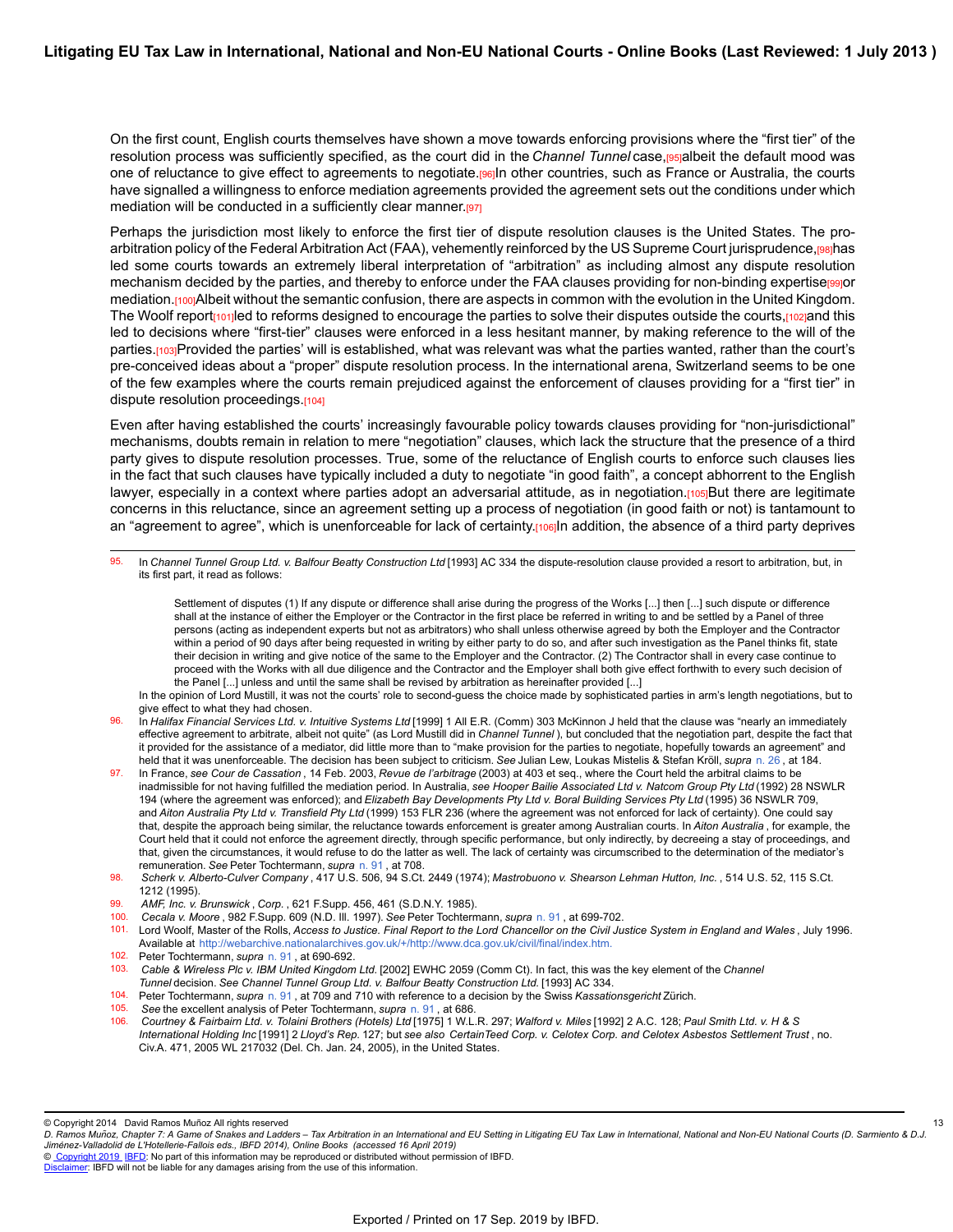On the first count, English courts themselves have shown a move towards enforcing provisions where the "first tier" of the resolution process was sufficiently specified, as the court did in the *Channel Tunnel* case,[95] albeit the default mood was one of reluctance to give effect to agreements to negotiate.[96] In other countries, such as France or Australia, the courts have signalled a willingness to enforce mediation agreements provided the agreement sets out the conditions under which mediation will be conducted in a sufficiently clear manner.[97]

Perhaps the jurisdiction most likely to enforce the first tier of dispute resolution clauses is the United States. The pro-arbitration policy of the Federal Arbitration Act (FAA), vehemently reinforced by the US Supreme Court jurisprudence,[98] has led some courts towards an extremely liberal interpretation of "arbitration" as including almost any dispute resolution mechanism decided by the parties, and thereby to enforce under the FAA clauses providing for non-binding expertise[99] or mediation.[100] Albeit without the semantic confusion, there are aspects in common with the evolution in the United Kingdom. The Woolf report[101] led to reforms designed to encourage the parties to solve their disputes outside the courts,[102] and this led to decisions where "first-tier" clauses were enforced in a less hesitant manner, by making reference to the will of the parties.[103] Provided the parties' will is established, what was relevant was what the parties wanted, rather than the court's pre-conceived ideas about a "proper" dispute resolution process. In the international arena, Switzerland seems to be one of the few examples where the courts remain prejudiced against the enforcement of clauses providing for a "first tier" in dispute resolution proceedings.[104]

Even after having established the courts' increasingly favourable policy towards clauses providing for "non-jurisdictional" mechanisms, doubts remain in relation to mere "negotiation" clauses, which lack the structure that the presence of a third party gives to dispute resolution processes. True, some of the reluctance of English courts to enforce such clauses lies in the fact that such clauses have typically included a duty to negotiate "in good faith", a concept abhorrent to the English lawyer, especially in a context where parties adopt an adversarial attitude, as in negotiation.[105] But there are legitimate concerns in this reluctance, since an agreement setting up a process of negotiation (in good faith or not) is tantamount to an "agreement to agree", which is unenforceable for lack of certainty.[106] In addition, the absence of a third party deprives

---

95. In *Channel Tunnel Group Ltd. v. Balfour Beatty Construction Ltd* [1993] AC 334 the dispute-resolution clause provided a resort to arbitration, but, in its first part, it read as follows:

> Settlement of disputes (1) If any dispute or difference shall arise during the progress of the Works [...] then [...] such dispute or difference shall at the instance of either the Employer or the Contractor in the first place be referred in writing to and be settled by a Panel of three persons (acting as independent experts but not as arbitrators) who shall unless otherwise agreed by both the Employer and the Contractor within a period of 90 days after being requested in writing by either party to do so, and after such investigation as the Panel thinks fit, state their decision in writing and give notice of the same to the Employer and the Contractor. (2) The Contractor shall in every case continue to proceed with the Works with all due diligence and the Contractor and the Employer shall both give effect forthwith to every such decision of the Panel [...] unless and until the same shall be revised by arbitration as hereinafter provided [...]

In the opinion of Lord Mustill, it was not the courts' role to second-guess the choice made by sophisticated parties in arm's length negotiations, but to give effect to what they had chosen.

96. In *Halifax Financial Services Ltd. v. Intuitive Systems Ltd* [1999] 1 All E.R. (Comm) 303 McKinnon J held that the clause was "nearly an immediately effective agreement to arbitrate, albeit not quite" (as Lord Mustill did in *Channel Tunnel* ), but concluded that the negotiation part, despite the fact that it provided for the assistance of a mediator, did little more than to "make provision for the parties to negotiate, hopefully towards an agreement" and held that it was unenforceable. The decision has been subject to criticism. *See* Julian Lew, Loukas Mistelis & Stefan Kröll, *supra* n. 26 , at 184.

97. In France, *see Cour de Cassation* , 14 Feb. 2003, *Revue de l'arbitrage* (2003) at 403 et seq., where the Court held the arbitral claims to be inadmissible for not having fulfilled the mediation period. In Australia, *see Hooper Bailie Associated Ltd v. Natcom Group Pty Ltd* (1992) 28 NSWLR 194 (where the agreement was enforced); and *Elizabeth Bay Developments Pty Ltd v. Boral Building Services Pty Ltd* (1995) 36 NSWLR 709, and *Aiton Australia Pty Ltd v. Transfield Pty Ltd* (1999) 153 FLR 236 (where the agreement was not enforced for lack of certainty). One could say that, despite the approach being similar, the reluctance towards enforcement is greater among Australian courts. In *Aiton Australia* , for example, the Court held that it could not enforce the agreement directly, through specific performance, but only indirectly, by decreeing a stay of proceedings, and that, given the circumstances, it would refuse to do the latter as well. The lack of certainty was circumscribed to the determination of the mediator's remuneration. *See* Peter Tochtermann, *supra* n. 91 , at 708.

98. *Scherk v. Alberto-Culver Company* , 417 U.S. 506, 94 S.Ct. 2449 (1974); *Mastrobuono v. Shearson Lehman Hutton, Inc.* , 514 U.S. 52, 115 S.Ct. 1212 (1995).

99. *AMF, Inc. v. Brunswick , Corp.* , 621 F.Supp. 456, 461 (S.D.N.Y. 1985).

100. *Cecala v. Moore* , 982 F.Supp. 609 (N.D. Ill. 1997). *See* Peter Tochtermann, *supra* n. 91 , at 699-702.

101. Lord Woolf, Master of the Rolls, *Access to Justice. Final Report to the Lord Chancellor on the Civil Justice System in England and Wales* , July 1996. Available at http://webarchive.nationalarchives.gov.uk/+/http://www.dca.gov.uk/civil/final/index.htm.

102. Peter Tochtermann, *supra* n. 91 , at 690-692.

103. *Cable & Wireless Plc v. IBM United Kingdom Ltd.* [2002] EWHC 2059 (Comm Ct). In fact, this was the key element of the *Channel Tunnel* decision. *See Channel Tunnel Group Ltd. v. Balfour Beatty Construction Ltd.* [1993] AC 334.

104. Peter Tochtermann, *supra* n. 91 , at 709 and 710 with reference to a decision by the Swiss *Kassationsgericht* Zürich.

105. *See* the excellent analysis of Peter Tochtermann, *supra* n. 91 , at 686.

106. *Courtney & Fairbairn Ltd. v. Tolaini Brothers (Hotels) Ltd* [1975] 1 W.L.R. 297; *Walford v. Miles* [1992] 2 A.C. 128; *Paul Smith Ltd. v. H & S International Holding Inc* [1991] 2 *Lloyd's Rep.* 127; but *see also CertainTeed Corp. v. Celotex Corp. and Celotex Asbestos Settlement Trust* , no. Civ.A. 471, 2005 WL 217032 (Del. Ch. Jan. 24, 2005), in the United States.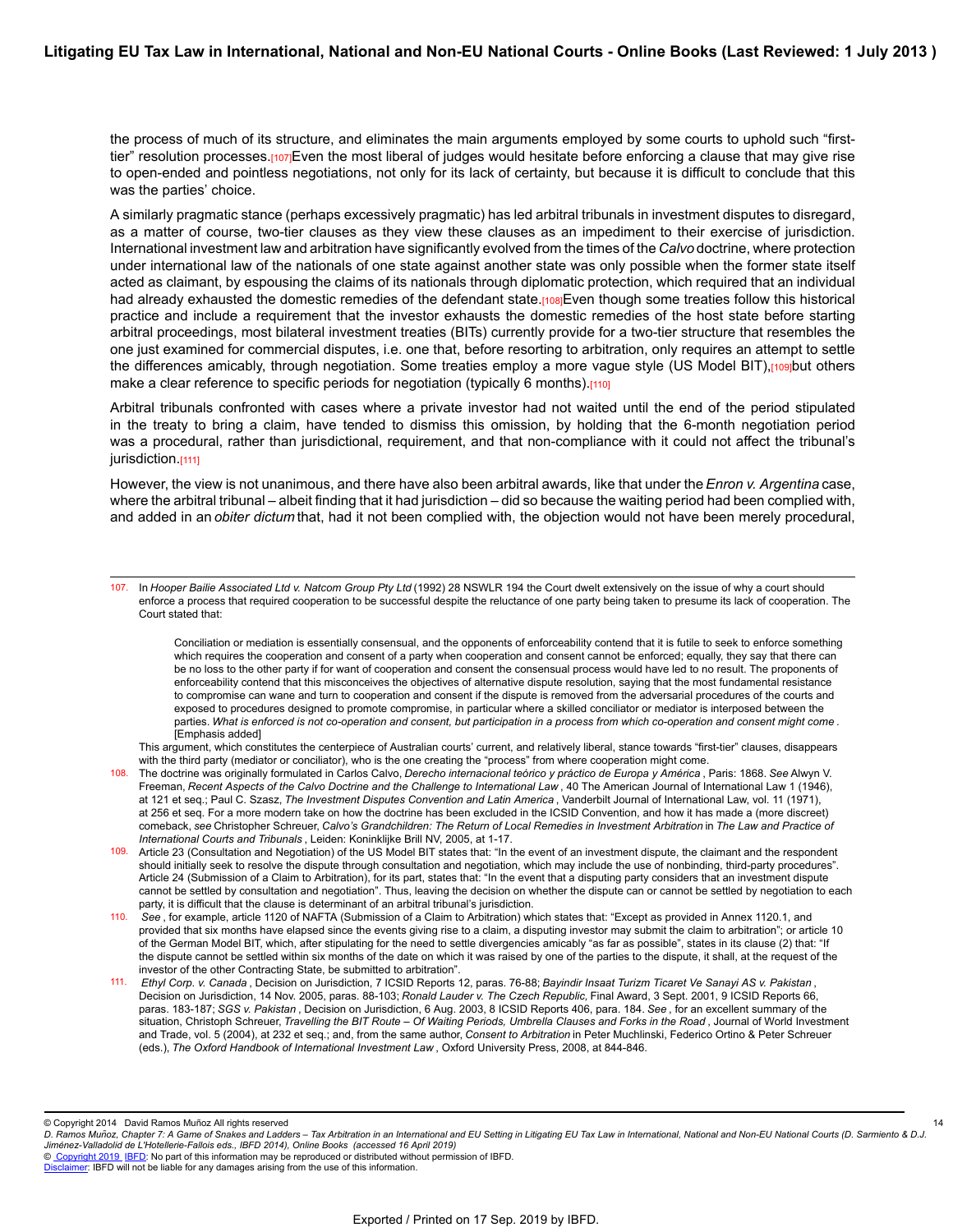the process of much of its structure, and eliminates the main arguments employed by some courts to uphold such "first-tier" resolution processes.[107] Even the most liberal of judges would hesitate before enforcing a clause that may give rise to open-ended and pointless negotiations, not only for its lack of certainty, but because it is difficult to conclude that this was the parties' choice.

A similarly pragmatic stance (perhaps excessively pragmatic) has led arbitral tribunals in investment disputes to disregard, as a matter of course, two-tier clauses as they view these clauses as an impediment to their exercise of jurisdiction. International investment law and arbitration have significantly evolved from the times of the *Calvo* doctrine, where protection under international law of the nationals of one state against another state was only possible when the former state itself acted as claimant, by espousing the claims of its nationals through diplomatic protection, which required that an individual had already exhausted the domestic remedies of the defendant state.[108] Even though some treaties follow this historical practice and include a requirement that the investor exhausts the domestic remedies of the host state before starting arbitral proceedings, most bilateral investment treaties (BITs) currently provide for a two-tier structure that resembles the one just examined for commercial disputes, i.e. one that, before resorting to arbitration, only requires an attempt to settle the differences amicably, through negotiation. Some treaties employ a more vague style (US Model BIT),[109] but others make a clear reference to specific periods for negotiation (typically 6 months).[110]

Arbitral tribunals confronted with cases where a private investor had not waited until the end of the period stipulated in the treaty to bring a claim, have tended to dismiss this omission, by holding that the 6-month negotiation period was a procedural, rather than jurisdictional, requirement, and that non-compliance with it could not affect the tribunal's jurisdiction.[111]

However, the view is not unanimous, and there have also been arbitral awards, like that under the *Enron v. Argentina* case, where the arbitral tribunal – albeit finding that it had jurisdiction – did so because the waiting period had been complied with, and added in an *obiter dictum* that, had it not been complied with, the objection would not have been merely procedural,

---

107. In *Hooper Bailie Associated Ltd v. Natcom Group Pty Ltd* (1992) 28 NSWLR 194 the Court dwelt extensively on the issue of why a court should enforce a process that required cooperation to be successful despite the reluctance of one party being taken to presume its lack of cooperation. The Court stated that:

   > Conciliation or mediation is essentially consensual, and the opponents of enforceability contend that it is futile to seek to enforce something which requires the cooperation and consent of a party when cooperation and consent cannot be enforced; equally, they say that there can be no loss to the other party if for want of cooperation and consent the consensual process would have led to no result. The proponents of enforceability contend that this misconceives the objectives of alternative dispute resolution, saying that the most fundamental resistance to compromise can wane and turn to cooperation and consent if the dispute is removed from the adversarial procedures of the courts and exposed to procedures designed to promote compromise, in particular where a skilled conciliator or mediator is interposed between the parties. *What is enforced is not co-operation and consent, but participation in a process from which co-operation and consent might come*. [Emphasis added]

   This argument, which constitutes the centerpiece of Australian courts' current, and relatively liberal, stance towards "first-tier" clauses, disappears with the third party (mediator or conciliator), who is the one creating the "process" from where cooperation might come.

108. The doctrine was originally formulated in Carlos Calvo, *Derecho internacional teórico y práctico de Europa y América* , Paris: 1868. *See* Alwyn V. Freeman, *Recent Aspects of the Calvo Doctrine and the Challenge to International Law* , 40 The American Journal of International Law 1 (1946), at 121 et seq.; Paul C. Szasz, *The Investment Disputes Convention and Latin America* , Vanderbilt Journal of International Law, vol. 11 (1971), at 256 et seq. For a more modern take on how the doctrine has been excluded in the ICSID Convention, and how it has made a (more discreet) comeback, *see* Christopher Schreuer, *Calvo's Grandchildren: The Return of Local Remedies in Investment Arbitration* in *The Law and Practice of International Courts and Tribunals* , Leiden: Koninklijke Brill NV, 2005, at 1-17.

109. Article 23 (Consultation and Negotiation) of the US Model BIT states that: "In the event of an investment dispute, the claimant and the respondent should initially seek to resolve the dispute through consultation and negotiation, which may include the use of nonbinding, third-party procedures". Article 24 (Submission of a Claim to Arbitration), for its part, states that: "In the event that a disputing party considers that an investment dispute cannot be settled by consultation and negotiation". Thus, leaving the decision on whether the dispute can or cannot be settled by negotiation to each party, it is difficult that the clause is determinant of an arbitral tribunal's jurisdiction.

110. *See* , for example, article 1120 of NAFTA (Submission of a Claim to Arbitration) which states that: "Except as provided in Annex 1120.1, and provided that six months have elapsed since the events giving rise to a claim, a disputing investor may submit the claim to arbitration"; or article 10 of the German Model BIT, which, after stipulating for the need to settle divergencies amicably "as far as possible", states in its clause (2) that: "If the dispute cannot be settled within six months of the date on which it was raised by one of the parties to the dispute, it shall, at the request of the investor of the other Contracting State, be submitted to arbitration".

111. *Ethyl Corp. v. Canada* , Decision on Jurisdiction, 7 ICSID Reports 12, paras. 76-88; *Bayindir Insaat Turizm Ticaret Ve Sanayi AS v. Pakistan* , Decision on Jurisdiction, 14 Nov. 2005, paras. 88-103; *Ronald Lauder v. The Czech Republic,* Final Award, 3 Sept. 2001, 9 ICSID Reports 66, paras. 183-187; *SGS v. Pakistan* , Decision on Jurisdiction, 6 Aug. 2003, 8 ICSID Reports 406, para. 184. *See* , for an excellent summary of the situation, Christoph Schreuer, *Travelling the BIT Route – Of Waiting Periods, Umbrella Clauses and Forks in the Road* , Journal of World Investment and Trade, vol. 5 (2004), at 232 et seq.; and, from the same author, *Consent to Arbitration* in Peter Muchlinski, Federico Ortino & Peter Schreuer (eds.), *The Oxford Handbook of International Investment Law* , Oxford University Press, 2008, at 844-846.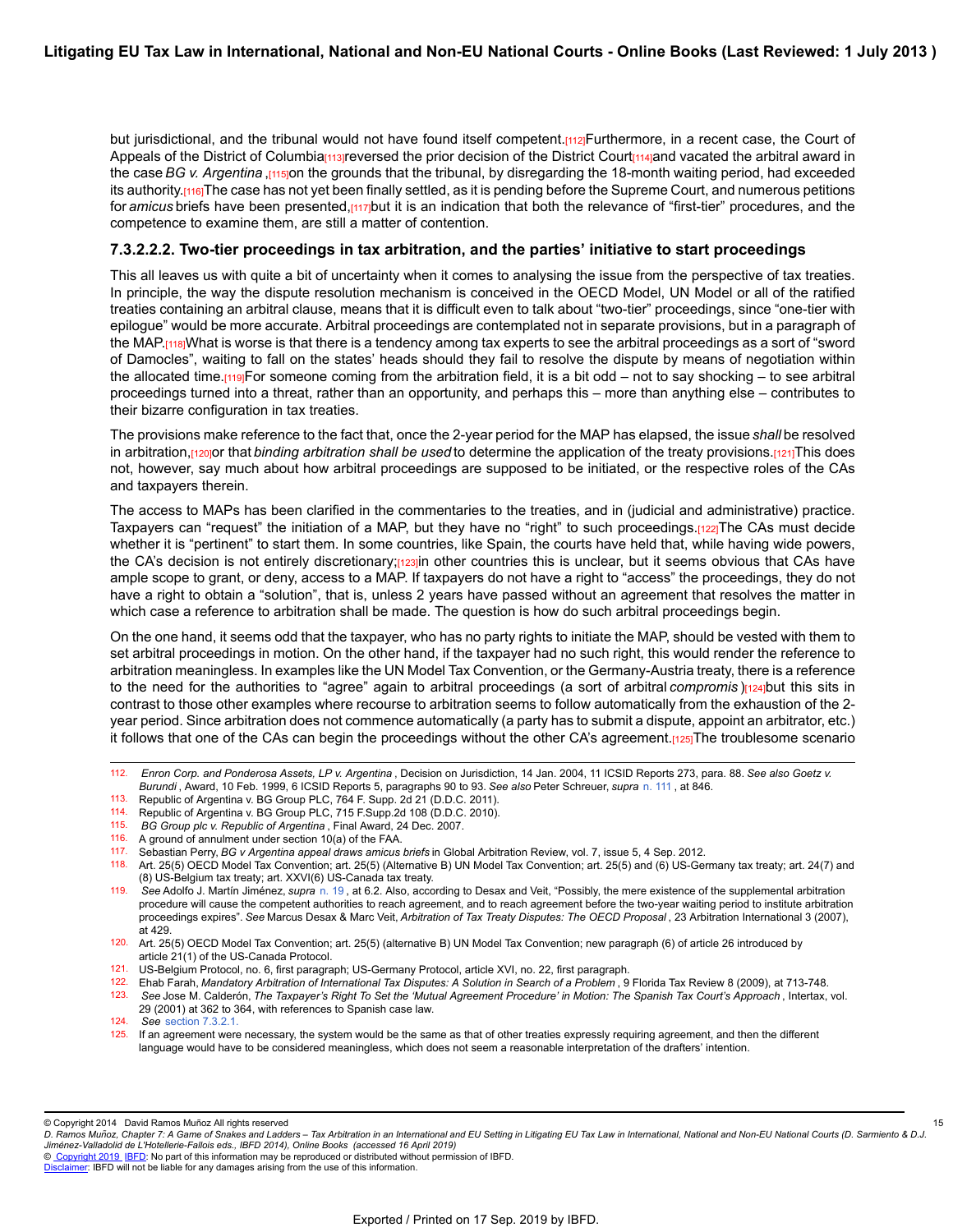but jurisdictional, and the tribunal would not have found itself competent.[112] Furthermore, in a recent case, the Court of Appeals of the District of Columbia[113] reversed the prior decision of the District Court[114] and vacated the arbitral award in the case *BG v. Argentina*,[115] on the grounds that the tribunal, by disregarding the 18-month waiting period, had exceeded its authority.[116] The case has not yet been finally settled, as it is pending before the Supreme Court, and numerous petitions for *amicus* briefs have been presented,[117] but it is an indication that both the relevance of "first-tier" procedures, and the competence to examine them, are still a matter of contention.

#### 7.3.2.2.2. Two-tier proceedings in tax arbitration, and the parties' initiative to start proceedings

This all leaves us with quite a bit of uncertainty when it comes to analysing the issue from the perspective of tax treaties. In principle, the way the dispute resolution mechanism is conceived in the OECD Model, UN Model or all of the ratified treaties containing an arbitral clause, means that it is difficult even to talk about "two-tier" proceedings, since "one-tier with epilogue" would be more accurate. Arbitral proceedings are contemplated not in separate provisions, but in a paragraph of the MAP.[118] What is worse is that there is a tendency among tax experts to see the arbitral proceedings as a sort of "sword of Damocles", waiting to fall on the states' heads should they fail to resolve the dispute by means of negotiation within the allocated time.[119] For someone coming from the arbitration field, it is a bit odd – not to say shocking – to see arbitral proceedings turned into a threat, rather than an opportunity, and perhaps this – more than anything else – contributes to their bizarre configuration in tax treaties.

The provisions make reference to the fact that, once the 2-year period for the MAP has elapsed, the issue *shall* be resolved in arbitration,[120] or that *binding arbitration shall be used* to determine the application of the treaty provisions.[121] This does not, however, say much about how arbitral proceedings are supposed to be initiated, or the respective roles of the CAs and taxpayers therein.

The access to MAPs has been clarified in the commentaries to the treaties, and in (judicial and administrative) practice. Taxpayers can "request" the initiation of a MAP, but they have no "right" to such proceedings.[122] The CAs must decide whether it is "pertinent" to start them. In some countries, like Spain, the courts have held that, while having wide powers, the CA's decision is not entirely discretionary;[123] in other countries this is unclear, but it seems obvious that CAs have ample scope to grant, or deny, access to a MAP. If taxpayers do not have a right to "access" the proceedings, they do not have a right to obtain a "solution", that is, unless 2 years have passed without an agreement that resolves the matter in which case a reference to arbitration shall be made. The question is how do such arbitral proceedings begin.

On the one hand, it seems odd that the taxpayer, who has no party rights to initiate the MAP, should be vested with them to set arbitral proceedings in motion. On the other hand, if the taxpayer had no such right, this would render the reference to arbitration meaningless. In examples like the UN Model Tax Convention, or the Germany-Austria treaty, there is a reference to the need for the authorities to "agree" again to arbitral proceedings (a sort of arbitral *compromis*)[124] but this sits in contrast to those other examples where recourse to arbitration seems to follow automatically from the exhaustion of the 2-year period. Since arbitration does not commence automatically (a party has to submit a dispute, appoint an arbitrator, etc.) it follows that one of the CAs can begin the proceedings without the other CA's agreement.[125] The troublesome scenario

---

112. *Enron Corp. and Ponderosa Assets, LP v. Argentina*, Decision on Jurisdiction, 14 Jan. 2004, 11 ICSID Reports 273, para. 88. *See also Goetz v. Burundi*, Award, 10 Feb. 1999, 6 ICSID Reports 5, paragraphs 90 to 93. *See also* Peter Schreuer, *supra* n. 111, at 846.
113. Republic of Argentina v. BG Group PLC, 764 F. Supp. 2d 21 (D.D.C. 2011).
114. Republic of Argentina v. BG Group PLC, 715 F.Supp.2d 108 (D.D.C. 2010).
115. *BG Group plc v. Republic of Argentina*, Final Award, 24 Dec. 2007.
116. A ground of annulment under section 10(a) of the FAA.
117. Sebastian Perry, *BG v Argentina appeal draws amicus briefs* in Global Arbitration Review, vol. 7, issue 5, 4 Sep. 2012.
118. Art. 25(5) OECD Model Tax Convention; art. 25(5) (Alternative B) UN Model Tax Convention; art. 25(5) and (6) US-Germany tax treaty; art. 24(7) and (8) US-Belgium tax treaty; art. XXVI(6) US-Canada tax treaty.
119. *See* Adolfo J. Martín Jiménez, *supra* n. 19, at 6.2. Also, according to Desax and Veit, "Possibly, the mere existence of the supplemental arbitration procedure will cause the competent authorities to reach agreement, and to reach agreement before the two-year waiting period to institute arbitration proceedings expires". *See* Marcus Desax & Marc Veit, *Arbitration of Tax Treaty Disputes: The OECD Proposal*, 23 Arbitration International 3 (2007), at 429.
120. Art. 25(5) OECD Model Tax Convention; art. 25(5) (alternative B) UN Model Tax Convention; new paragraph (6) of article 26 introduced by article 21(1) of the US-Canada Protocol.
121. US-Belgium Protocol, no. 6, first paragraph; US-Germany Protocol, article XVI, no. 22, first paragraph.
122. Ehab Farah, *Mandatory Arbitration of International Tax Disputes: A Solution in Search of a Problem*, 9 Florida Tax Review 8 (2009), at 713-748.
123. *See* Jose M. Calderón, *The Taxpayer's Right To Set the 'Mutual Agreement Procedure' in Motion: The Spanish Tax Court's Approach*, Intertax, vol. 29 (2001) at 362 to 364, with references to Spanish case law.
124. *See* section 7.3.2.1.
125. If an agreement were necessary, the system would be the same as that of other treaties expressly requiring agreement, and then the different language would have to be considered meaningless, which does not seem a reasonable interpretation of the drafters' intention.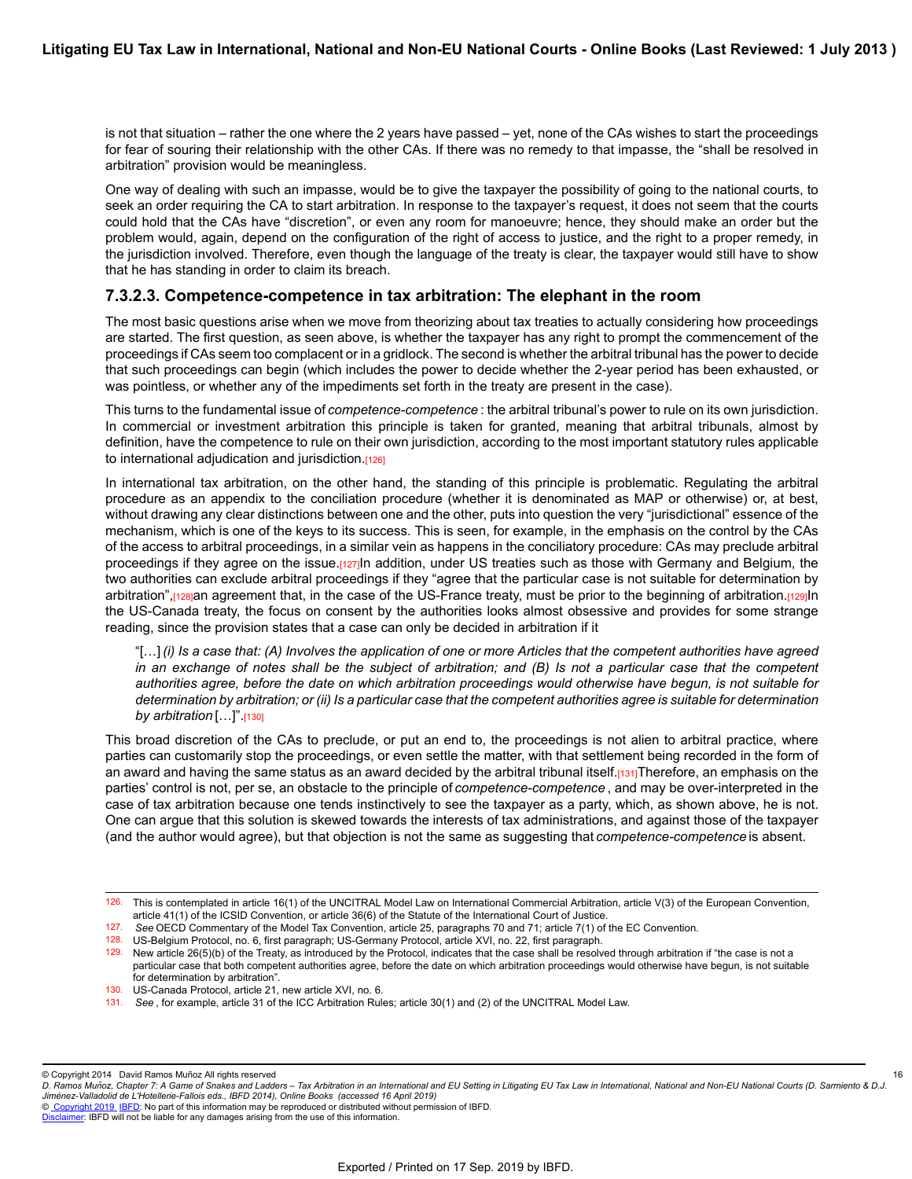is not that situation – rather the one where the 2 years have passed – yet, none of the CAs wishes to start the proceedings for fear of souring their relationship with the other CAs. If there was no remedy to that impasse, the "shall be resolved in arbitration" provision would be meaningless.

One way of dealing with such an impasse, would be to give the taxpayer the possibility of going to the national courts, to seek an order requiring the CA to start arbitration. In response to the taxpayer's request, it does not seem that the courts could hold that the CAs have "discretion", or even any room for manoeuvre; hence, they should make an order but the problem would, again, depend on the configuration of the right of access to justice, and the right to a proper remedy, in the jurisdiction involved. Therefore, even though the language of the treaty is clear, the taxpayer would still have to show that he has standing in order to claim its breach.

### 7.3.2.3. Competence-competence in tax arbitration: The elephant in the room

The most basic questions arise when we move from theorizing about tax treaties to actually considering how proceedings are started. The first question, as seen above, is whether the taxpayer has any right to prompt the commencement of the proceedings if CAs seem too complacent or in a gridlock. The second is whether the arbitral tribunal has the power to decide that such proceedings can begin (which includes the power to decide whether the 2-year period has been exhausted, or was pointless, or whether any of the impediments set forth in the treaty are present in the case).

This turns to the fundamental issue of *competence-competence* : the arbitral tribunal's power to rule on its own jurisdiction. In commercial or investment arbitration this principle is taken for granted, meaning that arbitral tribunals, almost by definition, have the competence to rule on their own jurisdiction, according to the most important statutory rules applicable to international adjudication and jurisdiction.[126]

In international tax arbitration, on the other hand, the standing of this principle is problematic. Regulating the arbitral procedure as an appendix to the conciliation procedure (whether it is denominated as MAP or otherwise) or, at best, without drawing any clear distinctions between one and the other, puts into question the very "jurisdictional" essence of the mechanism, which is one of the keys to its success. This is seen, for example, in the emphasis on the control by the CAs of the access to arbitral proceedings, in a similar vein as happens in the conciliatory procedure: CAs may preclude arbitral proceedings if they agree on the issue.[127]In addition, under US treaties such as those with Germany and Belgium, the two authorities can exclude arbitral proceedings if they "agree that the particular case is not suitable for determination by arbitration",[128]an agreement that, in the case of the US-France treaty, must be prior to the beginning of arbitration.[129]In the US-Canada treaty, the focus on consent by the authorities looks almost obsessive and provides for some strange reading, since the provision states that a case can only be decided in arbitration if it

> "[…] *(i) Is a case that: (A) Involves the application of one or more Articles that the competent authorities have agreed in an exchange of notes shall be the subject of arbitration; and (B) Is not a particular case that the competent authorities agree, before the date on which arbitration proceedings would otherwise have begun, is not suitable for determination by arbitration; or (ii) Is a particular case that the competent authorities agree is suitable for determination by arbitration* […]".[130]

This broad discretion of the CAs to preclude, or put an end to, the proceedings is not alien to arbitral practice, where parties can customarily stop the proceedings, or even settle the matter, with that settlement being recorded in the form of an award and having the same status as an award decided by the arbitral tribunal itself.[131]Therefore, an emphasis on the parties' control is not, per se, an obstacle to the principle of *competence-competence* , and may be over-interpreted in the case of tax arbitration because one tends instinctively to see the taxpayer as a party, which, as shown above, he is not. One can argue that this solution is skewed towards the interests of tax administrations, and against those of the taxpayer (and the author would agree), but that objection is not the same as suggesting that *competence-competence* is absent.

---

126. This is contemplated in article 16(1) of the UNCITRAL Model Law on International Commercial Arbitration, article V(3) of the European Convention, article 41(1) of the ICSID Convention, or article 36(6) of the Statute of the International Court of Justice.
127. *See* OECD Commentary of the Model Tax Convention, article 25, paragraphs 70 and 71; article 7(1) of the EC Convention.
128. US-Belgium Protocol, no. 6, first paragraph; US-Germany Protocol, article XVI, no. 22, first paragraph.
129. New article 26(5)(b) of the Treaty, as introduced by the Protocol, indicates that the case shall be resolved through arbitration if "the case is not a particular case that both competent authorities agree, before the date on which arbitration proceedings would otherwise have begun, is not suitable for determination by arbitration".
130. US-Canada Protocol, article 21, new article XVI, no. 6.
131. *See* , for example, article 31 of the ICC Arbitration Rules; article 30(1) and (2) of the UNCITRAL Model Law.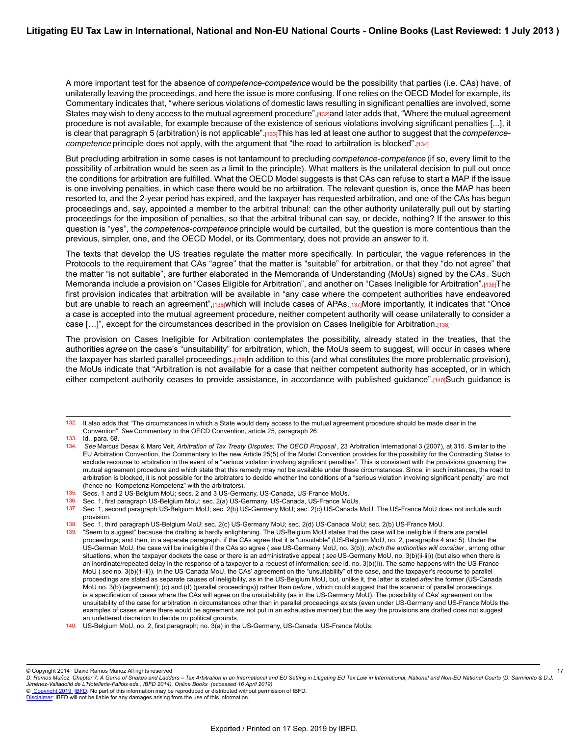A more important test for the absence of *competence-competence* would be the possibility that parties (i.e. CAs) have, of unilaterally leaving the proceedings, and here the issue is more confusing. If one relies on the OECD Model for example, its Commentary indicates that, "where serious violations of domestic laws resulting in significant penalties are involved, some States may wish to deny access to the mutual agreement procedure",[132] and later adds that, "Where the mutual agreement procedure is not available, for example because of the existence of serious violations involving significant penalties [...], it is clear that paragraph 5 (arbitration) is not applicable".[133] This has led at least one author to suggest that the *competence-competence* principle does not apply, with the argument that "the road to arbitration is blocked".[134]

But precluding arbitration in some cases is not tantamount to precluding *competence-competence* (if so, every limit to the possibility of arbitration would be seen as a limit to the principle). What matters is the unilateral decision to pull out once the conditions for arbitration are fulfilled. What the OECD Model suggests is that CAs can refuse to start a MAP if the issue is one involving penalties, in which case there would be no arbitration. The relevant question is, once the MAP has been resorted to, and the 2-year period has expired, and the taxpayer has requested arbitration, and one of the CAs has begun proceedings and, say, appointed a member to the arbitral tribunal: can the other authority unilaterally pull out by starting proceedings for the imposition of penalties, so that the arbitral tribunal can say, or decide, nothing? If the answer to this question is "yes", the *competence-competence* principle would be curtailed, but the question is more contentious than the previous, simpler, one, and the OECD Model, or its Commentary, does not provide an answer to it.

The texts that develop the US treaties regulate the matter more specifically. In particular, the vague references in the Protocols to the requirement that CAs "agree" that the matter is "suitable" for arbitration, or that they "do not agree" that the matter "is not suitable", are further elaborated in the Memoranda of Understanding (MoUs) signed by the *CAs* . Such Memoranda include a provision on "Cases Eligible for Arbitration", and another on "Cases Ineligible for Arbitration".[135] The first provision indicates that arbitration will be available in "any case where the competent authorities have endeavored but are unable to reach an agreement",[136] which will include cases of APAs.[137] More importantly, it indicates that "Once a case is accepted into the mutual agreement procedure, neither competent authority will cease unilaterally to consider a case […]", except for the circumstances described in the provision on Cases Ineligible for Arbitration.[138]

The provision on Cases Ineligible for Arbitration contemplates the possibility, already stated in the treaties, that the authorities *agree* on the case's "unsuitability" for arbitration, which, the MoUs seem to suggest, will occur in cases where the taxpayer has started parallel proceedings.[139] In addition to this (and what constitutes the more problematic provision), the MoUs indicate that "Arbitration is not available for a case that neither competent authority has accepted, or in which either competent authority ceases to provide assistance, in accordance with published guidance".[140] Such guidance is

---

132. It also adds that "The circumstances in which a State would deny access to the mutual agreement procedure should be made clear in the Convention". *See* Commentary to the OECD Convention, article 25, paragraph 26.

133. Id., para. 68.

134. *See* Marcus Desax & Marc Veit, *Arbitration of Tax Treaty Disputes: The OECD Proposal* , 23 Arbitration International 3 (2007), at 315. Similar to the EU Arbitration Convention, the Commentary to the new Article 25(5) of the Model Convention provides for the possibility for the Contracting States to exclude recourse to arbitration in the event of a "serious violation involving significant penalties". This is consistent with the provisions governing the mutual agreement procedure and which state that this remedy may not be available under these circumstances. Since, in such instances, the road to arbitration is blocked, it is not possible for the arbitrators to decide whether the conditions of a "serious violation involving significant penalty" are met (hence no "Kompetenz-Kompetenz" with the arbitrators).

135. Secs. 1 and 2 US-Belgium MoU; secs. 2 and 3 US-Germany, US-Canada, US-France MoUs.

136. Sec. 1, first paragraph US-Belgium MoU; sec. 2(a) US-Germany, US-Canada, US-France MoUs.

137. Sec. 1, second paragraph US-Belgium MoU; sec. 2(b) US-Germany MoU; sec. 2(c) US-Canada MoU. The US-France MoU does not include such provision.

138. Sec. 1, third paragraph US-Belgium MoU; sec. 2(c) US-Germany MoU; sec. 2(d) US-Canada MoU; sec. 2(b) US-France MoU.

139. "Seem to suggest" because the drafting is hardly enlightening. The US-Belgium MoU states that the case will be ineligible if there are parallel proceedings; and then, in a separate paragraph, if the CAs agree that it is "unsuitable" (US-Belgium MoU, no. 2, paragraphs 4 and 5). Under the US-German MoU, the case will be ineligible if the CAs so agree ( *see* US-Germany MoU, no. 3(b)); *which the authorities will consider* , among other situations, when the taxpayer dockets the case or there is an administrative appeal ( *see* US-Germany MoU, no. 3(b)(ii-iii)) (but also when there is an inordinate/repeated delay in the response of a taxpayer to a request of information; *see* id. no. 3(b)(i)). The same happens with the US-France MoU ( *see* no. 3(b)(1-iii)). In the US-Canada MoU, the CAs' agreement on the "unsuitability" of the case, and the taxpayer's recourse to parallel proceedings are stated as separate causes of ineligibility, as in the US-Belgium MoU, but, unlike it, the latter is stated *after* the former (US-Canada MoU no. 3(b) (agreement); (c) and (d) (parallel proceedings)) rather than *before* , which could suggest that the scenario of parallel proceedings is a specification of cases where the CAs will agree on the unsuitability (as in the US-Germany MoU). The possibility of CAs' agreement on the unsuitability of the case for arbitration in circumstances other than in parallel proceedings exists (even under US-Germany and US-France MoUs the examples of cases where there would be agreement are not put in an exhaustive manner) but the way the provisions are drafted does not suggest an unfettered discretion to decide on political grounds.

140. US-Belgium MoU, no. 2, first paragraph; no. 3(a) in the US-Germany, US-Canada, US-France MoUs.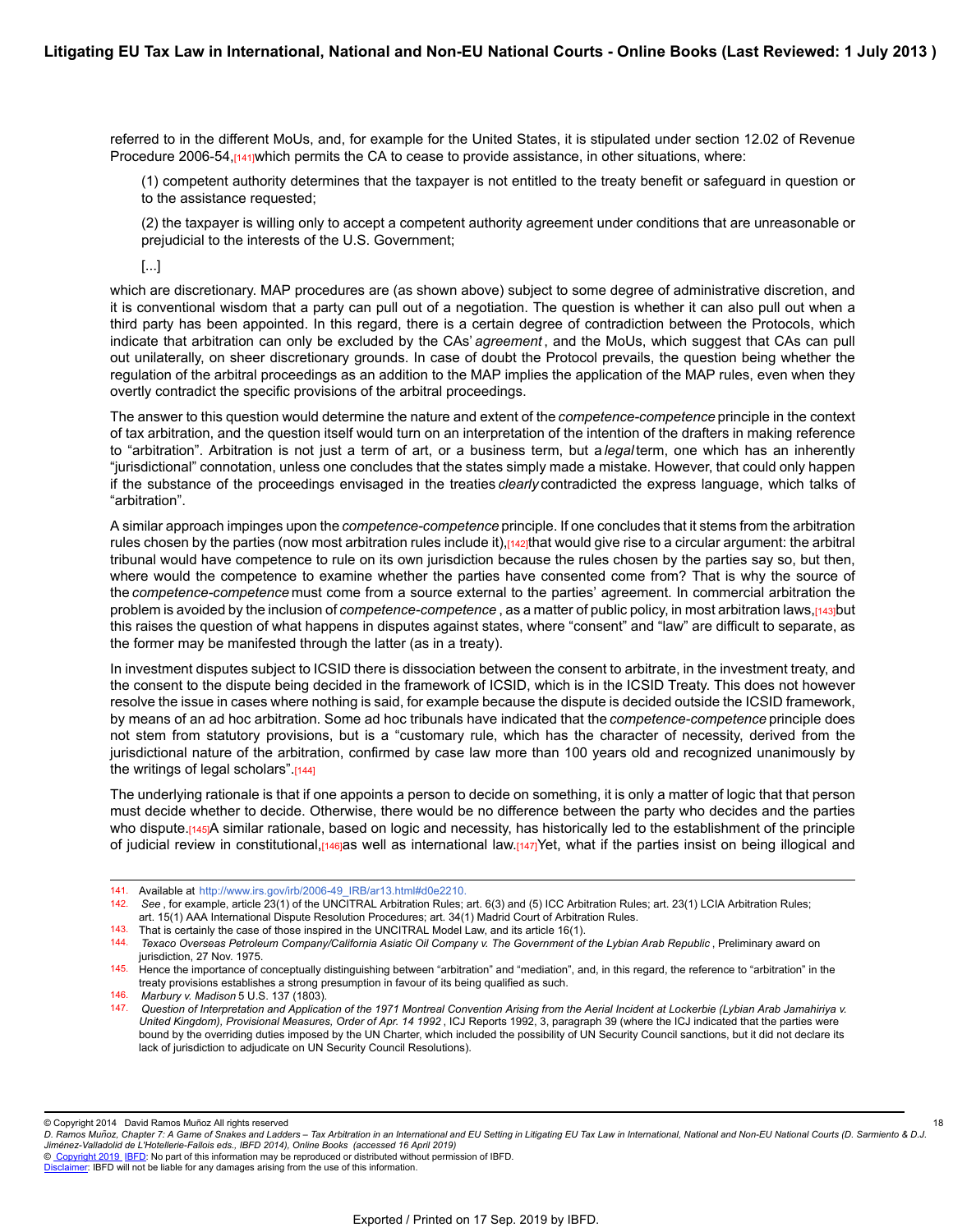referred to in the different MoUs, and, for example for the United States, it is stipulated under section 12.02 of Revenue Procedure 2006-54,[141] which permits the CA to cease to provide assistance, in other situations, where:

> (1) competent authority determines that the taxpayer is not entitled to the treaty benefit or safeguard in question or to the assistance requested;
>
> (2) the taxpayer is willing only to accept a competent authority agreement under conditions that are unreasonable or prejudicial to the interests of the U.S. Government;
>
> [...]

which are discretionary. MAP procedures are (as shown above) subject to some degree of administrative discretion, and it is conventional wisdom that a party can pull out of a negotiation. The question is whether it can also pull out when a third party has been appointed. In this regard, there is a certain degree of contradiction between the Protocols, which indicate that arbitration can only be excluded by the CAs' *agreement*, and the MoUs, which suggest that CAs can pull out unilaterally, on sheer discretionary grounds. In case of doubt the Protocol prevails, the question being whether the regulation of the arbitral proceedings as an addition to the MAP implies the application of the MAP rules, even when they overtly contradict the specific provisions of the arbitral proceedings.

The answer to this question would determine the nature and extent of the *competence-competence* principle in the context of tax arbitration, and the question itself would turn on an interpretation of the intention of the drafters in making reference to "arbitration". Arbitration is not just a term of art, or a business term, but a *legal* term, one which has an inherently "jurisdictional" connotation, unless one concludes that the states simply made a mistake. However, that could only happen if the substance of the proceedings envisaged in the treaties *clearly* contradicted the express language, which talks of "arbitration".

A similar approach impinges upon the *competence-competence* principle. If one concludes that it stems from the arbitration rules chosen by the parties (now most arbitration rules include it),[142] that would give rise to a circular argument: the arbitral tribunal would have competence to rule on its own jurisdiction because the rules chosen by the parties say so, but then, where would the competence to examine whether the parties have consented come from? That is why the source of the *competence-competence* must come from a source external to the parties' agreement. In commercial arbitration the problem is avoided by the inclusion of *competence-competence*, as a matter of public policy, in most arbitration laws,[143] but this raises the question of what happens in disputes against states, where "consent" and "law" are difficult to separate, as the former may be manifested through the latter (as in a treaty).

In investment disputes subject to ICSID there is dissociation between the consent to arbitrate, in the investment treaty, and the consent to the dispute being decided in the framework of ICSID, which is in the ICSID Treaty. This does not however resolve the issue in cases where nothing is said, for example because the dispute is decided outside the ICSID framework, by means of an ad hoc arbitration. Some ad hoc tribunals have indicated that the *competence-competence* principle does not stem from statutory provisions, but is a "customary rule, which has the character of necessity, derived from the jurisdictional nature of the arbitration, confirmed by case law more than 100 years old and recognized unanimously by the writings of legal scholars".[144]

The underlying rationale is that if one appoints a person to decide on something, it is only a matter of logic that that person must decide whether to decide. Otherwise, there would be no difference between the party who decides and the parties who dispute.[145] A similar rationale, based on logic and necessity, has historically led to the establishment of the principle of judicial review in constitutional,[146] as well as international law.[147] Yet, what if the parties insist on being illogical and

---

141. Available at http://www.irs.gov/irb/2006-49_IRB/ar13.html#d0e2210.

142. *See*, for example, article 23(1) of the UNCITRAL Arbitration Rules; art. 6(3) and (5) ICC Arbitration Rules; art. 23(1) LCIA Arbitration Rules; art. 15(1) AAA International Dispute Resolution Procedures; art. 34(1) Madrid Court of Arbitration Rules.

143. That is certainly the case of those inspired in the UNCITRAL Model Law, and its article 16(1).

144. *Texaco Overseas Petroleum Company/California Asiatic Oil Company v. The Government of the Lybian Arab Republic*, Preliminary award on jurisdiction, 27 Nov. 1975.

145. Hence the importance of conceptually distinguishing between "arbitration" and "mediation", and, in this regard, the reference to "arbitration" in the treaty provisions establishes a strong presumption in favour of its being qualified as such.

146. *Marbury v. Madison* 5 U.S. 137 (1803).

147. *Question of Interpretation and Application of the 1971 Montreal Convention Arising from the Aerial Incident at Lockerbie (Lybian Arab Jamahiriya v. United Kingdom), Provisional Measures, Order of Apr. 14 1992*, ICJ Reports 1992, 3, paragraph 39 (where the ICJ indicated that the parties were bound by the overriding duties imposed by the UN Charter, which included the possibility of UN Security Council sanctions, but it did not declare its lack of jurisdiction to adjudicate on UN Security Council Resolutions).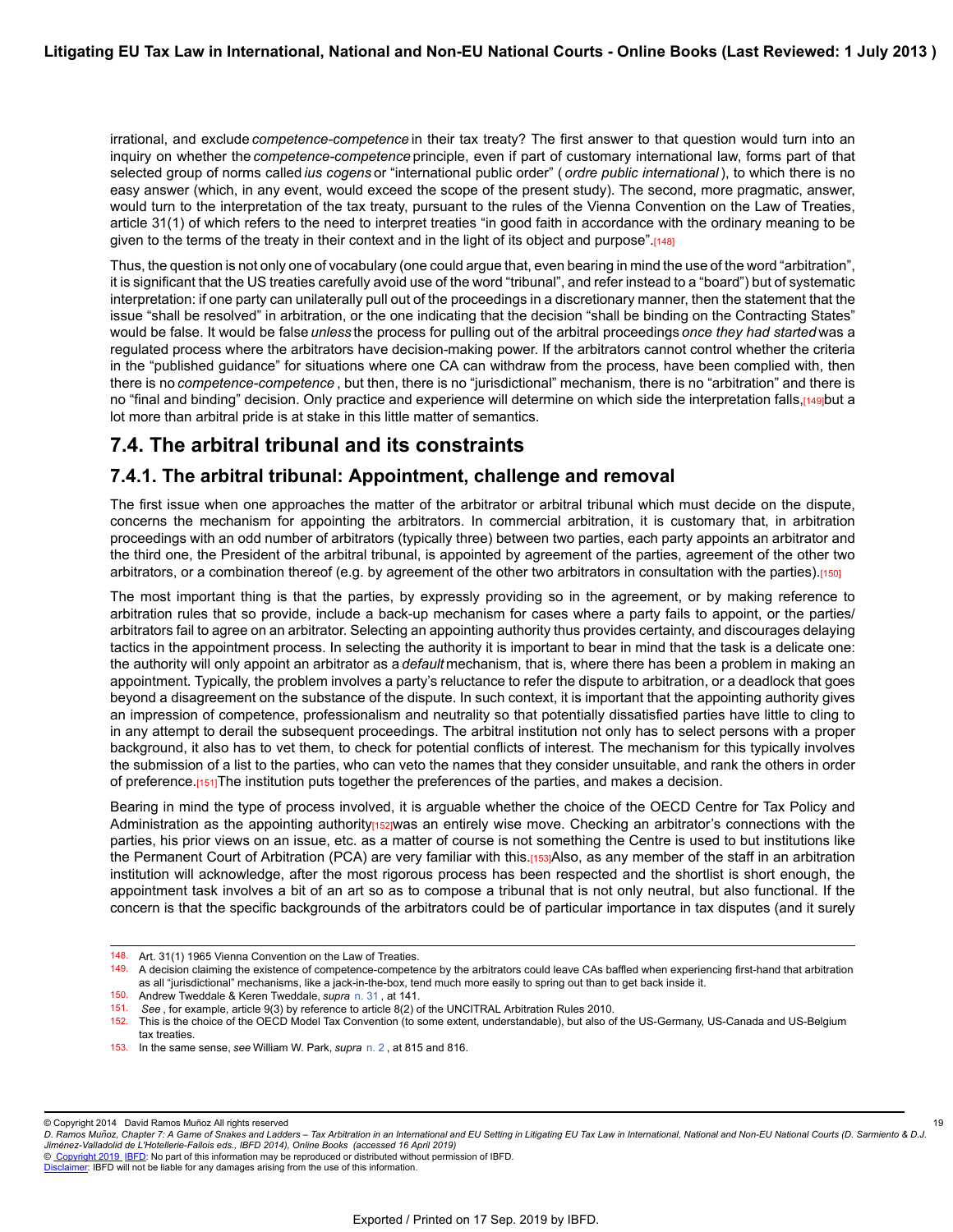irrational, and exclude *competence-competence* in their tax treaty? The first answer to that question would turn into an inquiry on whether the *competence-competence* principle, even if part of customary international law, forms part of that selected group of norms called *ius cogens* or "international public order" ( *ordre public international* ), to which there is no easy answer (which, in any event, would exceed the scope of the present study). The second, more pragmatic, answer, would turn to the interpretation of the tax treaty, pursuant to the rules of the Vienna Convention on the Law of Treaties, article 31(1) of which refers to the need to interpret treaties "in good faith in accordance with the ordinary meaning to be given to the terms of the treaty in their context and in the light of its object and purpose".[148]

Thus, the question is not only one of vocabulary (one could argue that, even bearing in mind the use of the word "arbitration", it is significant that the US treaties carefully avoid use of the word "tribunal", and refer instead to a "board") but of systematic interpretation: if one party can unilaterally pull out of the proceedings in a discretionary manner, then the statement that the issue "shall be resolved" in arbitration, or the one indicating that the decision "shall be binding on the Contracting States" would be false. It would be false *unless* the process for pulling out of the arbitral proceedings *once they had started* was a regulated process where the arbitrators have decision-making power. If the arbitrators cannot control whether the criteria in the "published guidance" for situations where one CA can withdraw from the process, have been complied with, then there is no *competence-competence* , but then, there is no "jurisdictional" mechanism, there is no "arbitration" and there is no "final and binding" decision. Only practice and experience will determine on which side the interpretation falls,[149] but a lot more than arbitral pride is at stake in this little matter of semantics.

## 7.4. The arbitral tribunal and its constraints

### 7.4.1. The arbitral tribunal: Appointment, challenge and removal

The first issue when one approaches the matter of the arbitrator or arbitral tribunal which must decide on the dispute, concerns the mechanism for appointing the arbitrators. In commercial arbitration, it is customary that, in arbitration proceedings with an odd number of arbitrators (typically three) between two parties, each party appoints an arbitrator and the third one, the President of the arbitral tribunal, is appointed by agreement of the parties, agreement of the other two arbitrators, or a combination thereof (e.g. by agreement of the other two arbitrators in consultation with the parties).[150]

The most important thing is that the parties, by expressly providing so in the agreement, or by making reference to arbitration rules that so provide, include a back-up mechanism for cases where a party fails to appoint, or the parties/ arbitrators fail to agree on an arbitrator. Selecting an appointing authority thus provides certainty, and discourages delaying tactics in the appointment process. In selecting the authority it is important to bear in mind that the task is a delicate one: the authority will only appoint an arbitrator as a *default* mechanism, that is, where there has been a problem in making an appointment. Typically, the problem involves a party's reluctance to refer the dispute to arbitration, or a deadlock that goes beyond a disagreement on the substance of the dispute. In such context, it is important that the appointing authority gives an impression of competence, professionalism and neutrality so that potentially dissatisfied parties have little to cling to in any attempt to derail the subsequent proceedings. The arbitral institution not only has to select persons with a proper background, it also has to vet them, to check for potential conflicts of interest. The mechanism for this typically involves the submission of a list to the parties, who can veto the names that they consider unsuitable, and rank the others in order of preference.[151] The institution puts together the preferences of the parties, and makes a decision.

Bearing in mind the type of process involved, it is arguable whether the choice of the OECD Centre for Tax Policy and Administration as the appointing authority[152] was an entirely wise move. Checking an arbitrator's connections with the parties, his prior views on an issue, etc. as a matter of course is not something the Centre is used to but institutions like the Permanent Court of Arbitration (PCA) are very familiar with this.[153] Also, as any member of the staff in an arbitration institution will acknowledge, after the most rigorous process has been respected and the shortlist is short enough, the appointment task involves a bit of an art so as to compose a tribunal that is not only neutral, but also functional. If the concern is that the specific backgrounds of the arbitrators could be of particular importance in tax disputes (and it surely

---

148. Art. 31(1) 1965 Vienna Convention on the Law of Treaties.
149. A decision claiming the existence of competence-competence by the arbitrators could leave CAs baffled when experiencing first-hand that arbitration as all "jurisdictional" mechanisms, like a jack-in-the-box, tend much more easily to spring out than to get back inside it.
150. Andrew Tweddale & Keren Tweddale, *supra* n. 31 , at 141.
151. *See* , for example, article 9(3) by reference to article 8(2) of the UNCITRAL Arbitration Rules 2010.
152. This is the choice of the OECD Model Tax Convention (to some extent, understandable), but also of the US-Germany, US-Canada and US-Belgium tax treaties.
153. In the same sense, *see* William W. Park, *supra* n. 2 , at 815 and 816.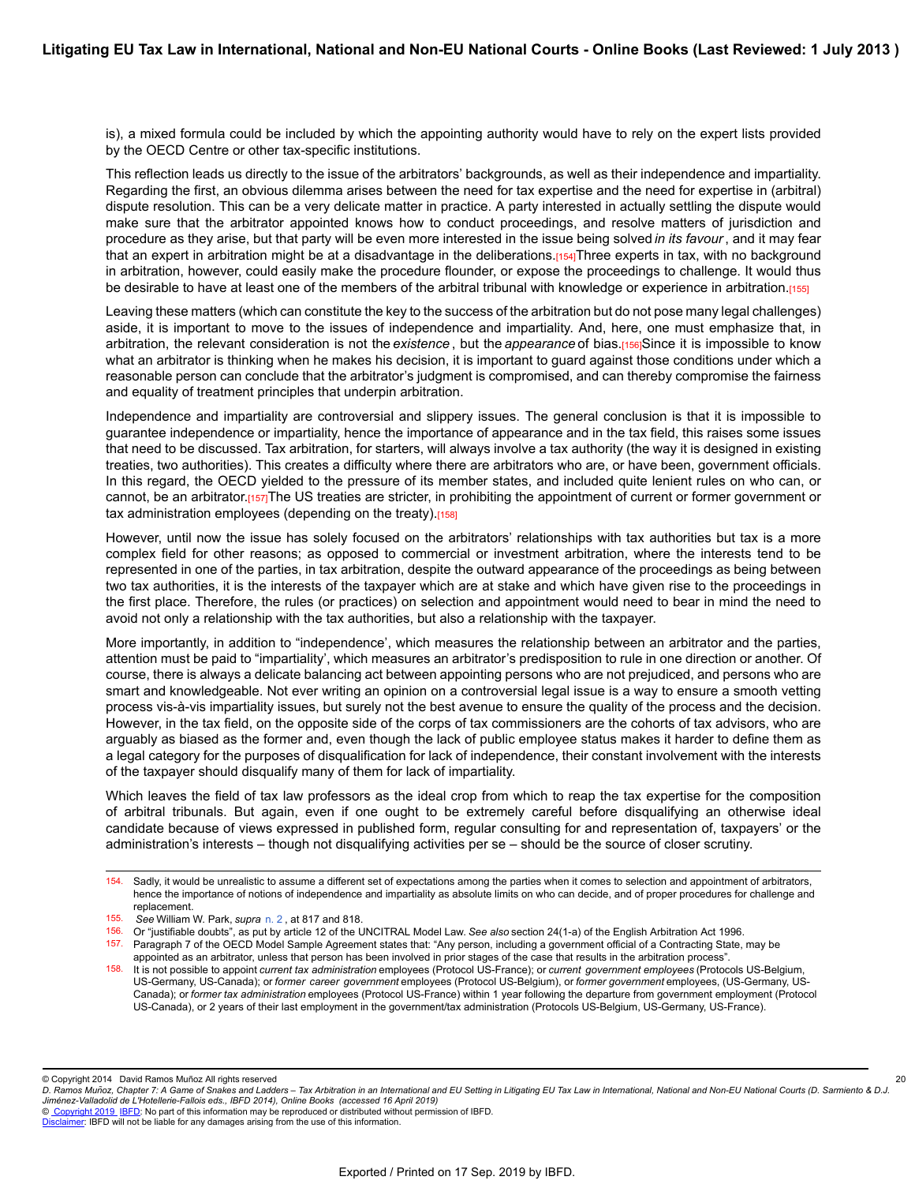is), a mixed formula could be included by which the appointing authority would have to rely on the expert lists provided by the OECD Centre or other tax-specific institutions.

This reflection leads us directly to the issue of the arbitrators' backgrounds, as well as their independence and impartiality. Regarding the first, an obvious dilemma arises between the need for tax expertise and the need for expertise in (arbitral) dispute resolution. This can be a very delicate matter in practice. A party interested in actually settling the dispute would make sure that the arbitrator appointed knows how to conduct proceedings, and resolve matters of jurisdiction and procedure as they arise, but that party will be even more interested in the issue being solved *in its favour*, and it may fear that an expert in arbitration might be at a disadvantage in the deliberations.[154] Three experts in tax, with no background in arbitration, however, could easily make the procedure flounder, or expose the proceedings to challenge. It would thus be desirable to have at least one of the members of the arbitral tribunal with knowledge or experience in arbitration.[155]

Leaving these matters (which can constitute the key to the success of the arbitration but do not pose many legal challenges) aside, it is important to move to the issues of independence and impartiality. And, here, one must emphasize that, in arbitration, the relevant consideration is not the *existence*, but the *appearance* of bias.[156] Since it is impossible to know what an arbitrator is thinking when he makes his decision, it is important to guard against those conditions under which a reasonable person can conclude that the arbitrator's judgment is compromised, and can thereby compromise the fairness and equality of treatment principles that underpin arbitration.

Independence and impartiality are controversial and slippery issues. The general conclusion is that it is impossible to guarantee independence or impartiality, hence the importance of appearance and in the tax field, this raises some issues that need to be discussed. Tax arbitration, for starters, will always involve a tax authority (the way it is designed in existing treaties, two authorities). This creates a difficulty where there are arbitrators who are, or have been, government officials. In this regard, the OECD yielded to the pressure of its member states, and included quite lenient rules on who can, or cannot, be an arbitrator.[157] The US treaties are stricter, in prohibiting the appointment of current or former government or tax administration employees (depending on the treaty).[158]

However, until now the issue has solely focused on the arbitrators' relationships with tax authorities but tax is a more complex field for other reasons; as opposed to commercial or investment arbitration, where the interests tend to be represented in one of the parties, in tax arbitration, despite the outward appearance of the proceedings as being between two tax authorities, it is the interests of the taxpayer which are at stake and which have given rise to the proceedings in the first place. Therefore, the rules (or practices) on selection and appointment would need to bear in mind the need to avoid not only a relationship with the tax authorities, but also a relationship with the taxpayer.

More importantly, in addition to "independence', which measures the relationship between an arbitrator and the parties, attention must be paid to "impartiality', which measures an arbitrator's predisposition to rule in one direction or another. Of course, there is always a delicate balancing act between appointing persons who are not prejudiced, and persons who are smart and knowledgeable. Not ever writing an opinion on a controversial legal issue is a way to ensure a smooth vetting process vis-à-vis impartiality issues, but surely not the best avenue to ensure the quality of the process and the decision. However, in the tax field, on the opposite side of the corps of tax commissioners are the cohorts of tax advisors, who are arguably as biased as the former and, even though the lack of public employee status makes it harder to define them as a legal category for the purposes of disqualification for lack of independence, their constant involvement with the interests of the taxpayer should disqualify many of them for lack of impartiality.

Which leaves the field of tax law professors as the ideal crop from which to reap the tax expertise for the composition of arbitral tribunals. But again, even if one ought to be extremely careful before disqualifying an otherwise ideal candidate because of views expressed in published form, regular consulting for and representation of, taxpayers' or the administration's interests – though not disqualifying activities per se – should be the source of closer scrutiny.

---

154. Sadly, it would be unrealistic to assume a different set of expectations among the parties when it comes to selection and appointment of arbitrators, hence the importance of notions of independence and impartiality as absolute limits on who can decide, and of proper procedures for challenge and replacement.

155. *See* William W. Park, *supra* n. 2, at 817 and 818.

156. Or "justifiable doubts", as put by article 12 of the UNCITRAL Model Law. *See also* section 24(1-a) of the English Arbitration Act 1996.

157. Paragraph 7 of the OECD Model Sample Agreement states that: "Any person, including a government official of a Contracting State, may be appointed as an arbitrator, unless that person has been involved in prior stages of the case that results in the arbitration process".

158. It is not possible to appoint *current tax administration* employees (Protocol US-France); or *current government employees* (Protocols US-Belgium, US-Germany, US-Canada); or *former career government* employees (Protocol US-Belgium), or *former government* employees, (US-Germany, US-Canada); or *former tax administration* employees (Protocol US-France) within 1 year following the departure from government employment (Protocol US-Canada), or 2 years of their last employment in the government/tax administration (Protocols US-Belgium, US-Germany, US-France).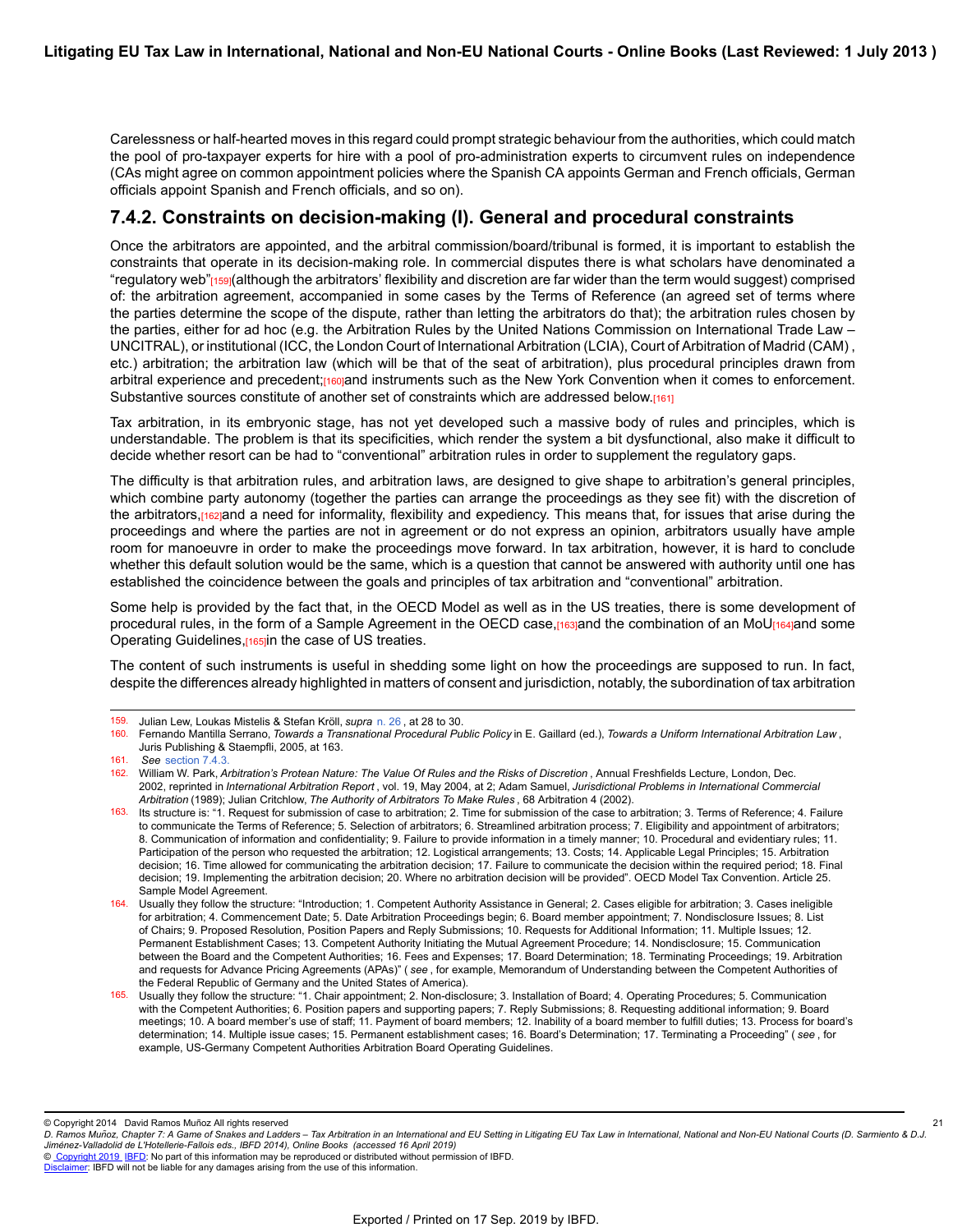Carelessness or half-hearted moves in this regard could prompt strategic behaviour from the authorities, which could match the pool of pro-taxpayer experts for hire with a pool of pro-administration experts to circumvent rules on independence (CAs might agree on common appointment policies where the Spanish CA appoints German and French officials, German officials appoint Spanish and French officials, and so on).

## 7.4.2. Constraints on decision-making (I). General and procedural constraints

Once the arbitrators are appointed, and the arbitral commission/board/tribunal is formed, it is important to establish the constraints that operate in its decision-making role. In commercial disputes there is what scholars have denominated a "regulatory web"[159](although the arbitrators' flexibility and discretion are far wider than the term would suggest) comprised of: the arbitration agreement, accompanied in some cases by the Terms of Reference (an agreed set of terms where the parties determine the scope of the dispute, rather than letting the arbitrators do that); the arbitration rules chosen by the parties, either for ad hoc (e.g. the Arbitration Rules by the United Nations Commission on International Trade Law – UNCITRAL), or institutional (ICC, the London Court of International Arbitration (LCIA), Court of Arbitration of Madrid (CAM) , etc.) arbitration; the arbitration law (which will be that of the seat of arbitration), plus procedural principles drawn from arbitral experience and precedent;[160]and instruments such as the New York Convention when it comes to enforcement. Substantive sources constitute of another set of constraints which are addressed below.[161]

Tax arbitration, in its embryonic stage, has not yet developed such a massive body of rules and principles, which is understandable. The problem is that its specificities, which render the system a bit dysfunctional, also make it difficult to decide whether resort can be had to "conventional" arbitration rules in order to supplement the regulatory gaps.

The difficulty is that arbitration rules, and arbitration laws, are designed to give shape to arbitration's general principles, which combine party autonomy (together the parties can arrange the proceedings as they see fit) with the discretion of the arbitrators,[162]and a need for informality, flexibility and expediency. This means that, for issues that arise during the proceedings and where the parties are not in agreement or do not express an opinion, arbitrators usually have ample room for manoeuvre in order to make the proceedings move forward. In tax arbitration, however, it is hard to conclude whether this default solution would be the same, which is a question that cannot be answered with authority until one has established the coincidence between the goals and principles of tax arbitration and "conventional" arbitration.

Some help is provided by the fact that, in the OECD Model as well as in the US treaties, there is some development of procedural rules, in the form of a Sample Agreement in the OECD case,[163]and the combination of an MoU[164]and some Operating Guidelines,[165]in the case of US treaties.

The content of such instruments is useful in shedding some light on how the proceedings are supposed to run. In fact, despite the differences already highlighted in matters of consent and jurisdiction, notably, the subordination of tax arbitration

---

159. Julian Lew, Loukas Mistelis & Stefan Kröll, *supra* n. 26 , at 28 to 30.

160. Fernando Mantilla Serrano, *Towards a Transnational Procedural Public Policy* in E. Gaillard (ed.), *Towards a Uniform International Arbitration Law* , Juris Publishing & Staempfli, 2005, at 163.

161. *See* section 7.4.3.

162. William W. Park, *Arbitration's Protean Nature: The Value Of Rules and the Risks of Discretion* , Annual Freshfields Lecture, London, Dec. 2002, reprinted in *International Arbitration Report* , vol. 19, May 2004, at 2; Adam Samuel, *Jurisdictional Problems in International Commercial Arbitration* (1989); Julian Critchlow, *The Authority of Arbitrators To Make Rules* , 68 Arbitration 4 (2002).

163. Its structure is: "1. Request for submission of case to arbitration; 2. Time for submission of the case to arbitration; 3. Terms of Reference; 4. Failure to communicate the Terms of Reference; 5. Selection of arbitrators; 6. Streamlined arbitration process; 7. Eligibility and appointment of arbitrators; 8. Communication of information and confidentiality; 9. Failure to provide information in a timely manner; 10. Procedural and evidentiary rules; 11. Participation of the person who requested the arbitration; 12. Logistical arrangements; 13. Costs; 14. Applicable Legal Principles; 15. Arbitration decision; 16. Time allowed for communicating the arbitration decision; 17. Failure to communicate the decision within the required period; 18. Final decision; 19. Implementing the arbitration decision; 20. Where no arbitration decision will be provided". OECD Model Tax Convention. Article 25. Sample Model Agreement.

164. Usually they follow the structure: "Introduction; 1. Competent Authority Assistance in General; 2. Cases eligible for arbitration; 3. Cases ineligible for arbitration; 4. Commencement Date; 5. Date Arbitration Proceedings begin; 6. Board member appointment; 7. Nondisclosure Issues; 8. List of Chairs; 9. Proposed Resolution, Position Papers and Reply Submissions; 10. Requests for Additional Information; 11. Multiple Issues; 12. Permanent Establishment Cases; 13. Competent Authority Initiating the Mutual Agreement Procedure; 14. Nondisclosure; 15. Communication between the Board and the Competent Authorities; 16. Fees and Expenses; 17. Board Determination; 18. Terminating Proceedings; 19. Arbitration and requests for Advance Pricing Agreements (APAs)" ( *see* , for example, Memorandum of Understanding between the Competent Authorities of the Federal Republic of Germany and the United States of America).

165. Usually they follow the structure: "1. Chair appointment; 2. Non-disclosure; 3. Installation of Board; 4. Operating Procedures; 5. Communication with the Competent Authorities; 6. Position papers and supporting papers; 7. Reply Submissions; 8. Requesting additional information; 9. Board meetings; 10. A board member's use of staff; 11. Payment of board members; 12. Inability of a board member to fulfill duties; 13. Process for board's determination; 14. Multiple issue cases; 15. Permanent establishment cases; 16. Board's Determination; 17. Terminating a Proceeding" ( *see* , for example, US-Germany Competent Authorities Arbitration Board Operating Guidelines.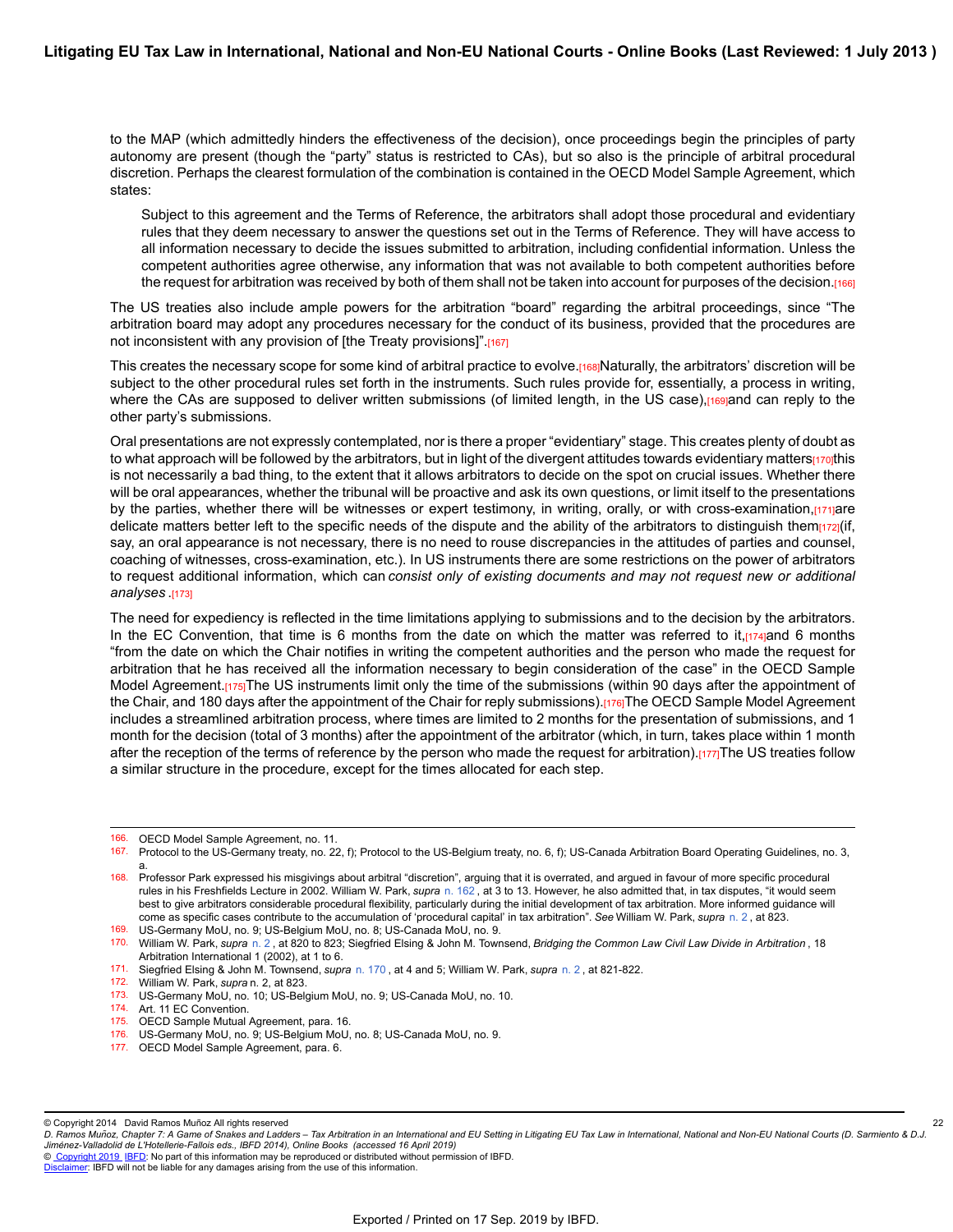to the MAP (which admittedly hinders the effectiveness of the decision), once proceedings begin the principles of party autonomy are present (though the "party" status is restricted to CAs), but so also is the principle of arbitral procedural discretion. Perhaps the clearest formulation of the combination is contained in the OECD Model Sample Agreement, which states:

> Subject to this agreement and the Terms of Reference, the arbitrators shall adopt those procedural and evidentiary rules that they deem necessary to answer the questions set out in the Terms of Reference. They will have access to all information necessary to decide the issues submitted to arbitration, including confidential information. Unless the competent authorities agree otherwise, any information that was not available to both competent authorities before the request for arbitration was received by both of them shall not be taken into account for purposes of the decision.[166]

The US treaties also include ample powers for the arbitration "board" regarding the arbitral proceedings, since "The arbitration board may adopt any procedures necessary for the conduct of its business, provided that the procedures are not inconsistent with any provision of [the Treaty provisions]".[167]

This creates the necessary scope for some kind of arbitral practice to evolve.[168] Naturally, the arbitrators' discretion will be subject to the other procedural rules set forth in the instruments. Such rules provide for, essentially, a process in writing, where the CAs are supposed to deliver written submissions (of limited length, in the US case),[169] and can reply to the other party's submissions.

Oral presentations are not expressly contemplated, nor is there a proper "evidentiary" stage. This creates plenty of doubt as to what approach will be followed by the arbitrators, but in light of the divergent attitudes towards evidentiary matters[170] this is not necessarily a bad thing, to the extent that it allows arbitrators to decide on the spot on crucial issues. Whether there will be oral appearances, whether the tribunal will be proactive and ask its own questions, or limit itself to the presentations by the parties, whether there will be witnesses or expert testimony, in writing, orally, or with cross-examination,[171] are delicate matters better left to the specific needs of the dispute and the ability of the arbitrators to distinguish them[172] (if, say, an oral appearance is not necessary, there is no need to rouse discrepancies in the attitudes of parties and counsel, coaching of witnesses, cross-examination, etc.). In US instruments there are some restrictions on the power of arbitrators to request additional information, which can *consist only of existing documents and may not request new or additional analyses*.[173]

The need for expediency is reflected in the time limitations applying to submissions and to the decision by the arbitrators. In the EC Convention, that time is 6 months from the date on which the matter was referred to it,[174] and 6 months "from the date on which the Chair notifies in writing the competent authorities and the person who made the request for arbitration that he has received all the information necessary to begin consideration of the case" in the OECD Sample Model Agreement.[175] The US instruments limit only the time of the submissions (within 90 days after the appointment of the Chair, and 180 days after the appointment of the Chair for reply submissions).[176] The OECD Sample Model Agreement includes a streamlined arbitration process, where times are limited to 2 months for the presentation of submissions, and 1 month for the decision (total of 3 months) after the appointment of the arbitrator (which, in turn, takes place within 1 month after the reception of the terms of reference by the person who made the request for arbitration).[177] The US treaties follow a similar structure in the procedure, except for the times allocated for each step.

---

166. OECD Model Sample Agreement, no. 11.
167. Protocol to the US-Germany treaty, no. 22, f); Protocol to the US-Belgium treaty, no. 6, f); US-Canada Arbitration Board Operating Guidelines, no. 3, a.
168. Professor Park expressed his misgivings about arbitral "discretion", arguing that it is overrated, and argued in favour of more specific procedural rules in his Freshfields Lecture in 2002. William W. Park, *supra* n. 162, at 3 to 13. However, he also admitted that, in tax disputes, "it would seem best to give arbitrators considerable procedural flexibility, particularly during the initial development of tax arbitration. More informed guidance will come as specific cases contribute to the accumulation of 'procedural capital' in tax arbitration". *See* William W. Park, *supra* n. 2, at 823.
169. US-Germany MoU, no. 9; US-Belgium MoU, no. 8; US-Canada MoU, no. 9.
170. William W. Park, *supra* n. 2, at 820 to 823; Siegfried Elsing & John M. Townsend, *Bridging the Common Law Civil Law Divide in Arbitration*, 18 Arbitration International 1 (2002), at 1 to 6.
171. Siegfried Elsing & John M. Townsend, *supra* n. 170, at 4 and 5; William W. Park, *supra* n. 2, at 821-822.
172. William W. Park, *supra* n. 2, at 823.
173. US-Germany MoU, no. 10; US-Belgium MoU, no. 9; US-Canada MoU, no. 10.
174. Art. 11 EC Convention.
175. OECD Sample Mutual Agreement, para. 16.
176. US-Germany MoU, no. 9; US-Belgium MoU, no. 8; US-Canada MoU, no. 9.
177. OECD Model Sample Agreement, para. 6.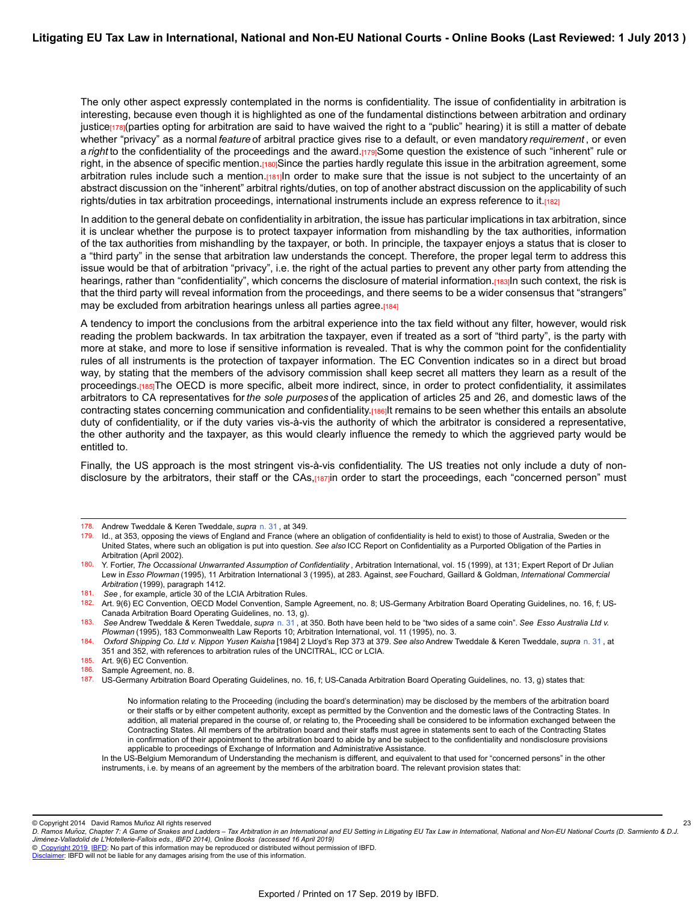The only other aspect expressly contemplated in the norms is confidentiality. The issue of confidentiality in arbitration is interesting, because even though it is highlighted as one of the fundamental distinctions between arbitration and ordinary justice[178](parties opting for arbitration are said to have waived the right to a "public" hearing) it is still a matter of debate whether "privacy" as a normal *feature* of arbitral practice gives rise to a default, or even mandatory *requirement* , or even a *right* to the confidentiality of the proceedings and the award.[179]Some question the existence of such "inherent" rule or right, in the absence of specific mention.[180]Since the parties hardly regulate this issue in the arbitration agreement, some arbitration rules include such a mention.[181]In order to make sure that the issue is not subject to the uncertainty of an abstract discussion on the "inherent" arbitral rights/duties, on top of another abstract discussion on the applicability of such rights/duties in tax arbitration proceedings, international instruments include an express reference to it.[182]

In addition to the general debate on confidentiality in arbitration, the issue has particular implications in tax arbitration, since it is unclear whether the purpose is to protect taxpayer information from mishandling by the tax authorities, information of the tax authorities from mishandling by the taxpayer, or both. In principle, the taxpayer enjoys a status that is closer to a "third party" in the sense that arbitration law understands the concept. Therefore, the proper legal term to address this issue would be that of arbitration "privacy", i.e. the right of the actual parties to prevent any other party from attending the hearings, rather than "confidentiality", which concerns the disclosure of material information.[183]In such context, the risk is that the third party will reveal information from the proceedings, and there seems to be a wider consensus that "strangers" may be excluded from arbitration hearings unless all parties agree.[184]

A tendency to import the conclusions from the arbitral experience into the tax field without any filter, however, would risk reading the problem backwards. In tax arbitration the taxpayer, even if treated as a sort of "third party", is the party with more at stake, and more to lose if sensitive information is revealed. That is why the common point for the confidentiality rules of all instruments is the protection of taxpayer information. The EC Convention indicates so in a direct but broad way, by stating that the members of the advisory commission shall keep secret all matters they learn as a result of the proceedings.[185]The OECD is more specific, albeit more indirect, since, in order to protect confidentiality, it assimilates arbitrators to CA representatives for *the sole purposes* of the application of articles 25 and 26, and domestic laws of the contracting states concerning communication and confidentiality.[186]It remains to be seen whether this entails an absolute duty of confidentiality, or if the duty varies vis-à-vis the authority of which the arbitrator is considered a representative, the other authority and the taxpayer, as this would clearly influence the remedy to which the aggrieved party would be entitled to.

Finally, the US approach is the most stringent vis-à-vis confidentiality. The US treaties not only include a duty of non-disclosure by the arbitrators, their staff or the CAs,[187]in order to start the proceedings, each "concerned person" must

---

178. Andrew Tweddale & Keren Tweddale, *supra* n. 31 , at 349.

179. Id., at 353, opposing the views of England and France (where an obligation of confidentiality is held to exist) to those of Australia, Sweden or the United States, where such an obligation is put into question. *See also* ICC Report on Confidentiality as a Purported Obligation of the Parties in Arbitration (April 2002).

180. Y. Fortier, *The Occassional Unwarranted Assumption of Confidentiality* , Arbitration International, vol. 15 (1999), at 131; Expert Report of Dr Julian Lew in *Esso Plowman* (1995), 11 Arbitration International 3 (1995), at 283. Against, *see* Fouchard, Gaillard & Goldman, *International Commercial Arbitration* (1999), paragraph 1412.

181. *See* , for example, article 30 of the LCIA Arbitration Rules.

182. Art. 9(6) EC Convention, OECD Model Convention, Sample Agreement, no. 8; US-Germany Arbitration Board Operating Guidelines, no. 16, f; US-Canada Arbitration Board Operating Guidelines, no. 13, g).

183. *See* Andrew Tweddale & Keren Tweddale, *supra* n. 31 , at 350. Both have been held to be "two sides of a same coin". *See Esso Australia Ltd v. Plowman* (1995), 183 Commonwealth Law Reports 10; Arbitration International, vol. 11 (1995), no. 3.

184. *Oxford Shipping Co. Ltd v. Nippon Yusen Kaisha* [1984] 2 Lloyd's Rep 373 at 379. *See also* Andrew Tweddale & Keren Tweddale, *supra* n. 31 , at 351 and 352, with references to arbitration rules of the UNCITRAL, ICC or LCIA.

185. Art. 9(6) EC Convention.

186. Sample Agreement, no. 8.

187. US-Germany Arbitration Board Operating Guidelines, no. 16, f; US-Canada Arbitration Board Operating Guidelines, no. 13, g) states that:

> No information relating to the Proceeding (including the board's determination) may be disclosed by the members of the arbitration board or their staffs or by either competent authority, except as permitted by the Convention and the domestic laws of the Contracting States. In addition, all material prepared in the course of, or relating to, the Proceeding shall be considered to be information exchanged between the Contracting States. All members of the arbitration board and their staffs must agree in statements sent to each of the Contracting States in confirmation of their appointment to the arbitration board to abide by and be subject to the confidentiality and nondisclosure provisions applicable to proceedings of Exchange of Information and Administrative Assistance.

In the US-Belgium Memorandum of Understanding the mechanism is different, and equivalent to that used for "concerned persons" in the other instruments, i.e. by means of an agreement by the members of the arbitration board. The relevant provision states that: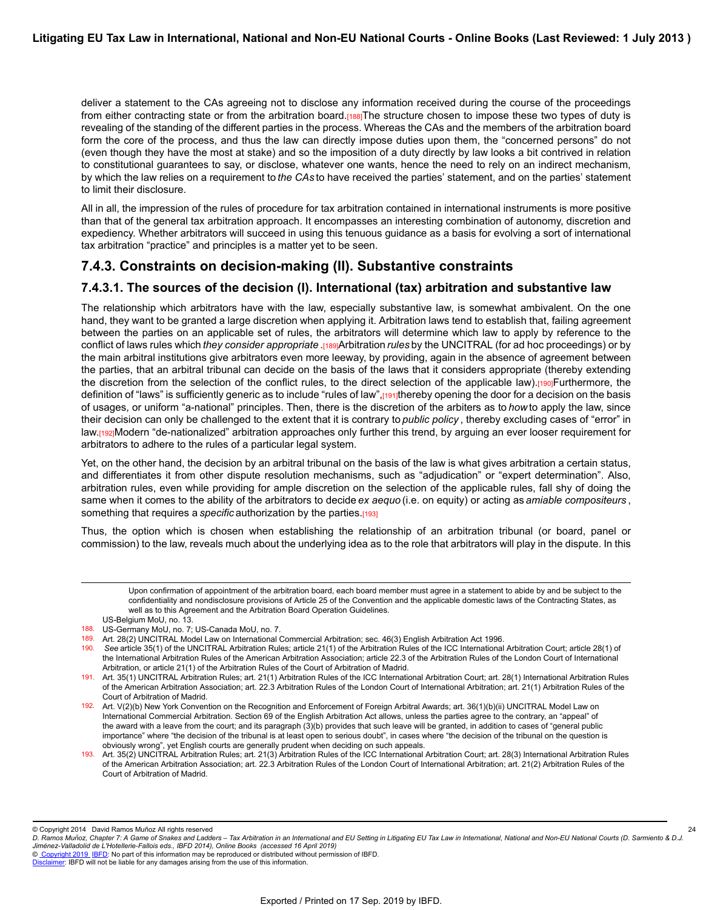deliver a statement to the CAs agreeing not to disclose any information received during the course of the proceedings from either contracting state or from the arbitration board.[188] The structure chosen to impose these two types of duty is revealing of the standing of the different parties in the process. Whereas the CAs and the members of the arbitration board form the core of the process, and thus the law can directly impose duties upon them, the "concerned persons" do not (even though they have the most at stake) and so the imposition of a duty directly by law looks a bit contrived in relation to constitutional guarantees to say, or disclose, whatever one wants, hence the need to rely on an indirect mechanism, by which the law relies on a requirement to *the CAs* to have received the parties' statement, and on the parties' statement to limit their disclosure.

All in all, the impression of the rules of procedure for tax arbitration contained in international instruments is more positive than that of the general tax arbitration approach. It encompasses an interesting combination of autonomy, discretion and expediency. Whether arbitrators will succeed in using this tenuous guidance as a basis for evolving a sort of international tax arbitration "practice" and principles is a matter yet to be seen.

## 7.4.3. Constraints on decision-making (II). Substantive constraints

### 7.4.3.1. The sources of the decision (I). International (tax) arbitration and substantive law

The relationship which arbitrators have with the law, especially substantive law, is somewhat ambivalent. On the one hand, they want to be granted a large discretion when applying it. Arbitration laws tend to establish that, failing agreement between the parties on an applicable set of rules, the arbitrators will determine which law to apply by reference to the conflict of laws rules which *they consider appropriate*.[189] Arbitration *rules* by the UNCITRAL (for ad hoc proceedings) or by the main arbitral institutions give arbitrators even more leeway, by providing, again in the absence of agreement between the parties, that an arbitral tribunal can decide on the basis of the laws that it considers appropriate (thereby extending the discretion from the selection of the conflict rules, to the direct selection of the applicable law).[190] Furthermore, the definition of "laws" is sufficiently generic as to include "rules of law",[191] thereby opening the door for a decision on the basis of usages, or uniform "a-national" principles. Then, there is the discretion of the arbiters as to *how* to apply the law, since their decision can only be challenged to the extent that it is contrary to *public policy*, thereby excluding cases of "error" in law.[192] Modern "de-nationalized" arbitration approaches only further this trend, by arguing an ever looser requirement for arbitrators to adhere to the rules of a particular legal system.

Yet, on the other hand, the decision by an arbitral tribunal on the basis of the law is what gives arbitration a certain status, and differentiates it from other dispute resolution mechanisms, such as "adjudication" or "expert determination". Also, arbitration rules, even while providing for ample discretion on the selection of the applicable rules, fall shy of doing the same when it comes to the ability of the arbitrators to decide *ex aequo* (i.e. on equity) or acting as *amiable compositeurs*, something that requires a *specific* authorization by the parties.[193]

Thus, the option which is chosen when establishing the relationship of an arbitration tribunal (or board, panel or commission) to the law, reveals much about the underlying idea as to the role that arbitrators will play in the dispute. In this

---

Upon confirmation of appointment of the arbitration board, each board member must agree in a statement to abide by and be subject to the confidentiality and nondisclosure provisions of Article 25 of the Convention and the applicable domestic laws of the Contracting States, as well as to this Agreement and the Arbitration Board Operation Guidelines.

US-Belgium MoU, no. 13.

188. US-Germany MoU, no. 7; US-Canada MoU, no. 7.

189. Art. 28(2) UNCITRAL Model Law on International Commercial Arbitration; sec. 46(3) English Arbitration Act 1996.

190. *See* article 35(1) of the UNCITRAL Arbitration Rules; article 21(1) of the Arbitration Rules of the ICC International Arbitration Court; article 28(1) of the International Arbitration Rules of the American Arbitration Association; article 22.3 of the Arbitration Rules of the London Court of International Arbitration, or article 21(1) of the Arbitration Rules of the Court of Arbitration of Madrid.

191. Art. 35(1) UNCITRAL Arbitration Rules; art. 21(1) Arbitration Rules of the ICC International Arbitration Court; art. 28(1) International Arbitration Rules of the American Arbitration Association; art. 22.3 Arbitration Rules of the London Court of International Arbitration; art. 21(1) Arbitration Rules of the Court of Arbitration of Madrid.

192. Art. V(2)(b) New York Convention on the Recognition and Enforcement of Foreign Arbitral Awards; art. 36(1)(b)(ii) UNCITRAL Model Law on International Commercial Arbitration. Section 69 of the English Arbitration Act allows, unless the parties agree to the contrary, an "appeal" of the award with a leave from the court; and its paragraph (3)(b) provides that such leave will be granted, in addition to cases of "general public importance" where "the decision of the tribunal is at least open to serious doubt", in cases where "the decision of the tribunal on the question is obviously wrong", yet English courts are generally prudent when deciding on such appeals.

193. Art. 35(2) UNCITRAL Arbitration Rules; art. 21(3) Arbitration Rules of the ICC International Arbitration Court; art. 28(3) International Arbitration Rules of the American Arbitration Association; art. 22.3 Arbitration Rules of the London Court of International Arbitration; art. 21(2) Arbitration Rules of the Court of Arbitration of Madrid.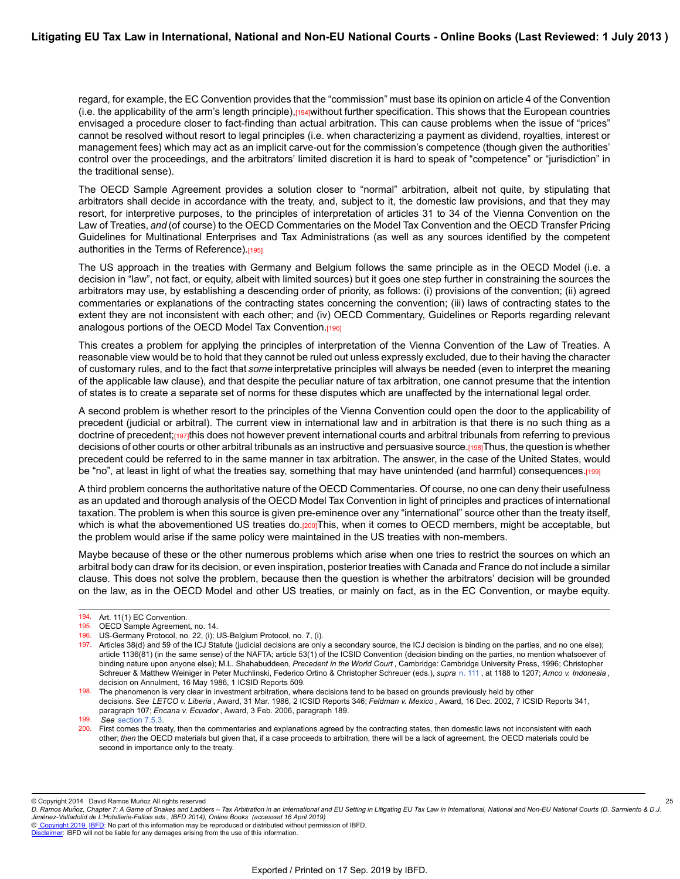regard, for example, the EC Convention provides that the "commission" must base its opinion on article 4 of the Convention (i.e. the applicability of the arm's length principle),[194] without further specification. This shows that the European countries envisaged a procedure closer to fact-finding than actual arbitration. This can cause problems when the issue of "prices" cannot be resolved without resort to legal principles (i.e. when characterizing a payment as dividend, royalties, interest or management fees) which may act as an implicit carve-out for the commission's competence (though given the authorities' control over the proceedings, and the arbitrators' limited discretion it is hard to speak of "competence" or "jurisdiction" in the traditional sense).

The OECD Sample Agreement provides a solution closer to "normal" arbitration, albeit not quite, by stipulating that arbitrators shall decide in accordance with the treaty, and, subject to it, the domestic law provisions, and that they may resort, for interpretive purposes, to the principles of interpretation of articles 31 to 34 of the Vienna Convention on the Law of Treaties, *and* (of course) to the OECD Commentaries on the Model Tax Convention and the OECD Transfer Pricing Guidelines for Multinational Enterprises and Tax Administrations (as well as any sources identified by the competent authorities in the Terms of Reference).[195]

The US approach in the treaties with Germany and Belgium follows the same principle as in the OECD Model (i.e. a decision in "law", not fact, or equity, albeit with limited sources) but it goes one step further in constraining the sources the arbitrators may use, by establishing a descending order of priority, as follows: (i) provisions of the convention; (ii) agreed commentaries or explanations of the contracting states concerning the convention; (iii) laws of contracting states to the extent they are not inconsistent with each other; and (iv) OECD Commentary, Guidelines or Reports regarding relevant analogous portions of the OECD Model Tax Convention.[196]

This creates a problem for applying the principles of interpretation of the Vienna Convention of the Law of Treaties. A reasonable view would be to hold that they cannot be ruled out unless expressly excluded, due to their having the character of customary rules, and to the fact that *some* interpretative principles will always be needed (even to interpret the meaning of the applicable law clause), and that despite the peculiar nature of tax arbitration, one cannot presume that the intention of states is to create a separate set of norms for these disputes which are unaffected by the international legal order.

A second problem is whether resort to the principles of the Vienna Convention could open the door to the applicability of precedent (judicial or arbitral). The current view in international law and in arbitration is that there is no such thing as a doctrine of precedent;[197] this does not however prevent international courts and arbitral tribunals from referring to previous decisions of other courts or other arbitral tribunals as an instructive and persuasive source.[198] Thus, the question is whether precedent could be referred to in the same manner in tax arbitration. The answer, in the case of the United States, would be "no", at least in light of what the treaties say, something that may have unintended (and harmful) consequences.[199]

A third problem concerns the authoritative nature of the OECD Commentaries. Of course, no one can deny their usefulness as an updated and thorough analysis of the OECD Model Tax Convention in light of principles and practices of international taxation. The problem is when this source is given pre-eminence over any "international" source other than the treaty itself, which is what the abovementioned US treaties do.[200] This, when it comes to OECD members, might be acceptable, but the problem would arise if the same policy were maintained in the US treaties with non-members.

Maybe because of these or the other numerous problems which arise when one tries to restrict the sources on which an arbitral body can draw for its decision, or even inspiration, posterior treaties with Canada and France do not include a similar clause. This does not solve the problem, because then the question is whether the arbitrators' decision will be grounded on the law, as in the OECD Model and other US treaties, or mainly on fact, as in the EC Convention, or maybe equity.

---

194. Art. 11(1) EC Convention.
195. OECD Sample Agreement, no. 14.
196. US-Germany Protocol, no. 22, (i); US-Belgium Protocol, no. 7, (i).
197. Articles 38(d) and 59 of the ICJ Statute (judicial decisions are only a secondary source, the ICJ decision is binding on the parties, and no one else); article 1136(81) (in the same sense) of the NAFTA; article 53(1) of the ICSID Convention (decision binding on the parties, no mention whatsoever of binding nature upon anyone else); M.L. Shahabuddeen, *Precedent in the World Court* , Cambridge: Cambridge University Press, 1996; Christopher Schreuer & Matthew Weiniger in Peter Muchlinski, Federico Ortino & Christopher Schreuer (eds.), *supra* n. 111 , at 1188 to 1207; *Amco v. Indonesia* , decision on Annulment, 16 May 1986, 1 ICSID Reports 509.
198. The phenomenon is very clear in investment arbitration, where decisions tend to be based on grounds previously held by other decisions. *See LETCO v. Liberia* , Award, 31 Mar. 1986, 2 ICSID Reports 346; *Feldman v. Mexico* , Award, 16 Dec. 2002, 7 ICSID Reports 341, paragraph 107; *Encana v. Ecuador* , Award, 3 Feb. 2006, paragraph 189.
199. *See* section 7.5.3.
200. First comes the treaty, then the commentaries and explanations agreed by the contracting states, then domestic laws not inconsistent with each other; *then* the OECD materials but given that, if a case proceeds to arbitration, there will be a lack of agreement, the OECD materials could be second in importance only to the treaty.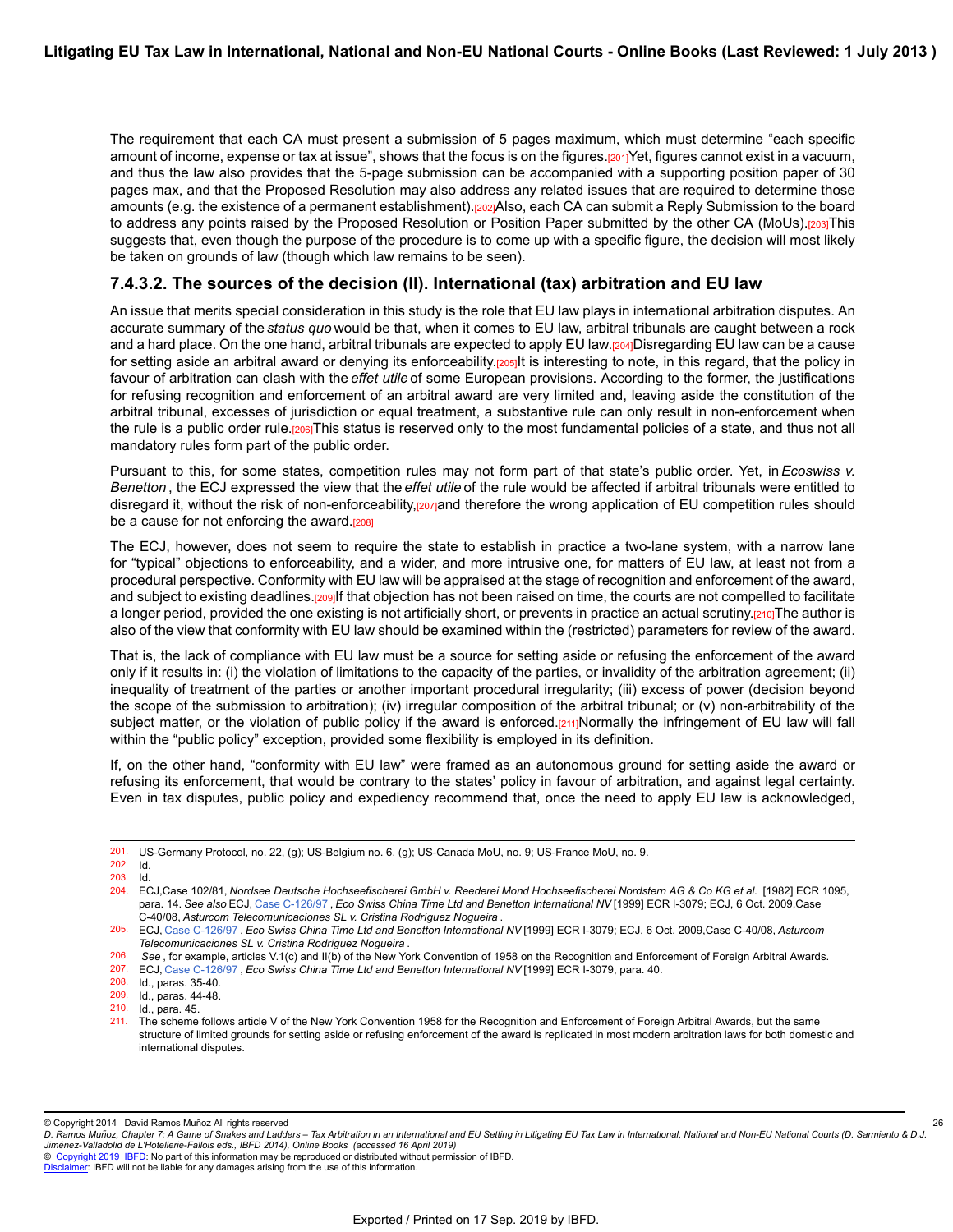The requirement that each CA must present a submission of 5 pages maximum, which must determine "each specific amount of income, expense or tax at issue", shows that the focus is on the figures.[201] Yet, figures cannot exist in a vacuum, and thus the law also provides that the 5-page submission can be accompanied with a supporting position paper of 30 pages max, and that the Proposed Resolution may also address any related issues that are required to determine those amounts (e.g. the existence of a permanent establishment).[202] Also, each CA can submit a Reply Submission to the board to address any points raised by the Proposed Resolution or Position Paper submitted by the other CA (MoUs).[203] This suggests that, even though the purpose of the procedure is to come up with a specific figure, the decision will most likely be taken on grounds of law (though which law remains to be seen).

### 7.4.3.2. The sources of the decision (II). International (tax) arbitration and EU law

An issue that merits special consideration in this study is the role that EU law plays in international arbitration disputes. An accurate summary of the *status quo* would be that, when it comes to EU law, arbitral tribunals are caught between a rock and a hard place. On the one hand, arbitral tribunals are expected to apply EU law.[204] Disregarding EU law can be a cause for setting aside an arbitral award or denying its enforceability.[205] It is interesting to note, in this regard, that the policy in favour of arbitration can clash with the *effet utile* of some European provisions. According to the former, the justifications for refusing recognition and enforcement of an arbitral award are very limited and, leaving aside the constitution of the arbitral tribunal, excesses of jurisdiction or equal treatment, a substantive rule can only result in non-enforcement when the rule is a public order rule.[206] This status is reserved only to the most fundamental policies of a state, and thus not all mandatory rules form part of the public order.

Pursuant to this, for some states, competition rules may not form part of that state's public order. Yet, in *Ecoswiss v. Benetton*, the ECJ expressed the view that the *effet utile* of the rule would be affected if arbitral tribunals were entitled to disregard it, without the risk of non-enforceability,[207] and therefore the wrong application of EU competition rules should be a cause for not enforcing the award.[208]

The ECJ, however, does not seem to require the state to establish in practice a two-lane system, with a narrow lane for "typical" objections to enforceability, and a wider, and more intrusive one, for matters of EU law, at least not from a procedural perspective. Conformity with EU law will be appraised at the stage of recognition and enforcement of the award, and subject to existing deadlines.[209] If that objection has not been raised on time, the courts are not compelled to facilitate a longer period, provided the one existing is not artificially short, or prevents in practice an actual scrutiny.[210] The author is also of the view that conformity with EU law should be examined within the (restricted) parameters for review of the award.

That is, the lack of compliance with EU law must be a source for setting aside or refusing the enforcement of the award only if it results in: (i) the violation of limitations to the capacity of the parties, or invalidity of the arbitration agreement; (ii) inequality of treatment of the parties or another important procedural irregularity; (iii) excess of power (decision beyond the scope of the submission to arbitration); (iv) irregular composition of the arbitral tribunal; or (v) non-arbitrability of the subject matter, or the violation of public policy if the award is enforced.[211] Normally the infringement of EU law will fall within the "public policy" exception, provided some flexibility is employed in its definition.

If, on the other hand, "conformity with EU law" were framed as an autonomous ground for setting aside the award or refusing its enforcement, that would be contrary to the states' policy in favour of arbitration, and against legal certainty. Even in tax disputes, public policy and expediency recommend that, once the need to apply EU law is acknowledged,

---

201. US-Germany Protocol, no. 22, (g); US-Belgium no. 6, (g); US-Canada MoU, no. 9; US-France MoU, no. 9.
202. Id.
203. Id.
204. ECJ, Case 102/81, *Nordsee Deutsche Hochseefischerei GmbH v. Reederei Mond Hochseefischerei Nordstern AG & Co KG et al.* [1982] ECR 1095, para. 14. *See also* ECJ, Case C-126/97, *Eco Swiss China Time Ltd and Benetton International NV* [1999] ECR I-3079; ECJ, 6 Oct. 2009, Case C-40/08, *Asturcom Telecomunicaciones SL v. Cristina Rodríguez Nogueira*.
205. ECJ, Case C-126/97, *Eco Swiss China Time Ltd and Benetton International NV* [1999] ECR I-3079; ECJ, 6 Oct. 2009, Case C-40/08, *Asturcom Telecomunicaciones SL v. Cristina Rodríguez Nogueira*.
206. *See*, for example, articles V.1(c) and II(b) of the New York Convention of 1958 on the Recognition and Enforcement of Foreign Arbitral Awards.
207. ECJ, Case C-126/97, *Eco Swiss China Time Ltd and Benetton International NV* [1999] ECR I-3079, para. 40.
208. Id., paras. 35-40.
209. Id., paras. 44-48.
210. Id., para. 45.
211. The scheme follows article V of the New York Convention 1958 for the Recognition and Enforcement of Foreign Arbitral Awards, but the same structure of limited grounds for setting aside or refusing enforcement of the award is replicated in most modern arbitration laws for both domestic and international disputes.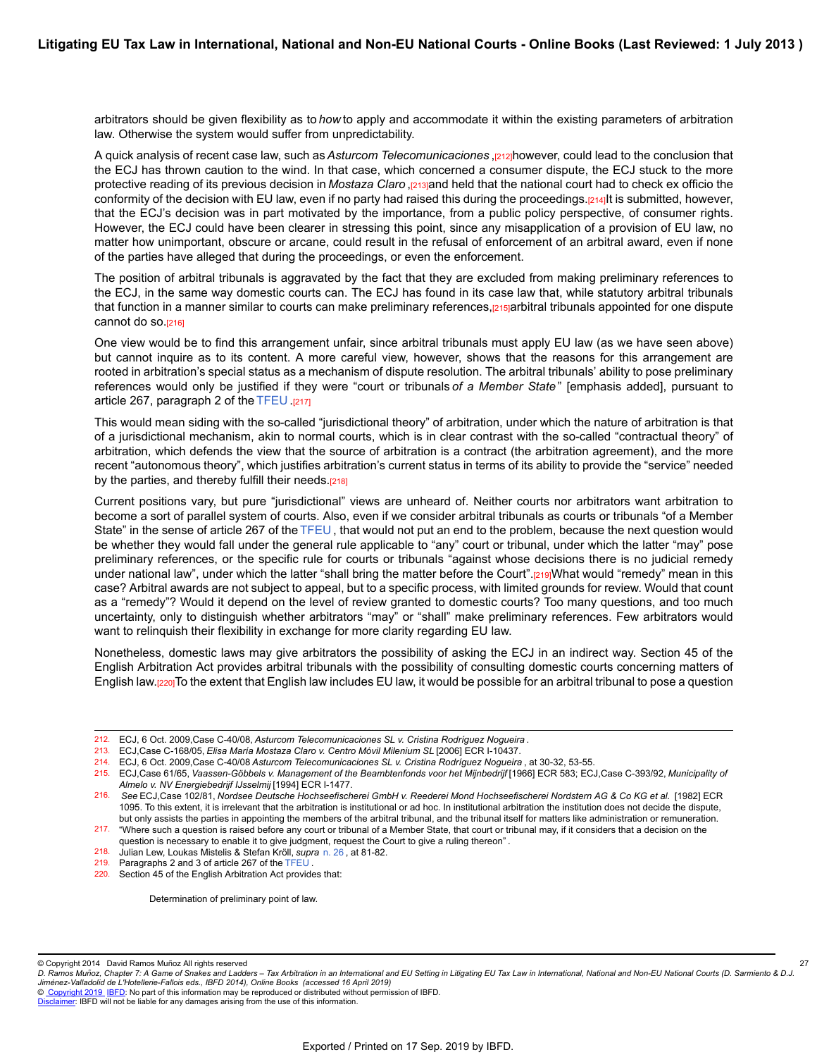arbitrators should be given flexibility as to *how* to apply and accommodate it within the existing parameters of arbitration law. Otherwise the system would suffer from unpredictability.

A quick analysis of recent case law, such as *Asturcom Telecomunicaciones* ,[212] however, could lead to the conclusion that the ECJ has thrown caution to the wind. In that case, which concerned a consumer dispute, the ECJ stuck to the more protective reading of its previous decision in *Mostaza Claro* ,[213] and held that the national court had to check ex officio the conformity of the decision with EU law, even if no party had raised this during the proceedings.[214] It is submitted, however, that the ECJ's decision was in part motivated by the importance, from a public policy perspective, of consumer rights. However, the ECJ could have been clearer in stressing this point, since any misapplication of a provision of EU law, no matter how unimportant, obscure or arcane, could result in the refusal of enforcement of an arbitral award, even if none of the parties have alleged that during the proceedings, or even the enforcement.

The position of arbitral tribunals is aggravated by the fact that they are excluded from making preliminary references to the ECJ, in the same way domestic courts can. The ECJ has found in its case law that, while statutory arbitral tribunals that function in a manner similar to courts can make preliminary references,[215] arbitral tribunals appointed for one dispute cannot do so.[216]

One view would be to find this arrangement unfair, since arbitral tribunals must apply EU law (as we have seen above) but cannot inquire as to its content. A more careful view, however, shows that the reasons for this arrangement are rooted in arbitration's special status as a mechanism of dispute resolution. The arbitral tribunals' ability to pose preliminary references would only be justified if they were "court or tribunals *of a Member State* " [emphasis added], pursuant to article 267, paragraph 2 of the TFEU .[217]

This would mean siding with the so-called "jurisdictional theory" of arbitration, under which the nature of arbitration is that of a jurisdictional mechanism, akin to normal courts, which is in clear contrast with the so-called "contractual theory" of arbitration, which defends the view that the source of arbitration is a contract (the arbitration agreement), and the more recent "autonomous theory", which justifies arbitration's current status in terms of its ability to provide the "service" needed by the parties, and thereby fulfill their needs.[218]

Current positions vary, but pure "jurisdictional" views are unheard of. Neither courts nor arbitrators want arbitration to become a sort of parallel system of courts. Also, even if we consider arbitral tribunals as courts or tribunals "of a Member State" in the sense of article 267 of the TFEU , that would not put an end to the problem, because the next question would be whether they would fall under the general rule applicable to "any" court or tribunal, under which the latter "may" pose preliminary references, or the specific rule for courts or tribunals "against whose decisions there is no judicial remedy under national law", under which the latter "shall bring the matter before the Court".[219] What would "remedy" mean in this case? Arbitral awards are not subject to appeal, but to a specific process, with limited grounds for review. Would that count as a "remedy"? Would it depend on the level of review granted to domestic courts? Too many questions, and too much uncertainty, only to distinguish whether arbitrators "may" or "shall" make preliminary references. Few arbitrators would want to relinquish their flexibility in exchange for more clarity regarding EU law.

Nonetheless, domestic laws may give arbitrators the possibility of asking the ECJ in an indirect way. Section 45 of the English Arbitration Act provides arbitral tribunals with the possibility of consulting domestic courts concerning matters of English law.[220] To the extent that English law includes EU law, it would be possible for an arbitral tribunal to pose a question

---

212. ECJ, 6 Oct. 2009,Case C-40/08, *Asturcom Telecomunicaciones SL v. Cristina Rodríguez Nogueira* .

213. ECJ,Case C-168/05, *Elisa María Mostaza Claro v. Centro Móvil Milenium SL* [2006] ECR I-10437.

214. ECJ, 6 Oct. 2009,Case C-40/08 *Asturcom Telecomunicaciones SL v. Cristina Rodríguez Nogueira* , at 30-32, 53-55.

215. ECJ,Case 61/65, *Vaassen-Göbbels v. Management of the Beambtenfonds voor het Mijnbedrijf* [1966] ECR 583; ECJ,Case C-393/92, *Municipality of Almelo v. NV Energiebedrijf IJsselmij* [1994] ECR I-1477.

216. *See* ECJ,Case 102/81, *Nordsee Deutsche Hochseefischerei GmbH v. Reederei Mond Hochseefischerei Nordstern AG & Co KG et al.* [1982] ECR 1095. To this extent, it is irrelevant that the arbitration is institutional or ad hoc. In institutional arbitration the institution does not decide the dispute, but only assists the parties in appointing the members of the arbitral tribunal, and the tribunal itself for matters like administration or remuneration.

217. "Where such a question is raised before any court or tribunal of a Member State, that court or tribunal may, if it considers that a decision on the question is necessary to enable it to give judgment, request the Court to give a ruling thereon" .

218. Julian Lew, Loukas Mistelis & Stefan Kröll, *supra* n. 26 , at 81-82.

219. Paragraphs 2 and 3 of article 267 of the TFEU .

220. Section 45 of the English Arbitration Act provides that:

Determination of preliminary point of law.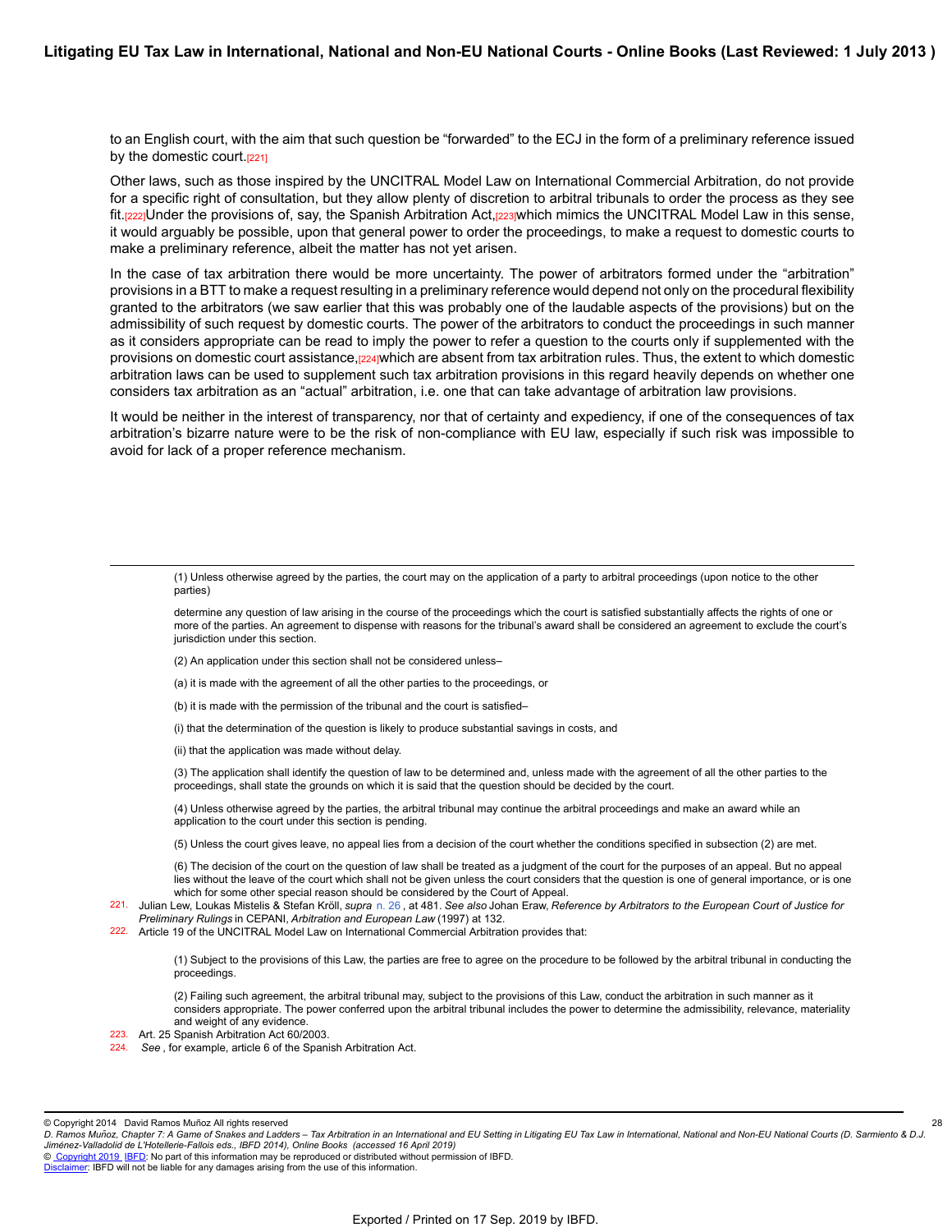to an English court, with the aim that such question be “forwarded” to the ECJ in the form of a preliminary reference issued by the domestic court.[221]

Other laws, such as those inspired by the UNCITRAL Model Law on International Commercial Arbitration, do not provide for a specific right of consultation, but they allow plenty of discretion to arbitral tribunals to order the process as they see fit.[222]Under the provisions of, say, the Spanish Arbitration Act,[223]which mimics the UNCITRAL Model Law in this sense, it would arguably be possible, upon that general power to order the proceedings, to make a request to domestic courts to make a preliminary reference, albeit the matter has not yet arisen.

In the case of tax arbitration there would be more uncertainty. The power of arbitrators formed under the “arbitration” provisions in a BTT to make a request resulting in a preliminary reference would depend not only on the procedural flexibility granted to the arbitrators (we saw earlier that this was probably one of the laudable aspects of the provisions) but on the admissibility of such request by domestic courts. The power of the arbitrators to conduct the proceedings in such manner as it considers appropriate can be read to imply the power to refer a question to the courts only if supplemented with the provisions on domestic court assistance,[224]which are absent from tax arbitration rules. Thus, the extent to which domestic arbitration laws can be used to supplement such tax arbitration provisions in this regard heavily depends on whether one considers tax arbitration as an “actual” arbitration, i.e. one that can take advantage of arbitration law provisions.

It would be neither in the interest of transparency, nor that of certainty and expediency, if one of the consequences of tax arbitration’s bizarre nature were to be the risk of non-compliance with EU law, especially if such risk was impossible to avoid for lack of a proper reference mechanism.

---

> (1) Unless otherwise agreed by the parties, the court may on the application of a party to arbitral proceedings (upon notice to the other parties)
>
> determine any question of law arising in the course of the proceedings which the court is satisfied substantially affects the rights of one or more of the parties. An agreement to dispense with reasons for the tribunal’s award shall be considered an agreement to exclude the court’s jurisdiction under this section.
>
> (2) An application under this section shall not be considered unless–
>
> (a) it is made with the agreement of all the other parties to the proceedings, or
>
> (b) it is made with the permission of the tribunal and the court is satisfied–
>
> (i) that the determination of the question is likely to produce substantial savings in costs, and
>
> (ii) that the application was made without delay.
>
> (3) The application shall identify the question of law to be determined and, unless made with the agreement of all the other parties to the proceedings, shall state the grounds on which it is said that the question should be decided by the court.
>
> (4) Unless otherwise agreed by the parties, the arbitral tribunal may continue the arbitral proceedings and make an award while an application to the court under this section is pending.
>
> (5) Unless the court gives leave, no appeal lies from a decision of the court whether the conditions specified in subsection (2) are met.
>
> (6) The decision of the court on the question of law shall be treated as a judgment of the court for the purposes of an appeal. But no appeal lies without the leave of the court which shall not be given unless the court considers that the question is one of general importance, or is one which for some other special reason should be considered by the Court of Appeal.

221. Julian Lew, Loukas Mistelis & Stefan Kröll, *supra* n. 26 , at 481. *See also* Johan Eraw, *Reference by Arbitrators to the European Court of Justice for Preliminary Rulings* in CEPANI, *Arbitration and European Law* (1997) at 132.

222. Article 19 of the UNCITRAL Model Law on International Commercial Arbitration provides that:

> (1) Subject to the provisions of this Law, the parties are free to agree on the procedure to be followed by the arbitral tribunal in conducting the proceedings.
>
> (2) Failing such agreement, the arbitral tribunal may, subject to the provisions of this Law, conduct the arbitration in such manner as it considers appropriate. The power conferred upon the arbitral tribunal includes the power to determine the admissibility, relevance, materiality and weight of any evidence.

223. Art. 25 Spanish Arbitration Act 60/2003.

224. *See* , for example, article 6 of the Spanish Arbitration Act.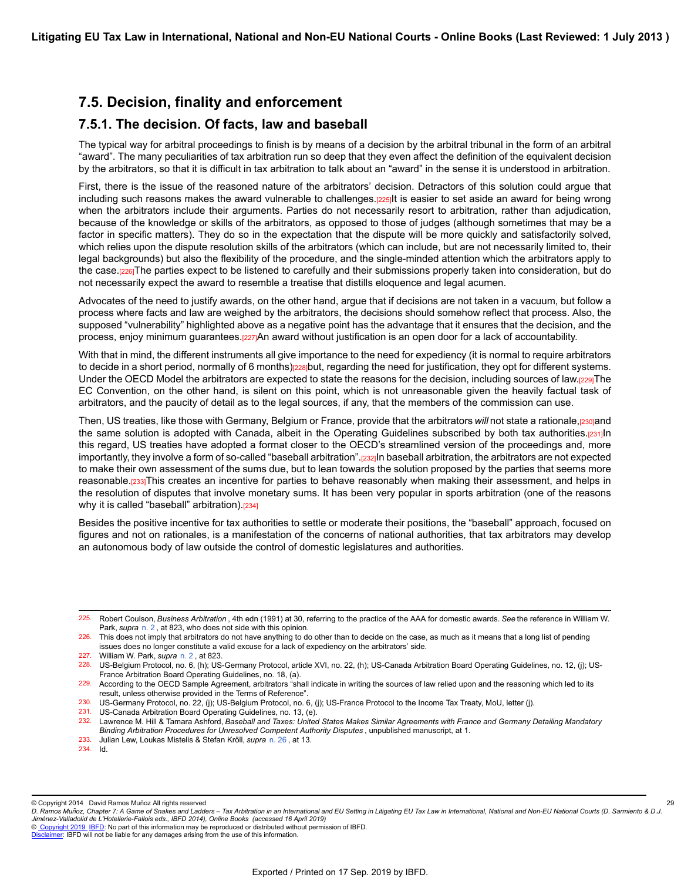## 7.5. Decision, finality and enforcement

### 7.5.1. The decision. Of facts, law and baseball

The typical way for arbitral proceedings to finish is by means of a decision by the arbitral tribunal in the form of an arbitral "award". The many peculiarities of tax arbitration run so deep that they even affect the definition of the equivalent decision by the arbitrators, so that it is difficult in tax arbitration to talk about an "award" in the sense it is understood in arbitration.

First, there is the issue of the reasoned nature of the arbitrators' decision. Detractors of this solution could argue that including such reasons makes the award vulnerable to challenges.[225] It is easier to set aside an award for being wrong when the arbitrators include their arguments. Parties do not necessarily resort to arbitration, rather than adjudication, because of the knowledge or skills of the arbitrators, as opposed to those of judges (although sometimes that may be a factor in specific matters). They do so in the expectation that the dispute will be more quickly and satisfactorily solved, which relies upon the dispute resolution skills of the arbitrators (which can include, but are not necessarily limited to, their legal backgrounds) but also the flexibility of the procedure, and the single-minded attention which the arbitrators apply to the case.[226] The parties expect to be listened to carefully and their submissions properly taken into consideration, but do not necessarily expect the award to resemble a treatise that distills eloquence and legal acumen.

Advocates of the need to justify awards, on the other hand, argue that if decisions are not taken in a vacuum, but follow a process where facts and law are weighed by the arbitrators, the decisions should somehow reflect that process. Also, the supposed "vulnerability" highlighted above as a negative point has the advantage that it ensures that the decision, and the process, enjoy minimum guarantees.[227] An award without justification is an open door for a lack of accountability.

With that in mind, the different instruments all give importance to the need for expediency (it is normal to require arbitrators to decide in a short period, normally of 6 months)[228] but, regarding the need for justification, they opt for different systems. Under the OECD Model the arbitrators are expected to state the reasons for the decision, including sources of law.[229] The EC Convention, on the other hand, is silent on this point, which is not unreasonable given the heavily factual task of arbitrators, and the paucity of detail as to the legal sources, if any, that the members of the commission can use.

Then, US treaties, like those with Germany, Belgium or France, provide that the arbitrators *will* not state a rationale,[230] and the same solution is adopted with Canada, albeit in the Operating Guidelines subscribed by both tax authorities.[231] In this regard, US treaties have adopted a format closer to the OECD's streamlined version of the proceedings and, more importantly, they involve a form of so-called "baseball arbitration".[232] In baseball arbitration, the arbitrators are not expected to make their own assessment of the sums due, but to lean towards the solution proposed by the parties that seems more reasonable.[233] This creates an incentive for parties to behave reasonably when making their assessment, and helps in the resolution of disputes that involve monetary sums. It has been very popular in sports arbitration (one of the reasons why it is called "baseball" arbitration).[234]

Besides the positive incentive for tax authorities to settle or moderate their positions, the "baseball" approach, focused on figures and not on rationales, is a manifestation of the concerns of national authorities, that tax arbitrators may develop an autonomous body of law outside the control of domestic legislatures and authorities.

---

225. Robert Coulson, *Business Arbitration* , 4th edn (1991) at 30, referring to the practice of the AAA for domestic awards. *See* the reference in William W. Park, *supra* n. 2 , at 823, who does not side with this opinion.
226. This does not imply that arbitrators do not have anything to do other than to decide on the case, as much as it means that a long list of pending issues does no longer constitute a valid excuse for a lack of expediency on the arbitrators' side.
227. William W. Park, *supra* n. 2 , at 823.
228. US-Belgium Protocol, no. 6, (h); US-Germany Protocol, article XVI, no. 22, (h); US-Canada Arbitration Board Operating Guidelines, no. 12, (j); US-France Arbitration Board Operating Guidelines, no. 18, (a).
229. According to the OECD Sample Agreement, arbitrators "shall indicate in writing the sources of law relied upon and the reasoning which led to its result, unless otherwise provided in the Terms of Reference".
230. US-Germany Protocol, no. 22, (j); US-Belgium Protocol, no. 6, (j); US-France Protocol to the Income Tax Treaty, MoU, letter (j).
231. US-Canada Arbitration Board Operating Guidelines, no. 13, (e).
232. Lawrence M. Hill & Tamara Ashford, *Baseball and Taxes: United States Makes Similar Agreements with France and Germany Detailing Mandatory Binding Arbitration Procedures for Unresolved Competent Authority Disputes* , unpublished manuscript, at 1.
233. Julian Lew, Loukas Mistelis & Stefan Kröll, *supra* n. 26 , at 13.
234. Id.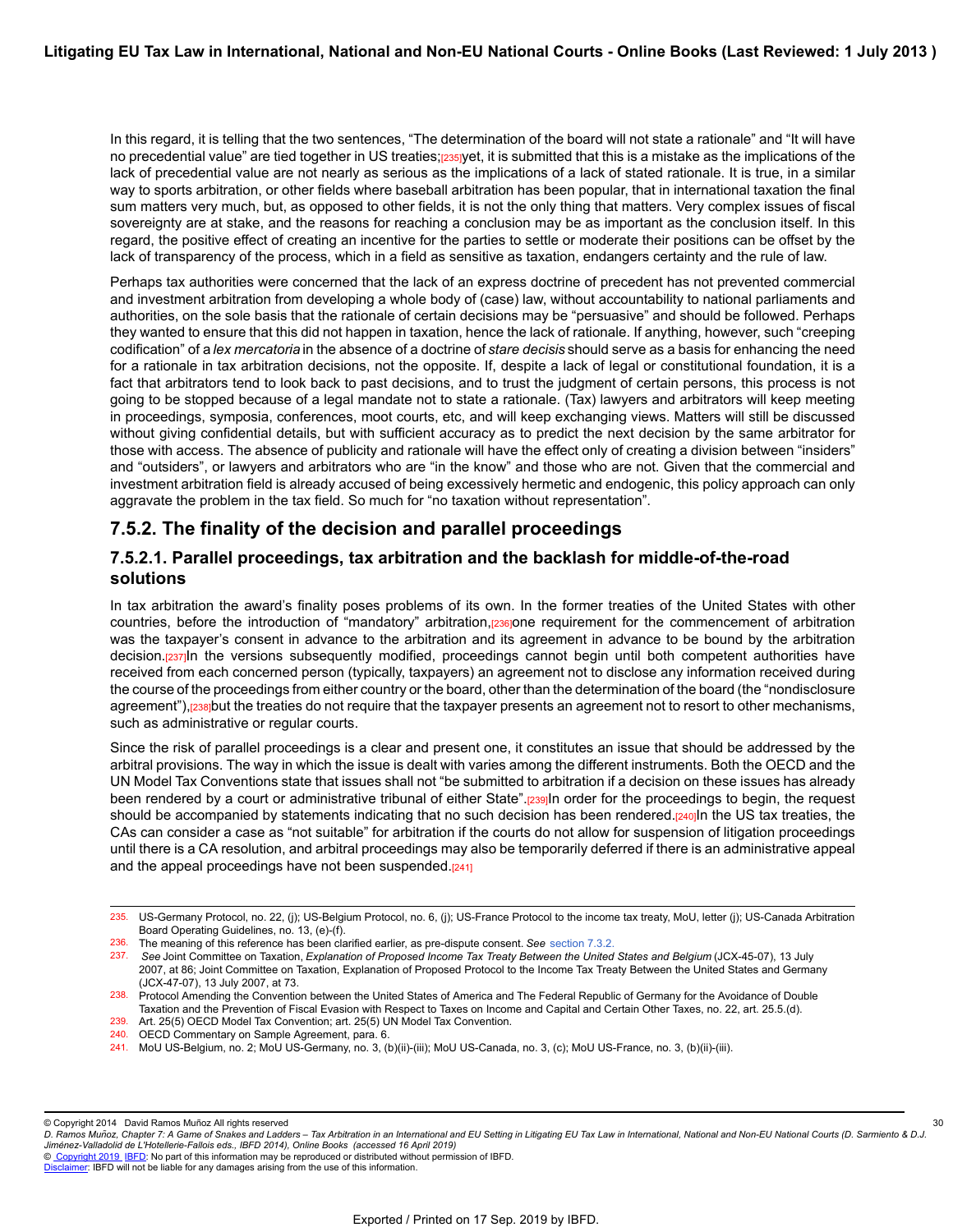In this regard, it is telling that the two sentences, “The determination of the board will not state a rationale” and “It will have no precedential value” are tied together in US treaties;[235] yet, it is submitted that this is a mistake as the implications of the lack of precedential value are not nearly as serious as the implications of a lack of stated rationale. It is true, in a similar way to sports arbitration, or other fields where baseball arbitration has been popular, that in international taxation the final sum matters very much, but, as opposed to other fields, it is not the only thing that matters. Very complex issues of fiscal sovereignty are at stake, and the reasons for reaching a conclusion may be as important as the conclusion itself. In this regard, the positive effect of creating an incentive for the parties to settle or moderate their positions can be offset by the lack of transparency of the process, which in a field as sensitive as taxation, endangers certainty and the rule of law.

Perhaps tax authorities were concerned that the lack of an express doctrine of precedent has not prevented commercial and investment arbitration from developing a whole body of (case) law, without accountability to national parliaments and authorities, on the sole basis that the rationale of certain decisions may be “persuasive” and should be followed. Perhaps they wanted to ensure that this did not happen in taxation, hence the lack of rationale. If anything, however, such “creeping codification” of a *lex mercatoria* in the absence of a doctrine of *stare decisis* should serve as a basis for enhancing the need for a rationale in tax arbitration decisions, not the opposite. If, despite a lack of legal or constitutional foundation, it is a fact that arbitrators tend to look back to past decisions, and to trust the judgment of certain persons, this process is not going to be stopped because of a legal mandate not to state a rationale. (Tax) lawyers and arbitrators will keep meeting in proceedings, symposia, conferences, moot courts, etc, and will keep exchanging views. Matters will still be discussed without giving confidential details, but with sufficient accuracy as to predict the next decision by the same arbitrator for those with access. The absence of publicity and rationale will have the effect only of creating a division between “insiders” and “outsiders”, or lawyers and arbitrators who are “in the know” and those who are not. Given that the commercial and investment arbitration field is already accused of being excessively hermetic and endogenic, this policy approach can only aggravate the problem in the tax field. So much for “no taxation without representation”.

## 7.5.2. The finality of the decision and parallel proceedings

### 7.5.2.1. Parallel proceedings, tax arbitration and the backlash for middle-of-the-road solutions

In tax arbitration the award’s finality poses problems of its own. In the former treaties of the United States with other countries, before the introduction of “mandatory” arbitration,[236] one requirement for the commencement of arbitration was the taxpayer’s consent in advance to the arbitration and its agreement in advance to be bound by the arbitration decision.[237] In the versions subsequently modified, proceedings cannot begin until both competent authorities have received from each concerned person (typically, taxpayers) an agreement not to disclose any information received during the course of the proceedings from either country or the board, other than the determination of the board (the “nondisclosure agreement”),[238] but the treaties do not require that the taxpayer presents an agreement not to resort to other mechanisms, such as administrative or regular courts.

Since the risk of parallel proceedings is a clear and present one, it constitutes an issue that should be addressed by the arbitral provisions. The way in which the issue is dealt with varies among the different instruments. Both the OECD and the UN Model Tax Conventions state that issues shall not “be submitted to arbitration if a decision on these issues has already been rendered by a court or administrative tribunal of either State”.[239] In order for the proceedings to begin, the request should be accompanied by statements indicating that no such decision has been rendered.[240] In the US tax treaties, the CAs can consider a case as “not suitable” for arbitration if the courts do not allow for suspension of litigation proceedings until there is a CA resolution, and arbitral proceedings may also be temporarily deferred if there is an administrative appeal and the appeal proceedings have not been suspended.[241]

---

235. US-Germany Protocol, no. 22, (j); US-Belgium Protocol, no. 6, (j); US-France Protocol to the income tax treaty, MoU, letter (j); US-Canada Arbitration Board Operating Guidelines, no. 13, (e)-(f).
236. The meaning of this reference has been clarified earlier, as pre-dispute consent. *See* section 7.3.2.
237. *See* Joint Committee on Taxation, *Explanation of Proposed Income Tax Treaty Between the United States and Belgium* (JCX-45-07), 13 July 2007, at 86; Joint Committee on Taxation, Explanation of Proposed Protocol to the Income Tax Treaty Between the United States and Germany (JCX-47-07), 13 July 2007, at 73.
238. Protocol Amending the Convention between the United States of America and The Federal Republic of Germany for the Avoidance of Double Taxation and the Prevention of Fiscal Evasion with Respect to Taxes on Income and Capital and Certain Other Taxes, no. 22, art. 25.5.(d).
239. Art. 25(5) OECD Model Tax Convention; art. 25(5) UN Model Tax Convention.
240. OECD Commentary on Sample Agreement, para. 6.
241. MoU US-Belgium, no. 2; MoU US-Germany, no. 3, (b)(ii)-(iii); MoU US-Canada, no. 3, (c); MoU US-France, no. 3, (b)(ii)-(iii).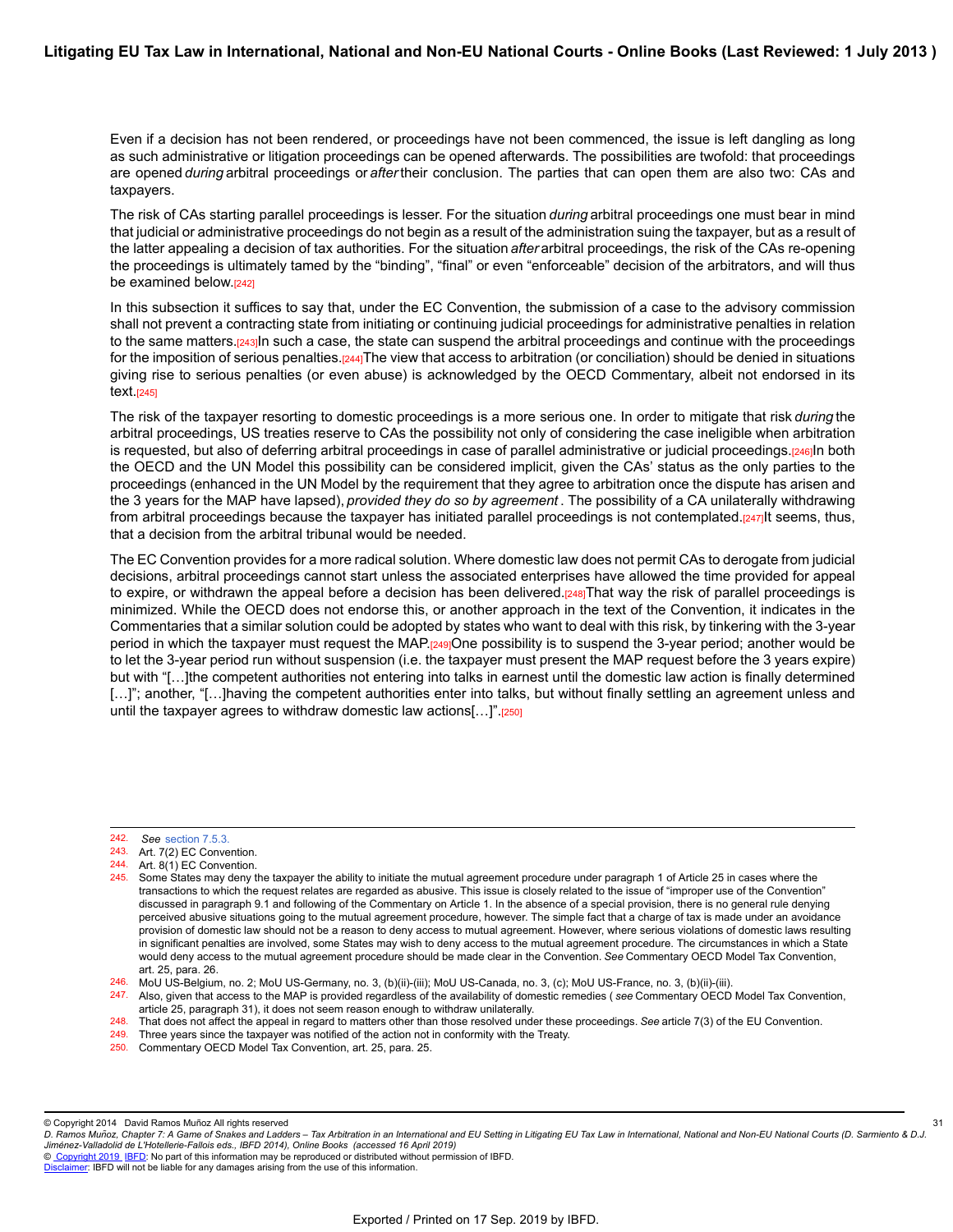Even if a decision has not been rendered, or proceedings have not been commenced, the issue is left dangling as long as such administrative or litigation proceedings can be opened afterwards. The possibilities are twofold: that proceedings are opened *during* arbitral proceedings or *after* their conclusion. The parties that can open them are also two: CAs and taxpayers.

The risk of CAs starting parallel proceedings is lesser. For the situation *during* arbitral proceedings one must bear in mind that judicial or administrative proceedings do not begin as a result of the administration suing the taxpayer, but as a result of the latter appealing a decision of tax authorities. For the situation *after* arbitral proceedings, the risk of the CAs re-opening the proceedings is ultimately tamed by the "binding", "final" or even "enforceable" decision of the arbitrators, and will thus be examined below.[242]

In this subsection it suffices to say that, under the EC Convention, the submission of a case to the advisory commission shall not prevent a contracting state from initiating or continuing judicial proceedings for administrative penalties in relation to the same matters.[243] In such a case, the state can suspend the arbitral proceedings and continue with the proceedings for the imposition of serious penalties.[244] The view that access to arbitration (or conciliation) should be denied in situations giving rise to serious penalties (or even abuse) is acknowledged by the OECD Commentary, albeit not endorsed in its text.[245]

The risk of the taxpayer resorting to domestic proceedings is a more serious one. In order to mitigate that risk *during* the arbitral proceedings, US treaties reserve to CAs the possibility not only of considering the case ineligible when arbitration is requested, but also of deferring arbitral proceedings in case of parallel administrative or judicial proceedings.[246] In both the OECD and the UN Model this possibility can be considered implicit, given the CAs' status as the only parties to the proceedings (enhanced in the UN Model by the requirement that they agree to arbitration once the dispute has arisen and the 3 years for the MAP have lapsed), *provided they do so by agreement*. The possibility of a CA unilaterally withdrawing from arbitral proceedings because the taxpayer has initiated parallel proceedings is not contemplated.[247] It seems, thus, that a decision from the arbitral tribunal would be needed.

The EC Convention provides for a more radical solution. Where domestic law does not permit CAs to derogate from judicial decisions, arbitral proceedings cannot start unless the associated enterprises have allowed the time provided for appeal to expire, or withdrawn the appeal before a decision has been delivered.[248] That way the risk of parallel proceedings is minimized. While the OECD does not endorse this, or another approach in the text of the Convention, it indicates in the Commentaries that a similar solution could be adopted by states who want to deal with this risk, by tinkering with the 3-year period in which the taxpayer must request the MAP.[249] One possibility is to suspend the 3-year period; another would be to let the 3-year period run without suspension (i.e. the taxpayer must present the MAP request before the 3 years expire) but with "[…]the competent authorities not entering into talks in earnest until the domestic law action is finally determined […]"; another, "[…]having the competent authorities enter into talks, but without finally settling an agreement unless and until the taxpayer agrees to withdraw domestic law actions[…]".[250]

---

242. *See* section 7.5.3.
243. Art. 7(2) EC Convention.
244. Art. 8(1) EC Convention.
245. Some States may deny the taxpayer the ability to initiate the mutual agreement procedure under paragraph 1 of Article 25 in cases where the transactions to which the request relates are regarded as abusive. This issue is closely related to the issue of "improper use of the Convention" discussed in paragraph 9.1 and following of the Commentary on Article 1. In the absence of a special provision, there is no general rule denying perceived abusive situations going to the mutual agreement procedure, however. The simple fact that a charge of tax is made under an avoidance provision of domestic law should not be a reason to deny access to mutual agreement. However, where serious violations of domestic laws resulting in significant penalties are involved, some States may wish to deny access to the mutual agreement procedure. The circumstances in which a State would deny access to the mutual agreement procedure should be made clear in the Convention. *See* Commentary OECD Model Tax Convention, art. 25, para. 26.
246. MoU US-Belgium, no. 2; MoU US-Germany, no. 3, (b)(ii)-(iii); MoU US-Canada, no. 3, (c); MoU US-France, no. 3, (b)(ii)-(iii).
247. Also, given that access to the MAP is provided regardless of the availability of domestic remedies ( *see* Commentary OECD Model Tax Convention, article 25, paragraph 31), it does not seem reason enough to withdraw unilaterally.
248. That does not affect the appeal in regard to matters other than those resolved under these proceedings. *See* article 7(3) of the EU Convention.
249. Three years since the taxpayer was notified of the action not in conformity with the Treaty.
250. Commentary OECD Model Tax Convention, art. 25, para. 25.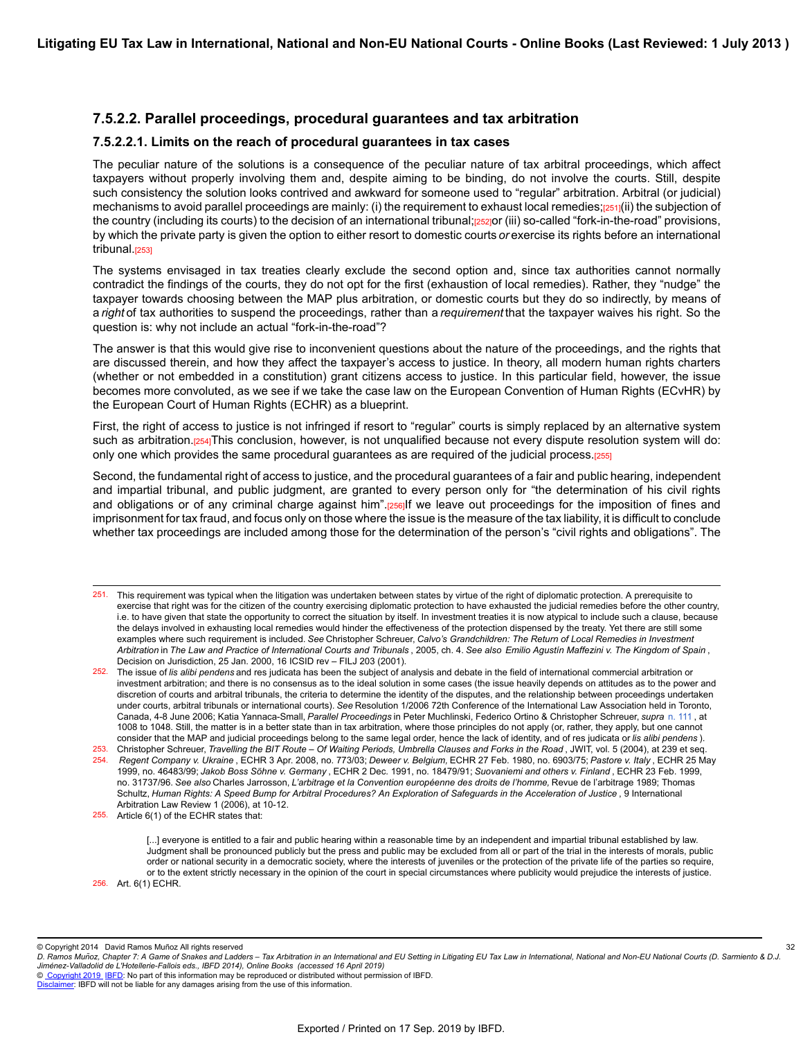### 7.5.2.2. Parallel proceedings, procedural guarantees and tax arbitration

#### 7.5.2.2.1. Limits on the reach of procedural guarantees in tax cases

The peculiar nature of the solutions is a consequence of the peculiar nature of tax arbitral proceedings, which affect taxpayers without properly involving them and, despite aiming to be binding, do not involve the courts. Still, despite such consistency the solution looks contrived and awkward for someone used to "regular" arbitration. Arbitral (or judicial) mechanisms to avoid parallel proceedings are mainly: (i) the requirement to exhaust local remedies;[251](ii) the subjection of the country (including its courts) to the decision of an international tribunal;[252]or (iii) so-called "fork-in-the-road" provisions, by which the private party is given the option to either resort to domestic courts *or* exercise its rights before an international tribunal.[253]

The systems envisaged in tax treaties clearly exclude the second option and, since tax authorities cannot normally contradict the findings of the courts, they do not opt for the first (exhaustion of local remedies). Rather, they "nudge" the taxpayer towards choosing between the MAP plus arbitration, or domestic courts but they do so indirectly, by means of a *right* of tax authorities to suspend the proceedings, rather than a *requirement* that the taxpayer waives his right. So the question is: why not include an actual "fork-in-the-road"?

The answer is that this would give rise to inconvenient questions about the nature of the proceedings, and the rights that are discussed therein, and how they affect the taxpayer's access to justice. In theory, all modern human rights charters (whether or not embedded in a constitution) grant citizens access to justice. In this particular field, however, the issue becomes more convoluted, as we see if we take the case law on the European Convention of Human Rights (ECvHR) by the European Court of Human Rights (ECHR) as a blueprint.

First, the right of access to justice is not infringed if resort to "regular" courts is simply replaced by an alternative system such as arbitration.[254]This conclusion, however, is not unqualified because not every dispute resolution system will do: only one which provides the same procedural guarantees as are required of the judicial process.[255]

Second, the fundamental right of access to justice, and the procedural guarantees of a fair and public hearing, independent and impartial tribunal, and public judgment, are granted to every person only for "the determination of his civil rights and obligations or of any criminal charge against him".[256]If we leave out proceedings for the imposition of fines and imprisonment for tax fraud, and focus only on those where the issue is the measure of the tax liability, it is difficult to conclude whether tax proceedings are included among those for the determination of the person's "civil rights and obligations". The

---

251. This requirement was typical when the litigation was undertaken between states by virtue of the right of diplomatic protection. A prerequisite to exercise that right was for the citizen of the country exercising diplomatic protection to have exhausted the judicial remedies before the other country, i.e. to have given that state the opportunity to correct the situation by itself. In investment treaties it is now atypical to include such a clause, because the delays involved in exhausting local remedies would hinder the effectiveness of the protection dispensed by the treaty. Yet there are still some examples where such requirement is included. *See* Christopher Schreuer, *Calvo's Grandchildren: The Return of Local Remedies in Investment Arbitration* in *The Law and Practice of International Courts and Tribunals* , 2005, ch. 4. *See also* *Emilio Agustín Maffezini v. The Kingdom of Spain* , Decision on Jurisdiction, 25 Jan. 2000, 16 ICSID rev – FILJ 203 (2001).

252. The issue of *lis alibi pendens* and res judicata has been the subject of analysis and debate in the field of international commercial arbitration or investment arbitration; and there is no consensus as to the ideal solution in some cases (the issue heavily depends on attitudes as to the power and discretion of courts and arbitral tribunals, the criteria to determine the identity of the disputes, and the relationship between proceedings undertaken under courts, arbitral tribunals or international courts). *See* Resolution 1/2006 72th Conference of the International Law Association held in Toronto, Canada, 4-8 June 2006; Katia Yannaca-Small, *Parallel Proceedings* in Peter Muchlinski, Federico Ortino & Christopher Schreuer, *supra* n. 111 , at 1008 to 1048. Still, the matter is in a better state than in tax arbitration, where those principles do not apply (or, rather, they apply, but one cannot consider that the MAP and judicial proceedings belong to the same legal order, hence the lack of identity, and of res judicata or *lis alibi pendens* ).

253. Christopher Schreuer, *Travelling the BIT Route – Of Waiting Periods, Umbrella Clauses and Forks in the Road* , JWIT, vol. 5 (2004), at 239 et seq.

254. *Regent Company v. Ukraine* , ECHR 3 Apr. 2008, no. 773/03; *Deweer v. Belgium*, ECHR 27 Feb. 1980, no. 6903/75; *Pastore v. Italy* , ECHR 25 May 1999, no. 46483/99; *Jakob Boss Söhne v. Germany* , ECHR 2 Dec. 1991, no. 18479/91; *Suovaniemi and others v. Finland* , ECHR 23 Feb. 1999, no. 31737/96. *See also* Charles Jarrosson, *L'arbitrage et la Convention européenne des droits de l'homme,* Revue de l'arbitrage 1989; Thomas Schultz, *Human Rights: A Speed Bump for Arbitral Procedures? An Exploration of Safeguards in the Acceleration of Justice* , 9 International Arbitration Law Review 1 (2006), at 10-12.

255. Article 6(1) of the ECHR states that:

> [...] everyone is entitled to a fair and public hearing within a reasonable time by an independent and impartial tribunal established by law. Judgment shall be pronounced publicly but the press and public may be excluded from all or part of the trial in the interests of morals, public order or national security in a democratic society, where the interests of juveniles or the protection of the private life of the parties so require, or to the extent strictly necessary in the opinion of the court in special circumstances where publicity would prejudice the interests of justice.

256. Art. 6(1) ECHR.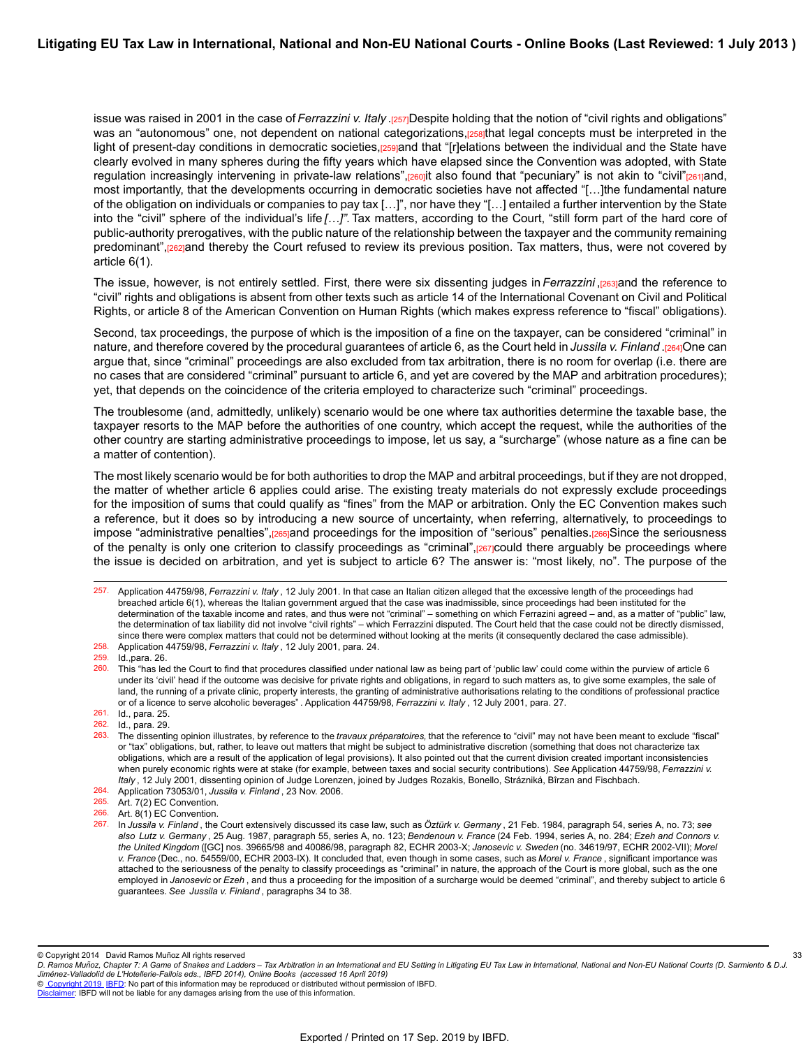issue was raised in 2001 in the case of *Ferrazzini v. Italy* .[257] Despite holding that the notion of "civil rights and obligations" was an "autonomous" one, not dependent on national categorizations,[258] that legal concepts must be interpreted in the light of present-day conditions in democratic societies,[259] and that "[r]elations between the individual and the State have clearly evolved in many spheres during the fifty years which have elapsed since the Convention was adopted, with State regulation increasingly intervening in private-law relations",[260] it also found that "pecuniary" is not akin to "civil"[261] and, most importantly, that the developments occurring in democratic societies have not affected "[…]the fundamental nature of the obligation on individuals or companies to pay tax […]", nor have they "[…] entailed a further intervention by the State into the "civil" sphere of the individual's life *[…]".* Tax matters, according to the Court, "still form part of the hard core of public-authority prerogatives, with the public nature of the relationship between the taxpayer and the community remaining predominant",[262] and thereby the Court refused to review its previous position. Tax matters, thus, were not covered by article 6(1).

The issue, however, is not entirely settled. First, there were six dissenting judges in *Ferrazzini* ,[263] and the reference to "civil" rights and obligations is absent from other texts such as article 14 of the International Covenant on Civil and Political Rights, or article 8 of the American Convention on Human Rights (which makes express reference to "fiscal" obligations).

Second, tax proceedings, the purpose of which is the imposition of a fine on the taxpayer, can be considered "criminal" in nature, and therefore covered by the procedural guarantees of article 6, as the Court held in *Jussila v. Finland* .[264] One can argue that, since "criminal" proceedings are also excluded from tax arbitration, there is no room for overlap (i.e. there are no cases that are considered "criminal" pursuant to article 6, and yet are covered by the MAP and arbitration procedures); yet, that depends on the coincidence of the criteria employed to characterize such "criminal" proceedings.

The troublesome (and, admittedly, unlikely) scenario would be one where tax authorities determine the taxable base, the taxpayer resorts to the MAP before the authorities of one country, which accept the request, while the authorities of the other country are starting administrative proceedings to impose, let us say, a "surcharge" (whose nature as a fine can be a matter of contention).

The most likely scenario would be for both authorities to drop the MAP and arbitral proceedings, but if they are not dropped, the matter of whether article 6 applies could arise. The existing treaty materials do not expressly exclude proceedings for the imposition of sums that could qualify as "fines" from the MAP or arbitration. Only the EC Convention makes such a reference, but it does so by introducing a new source of uncertainty, when referring, alternatively, to proceedings to impose "administrative penalties",[265] and proceedings for the imposition of "serious" penalties.[266] Since the seriousness of the penalty is only one criterion to classify proceedings as "criminal",[267] could there arguably be proceedings where the issue is decided on arbitration, and yet is subject to article 6? The answer is: "most likely, no". The purpose of the

---

257. Application 44759/98, *Ferrazzini v. Italy* , 12 July 2001. In that case an Italian citizen alleged that the excessive length of the proceedings had breached article 6(1), whereas the Italian government argued that the case was inadmissible, since proceedings had been instituted for the determination of the taxable income and rates, and thus were not "criminal" – something on which Ferrazini agreed – and, as a matter of "public" law, the determination of tax liability did not involve "civil rights" – which Ferrazzini disputed. The Court held that the case could not be directly dismissed, since there were complex matters that could not be determined without looking at the merits (it consequently declared the case admissible).

258. Application 44759/98, *Ferrazzini v. Italy* , 12 July 2001, para. 24.

259. Id.,para. 26.

260. This "has led the Court to find that procedures classified under national law as being part of 'public law' could come within the purview of article 6 under its 'civil' head if the outcome was decisive for private rights and obligations, in regard to such matters as, to give some examples, the sale of land, the running of a private clinic, property interests, the granting of administrative authorisations relating to the conditions of professional practice or of a licence to serve alcoholic beverages" . Application 44759/98, *Ferrazzini v. Italy* , 12 July 2001, para. 27.

261. Id., para. 25.

262. Id., para. 29.

263. The dissenting opinion illustrates, by reference to the *travaux préparatoires,* that the reference to "civil" may not have been meant to exclude "fiscal" or "tax" obligations, but, rather, to leave out matters that might be subject to administrative discretion (something that does not characterize tax obligations, which are a result of the application of legal provisions). It also pointed out that the current division created important inconsistencies when purely economic rights were at stake (for example, between taxes and social security contributions). *See* Application 44759/98, *Ferrazzini v. Italy* , 12 July 2001, dissenting opinion of Judge Lorenzen, joined by Judges Rozakis, Bonello, Strázniká, Bîrzan and Fischbach.

264. Application 73053/01, *Jussila v. Finland* , 23 Nov. 2006.

265. Art. 7(2) EC Convention.

266. Art. 8(1) EC Convention.

267. In *Jussila v. Finland* , the Court extensively discussed its case law, such as *Öztürk v. Germany* , 21 Feb. 1984, paragraph 54, series A, no. 73; *see also Lutz v. Germany* , 25 Aug. 1987, paragraph 55, series A, no. 123; *Bendenoun v. France* (24 Feb. 1994, series A, no. 284; *Ezeh and Connors v. the United Kingdom* ([GC] nos. 39665/98 and 40086/98, paragraph 82, ECHR 2003-X; *Janosevic v. Sweden* (no. 34619/97, ECHR 2002-VII); *Morel v. France* (Dec., no. 54559/00, ECHR 2003-IX). It concluded that, even though in some cases, such as *Morel v. France* , significant importance was attached to the seriousness of the penalty to classify proceedings as "criminal" in nature, the approach of the Court is more global, such as the one employed in *Janosevic* or *Ezeh* , and thus a proceeding for the imposition of a surcharge would be deemed "criminal", and thereby subject to article 6 guarantees. *See Jussila v. Finland* , paragraphs 34 to 38.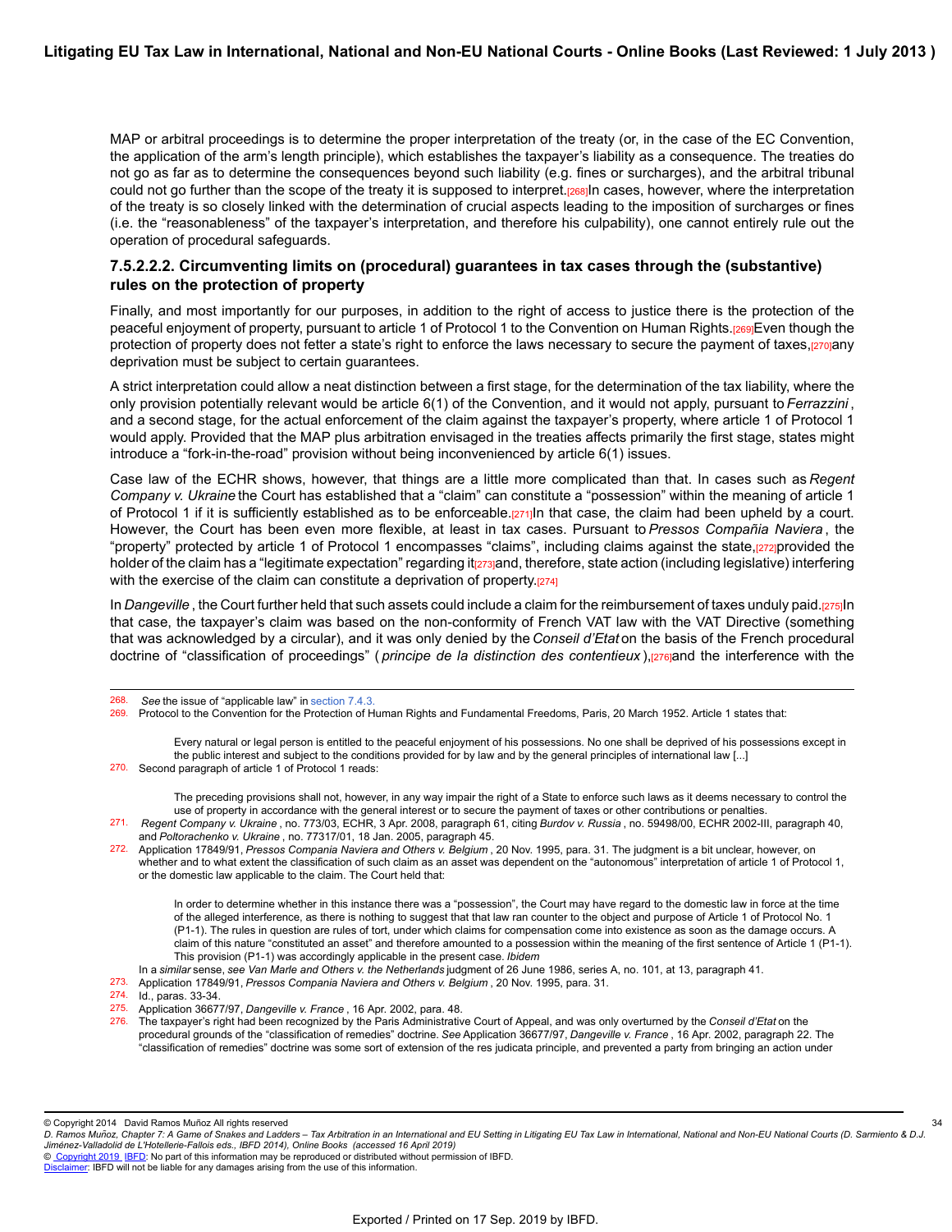MAP or arbitral proceedings is to determine the proper interpretation of the treaty (or, in the case of the EC Convention, the application of the arm's length principle), which establishes the taxpayer's liability as a consequence. The treaties do not go as far as to determine the consequences beyond such liability (e.g. fines or surcharges), and the arbitral tribunal could not go further than the scope of the treaty it is supposed to interpret.[268] In cases, however, where the interpretation of the treaty is so closely linked with the determination of crucial aspects leading to the imposition of surcharges or fines (i.e. the "reasonableness" of the taxpayer's interpretation, and therefore his culpability), one cannot entirely rule out the operation of procedural safeguards.

### 7.5.2.2.2. Circumventing limits on (procedural) guarantees in tax cases through the (substantive) rules on the protection of property

Finally, and most importantly for our purposes, in addition to the right of access to justice there is the protection of the peaceful enjoyment of property, pursuant to article 1 of Protocol 1 to the Convention on Human Rights.[269] Even though the protection of property does not fetter a state's right to enforce the laws necessary to secure the payment of taxes,[270] any deprivation must be subject to certain guarantees.

A strict interpretation could allow a neat distinction between a first stage, for the determination of the tax liability, where the only provision potentially relevant would be article 6(1) of the Convention, and it would not apply, pursuant to *Ferrazzini*, and a second stage, for the actual enforcement of the claim against the taxpayer's property, where article 1 of Protocol 1 would apply. Provided that the MAP plus arbitration envisaged in the treaties affects primarily the first stage, states might introduce a "fork-in-the-road" provision without being inconvenienced by article 6(1) issues.

Case law of the ECHR shows, however, that things are a little more complicated than that. In cases such as *Regent Company v. Ukraine* the Court has established that a "claim" can constitute a "possession" within the meaning of article 1 of Protocol 1 if it is sufficiently established as to be enforceable.[271] In that case, the claim had been upheld by a court. However, the Court has been even more flexible, at least in tax cases. Pursuant to *Pressos Compañia Naviera*, the "property" protected by article 1 of Protocol 1 encompasses "claims", including claims against the state,[272] provided the holder of the claim has a "legitimate expectation" regarding it[273] and, therefore, state action (including legislative) interfering with the exercise of the claim can constitute a deprivation of property.[274]

In *Dangeville*, the Court further held that such assets could include a claim for the reimbursement of taxes unduly paid.[275] In that case, the taxpayer's claim was based on the non-conformity of French VAT law with the VAT Directive (something that was acknowledged by a circular), and it was only denied by the *Conseil d'Etat* on the basis of the French procedural doctrine of "classification of proceedings" (*principe de la distinction des contentieux*),[276] and the interference with the

---

268. *See* the issue of "applicable law" in section 7.4.3.

269. Protocol to the Convention for the Protection of Human Rights and Fundamental Freedoms, Paris, 20 March 1952. Article 1 states that:

> Every natural or legal person is entitled to the peaceful enjoyment of his possessions. No one shall be deprived of his possessions except in the public interest and subject to the conditions provided for by law and by the general principles of international law [...]

270. Second paragraph of article 1 of Protocol 1 reads:

> The preceding provisions shall not, however, in any way impair the right of a State to enforce such laws as it deems necessary to control the use of property in accordance with the general interest or to secure the payment of taxes or other contributions or penalties.

271. *Regent Company v. Ukraine*, no. 773/03, ECHR, 3 Apr. 2008, paragraph 61, citing *Burdov v. Russia*, no. 59498/00, ECHR 2002-III, paragraph 40, and *Poltorachenko v. Ukraine*, no. 77317/01, 18 Jan. 2005, paragraph 45.

272. Application 17849/91, *Pressos Compania Naviera and Others v. Belgium*, 20 Nov. 1995, para. 31. The judgment is a bit unclear, however, on whether and to what extent the classification of such claim as an asset was dependent on the "autonomous" interpretation of article 1 of Protocol 1, or the domestic law applicable to the claim. The Court held that:

> In order to determine whether in this instance there was a "possession", the Court may have regard to the domestic law in force at the time of the alleged interference, as there is nothing to suggest that that law ran counter to the object and purpose of Article 1 of Protocol No. 1 (P1-1). The rules in question are rules of tort, under which claims for compensation come into existence as soon as the damage occurs. A claim of this nature "constituted an asset" and therefore amounted to a possession within the meaning of the first sentence of Article 1 (P1-1). This provision (P1-1) was accordingly applicable in the present case. *Ibidem*

In a *similar* sense, *see Van Marle and Others v. the Netherlands* judgment of 26 June 1986, series A, no. 101, at 13, paragraph 41.

273. Application 17849/91, *Pressos Compania Naviera and Others v. Belgium*, 20 Nov. 1995, para. 31.

274. Id., paras. 33-34.

275. Application 36677/97, *Dangeville v. France*, 16 Apr. 2002, para. 48.

276. The taxpayer's right had been recognized by the Paris Administrative Court of Appeal, and was only overturned by the *Conseil d'Etat* on the procedural grounds of the "classification of remedies" doctrine. *See* Application 36677/97, *Dangeville v. France*, 16 Apr. 2002, paragraph 22. The "classification of remedies" doctrine was some sort of extension of the res judicata principle, and prevented a party from bringing an action under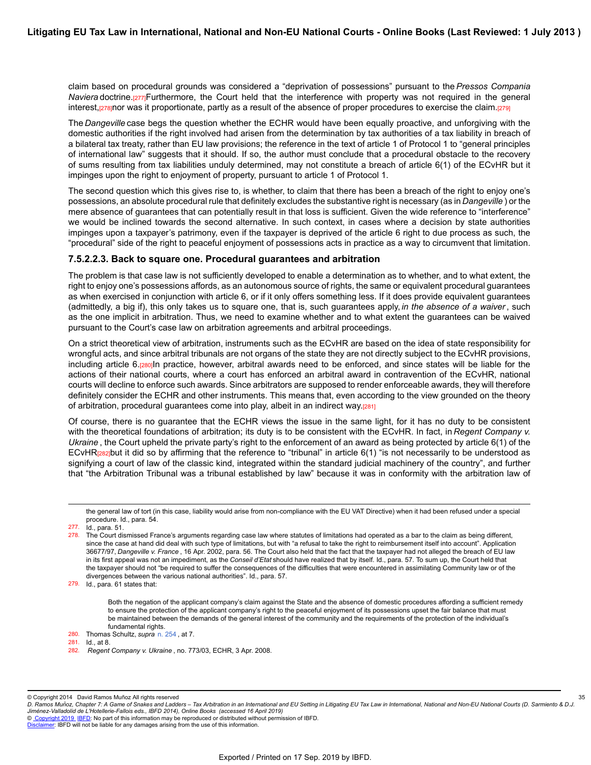claim based on procedural grounds was considered a "deprivation of possessions" pursuant to the *Pressos Compania Naviera* doctrine.[277] Furthermore, the Court held that the interference with property was not required in the general interest,[278] nor was it proportionate, partly as a result of the absence of proper procedures to exercise the claim.[279]

The *Dangeville* case begs the question whether the ECHR would have been equally proactive, and unforgiving with the domestic authorities if the right involved had arisen from the determination by tax authorities of a tax liability in breach of a bilateral tax treaty, rather than EU law provisions; the reference in the text of article 1 of Protocol 1 to "general principles of international law" suggests that it should. If so, the author must conclude that a procedural obstacle to the recovery of sums resulting from tax liabilities unduly determined, may not constitute a breach of article 6(1) of the ECvHR but it impinges upon the right to enjoyment of property, pursuant to article 1 of Protocol 1.

The second question which this gives rise to, is whether, to claim that there has been a breach of the right to enjoy one's possessions, an absolute procedural rule that definitely excludes the substantive right is necessary (as in *Dangeville* ) or the mere absence of guarantees that can potentially result in that loss is sufficient. Given the wide reference to "interference" we would be inclined towards the second alternative. In such context, in cases where a decision by state authorities impinges upon a taxpayer's patrimony, even if the taxpayer is deprived of the article 6 right to due process as such, the "procedural" side of the right to peaceful enjoyment of possessions acts in practice as a way to circumvent that limitation.

### 7.5.2.2.3. Back to square one. Procedural guarantees and arbitration

The problem is that case law is not sufficiently developed to enable a determination as to whether, and to what extent, the right to enjoy one's possessions affords, as an autonomous source of rights, the same or equivalent procedural guarantees as when exercised in conjunction with article 6, or if it only offers something less. If it does provide equivalent guarantees (admittedly, a big if), this only takes us to square one, that is, such guarantees apply, *in the absence of a waiver* , such as the one implicit in arbitration. Thus, we need to examine whether and to what extent the guarantees can be waived pursuant to the Court's case law on arbitration agreements and arbitral proceedings.

On a strict theoretical view of arbitration, instruments such as the ECvHR are based on the idea of state responsibility for wrongful acts, and since arbitral tribunals are not organs of the state they are not directly subject to the ECvHR provisions, including article 6.[280] In practice, however, arbitral awards need to be enforced, and since states will be liable for the actions of their national courts, where a court has enforced an arbitral award in contravention of the ECvHR, national courts will decline to enforce such awards. Since arbitrators are supposed to render enforceable awards, they will therefore definitely consider the ECHR and other instruments. This means that, even according to the view grounded on the theory of arbitration, procedural guarantees come into play, albeit in an indirect way.[281]

Of course, there is no guarantee that the ECHR views the issue in the same light, for it has no duty to be consistent with the theoretical foundations of arbitration; its duty is to be consistent with the ECvHR. In fact, in *Regent Company v. Ukraine* , the Court upheld the private party's right to the enforcement of an award as being protected by article 6(1) of the ECvHR[282] but it did so by affirming that the reference to "tribunal" in article 6(1) "is not necessarily to be understood as signifying a court of law of the classic kind, integrated within the standard judicial machinery of the country", and further that "the Arbitration Tribunal was a tribunal established by law" because it was in conformity with the arbitration law of

---

the general law of tort (in this case, liability would arise from non-compliance with the EU VAT Directive) when it had been refused under a special procedure. Id., para. 54.

277. Id., para. 51.

278. The Court dismissed France's arguments regarding case law where statutes of limitations had operated as a bar to the claim as being different, since the case at hand did deal with such type of limitations, but with "a refusal to take the right to reimbursement itself into account". Application 36677/97, *Dangeville v. France* , 16 Apr. 2002, para. 56. The Court also held that the fact that the taxpayer had not alleged the breach of EU law in its first appeal was not an impediment, as the *Conseil d'Etat* should have realized that by itself. Id., para. 57. To sum up, the Court held that the taxpayer should not "be required to suffer the consequences of the difficulties that were encountered in assimilating Community law or of the divergences between the various national authorities". Id., para. 57.

279. Id., para. 61 states that:

> Both the negation of the applicant company's claim against the State and the absence of domestic procedures affording a sufficient remedy to ensure the protection of the applicant company's right to the peaceful enjoyment of its possessions upset the fair balance that must be maintained between the demands of the general interest of the community and the requirements of the protection of the individual's fundamental rights.

280. Thomas Schultz, *supra* n. 254 , at 7.

281. Id., at 8.

282. *Regent Company v. Ukraine* , no. 773/03, ECHR, 3 Apr. 2008.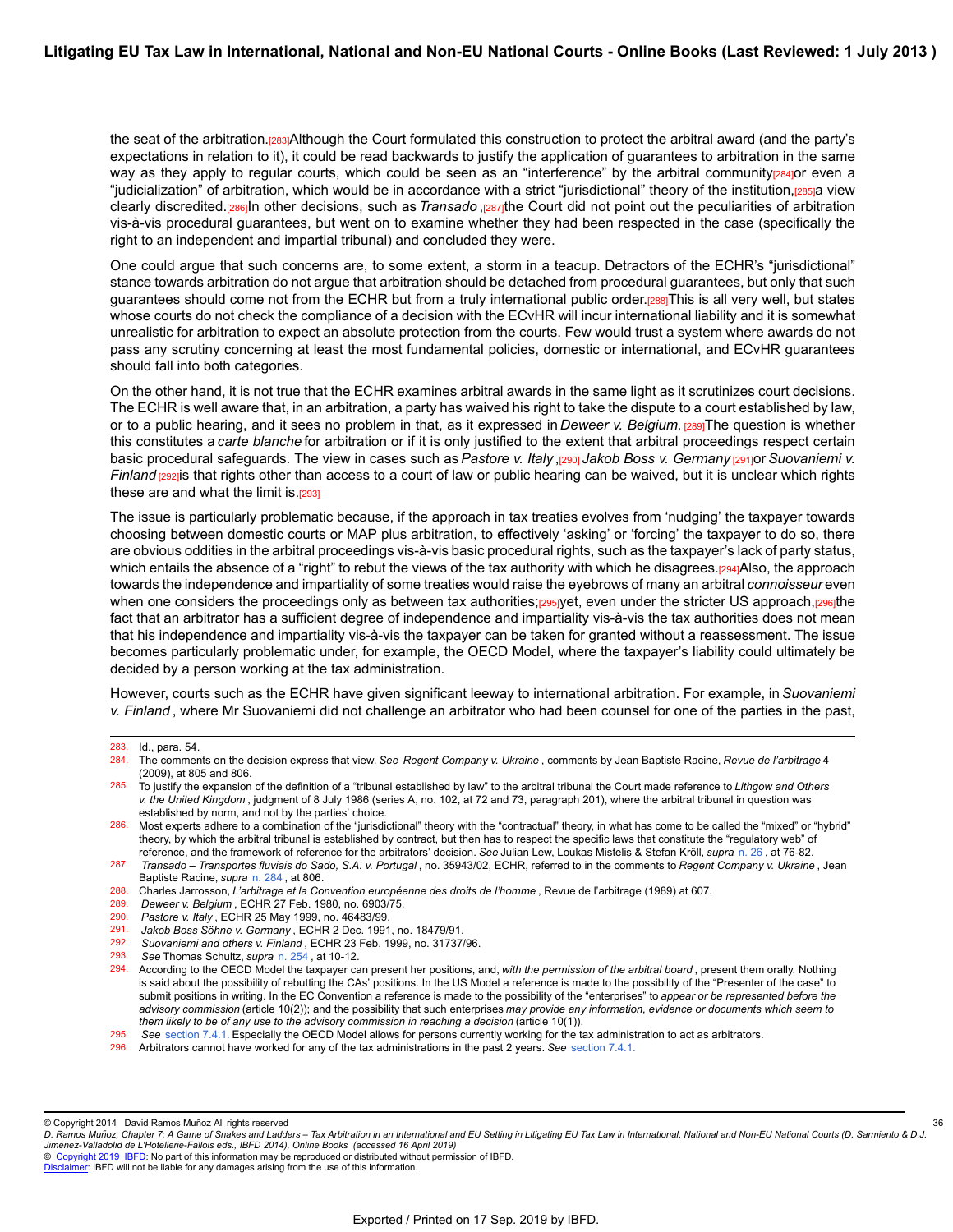the seat of the arbitration.[283] Although the Court formulated this construction to protect the arbitral award (and the party's expectations in relation to it), it could be read backwards to justify the application of guarantees to arbitration in the same way as they apply to regular courts, which could be seen as an "interference" by the arbitral community[284] or even a "judicialization" of arbitration, which would be in accordance with a strict "jurisdictional" theory of the institution,[285] a view clearly discredited.[286] In other decisions, such as *Transado* ,[287] the Court did not point out the peculiarities of arbitration vis-à-vis procedural guarantees, but went on to examine whether they had been respected in the case (specifically the right to an independent and impartial tribunal) and concluded they were.

One could argue that such concerns are, to some extent, a storm in a teacup. Detractors of the ECHR's "jurisdictional" stance towards arbitration do not argue that arbitration should be detached from procedural guarantees, but only that such guarantees should come not from the ECHR but from a truly international public order.[288] This is all very well, but states whose courts do not check the compliance of a decision with the ECvHR will incur international liability and it is somewhat unrealistic for arbitration to expect an absolute protection from the courts. Few would trust a system where awards do not pass any scrutiny concerning at least the most fundamental policies, domestic or international, and ECvHR guarantees should fall into both categories.

On the other hand, it is not true that the ECHR examines arbitral awards in the same light as it scrutinizes court decisions. The ECHR is well aware that, in an arbitration, a party has waived his right to take the dispute to a court established by law, or to a public hearing, and it sees no problem in that, as it expressed in *Deweer v. Belgium*. [289] The question is whether this constitutes a *carte blanche* for arbitration or if it is only justified to the extent that arbitral proceedings respect certain basic procedural safeguards. The view in cases such as *Pastore v. Italy* ,[290] *Jakob Boss v. Germany* [291] or *Suovaniemi v. Finland* [292] is that rights other than access to a court of law or public hearing can be waived, but it is unclear which rights these are and what the limit is.[293]

The issue is particularly problematic because, if the approach in tax treaties evolves from 'nudging' the taxpayer towards choosing between domestic courts or MAP plus arbitration, to effectively 'asking' or 'forcing' the taxpayer to do so, there are obvious oddities in the arbitral proceedings vis-à-vis basic procedural rights, such as the taxpayer's lack of party status, which entails the absence of a "right" to rebut the views of the tax authority with which he disagrees.[294] Also, the approach towards the independence and impartiality of some treaties would raise the eyebrows of many an arbitral *connoisseur* even when one considers the proceedings only as between tax authorities;[295] yet, even under the stricter US approach,[296] the fact that an arbitrator has a sufficient degree of independence and impartiality vis-à-vis the tax authorities does not mean that his independence and impartiality vis-à-vis the taxpayer can be taken for granted without a reassessment. The issue becomes particularly problematic under, for example, the OECD Model, where the taxpayer's liability could ultimately be decided by a person working at the tax administration.

However, courts such as the ECHR have given significant leeway to international arbitration. For example, in *Suovaniemi v. Finland* , where Mr Suovaniemi did not challenge an arbitrator who had been counsel for one of the parties in the past,

---

283. Id., para. 54.
284. The comments on the decision express that view. *See* *Regent Company v. Ukraine* , comments by Jean Baptiste Racine, *Revue de l'arbitrage* 4 (2009), at 805 and 806.
285. To justify the expansion of the definition of a "tribunal established by law" to the arbitral tribunal the Court made reference to *Lithgow and Others v. the United Kingdom* , judgment of 8 July 1986 (series A, no. 102, at 72 and 73, paragraph 201), where the arbitral tribunal in question was established by norm, and not by the parties' choice.
286. Most experts adhere to a combination of the "jurisdictional" theory with the "contractual" theory, in what has come to be called the "mixed" or "hybrid" theory, by which the arbitral tribunal is established by contract, but then has to respect the specific laws that constitute the "regulatory web" of reference, and the framework of reference for the arbitrators' decision. *See* Julian Lew, Loukas Mistelis & Stefan Kröll, *supra* n. 26 , at 76-82.
287. *Transado – Transportes fluviais do Sado, S.A. v. Portugal* , no. 35943/02, ECHR, referred to in the comments to *Regent Company v. Ukraine* , Jean Baptiste Racine, *supra* n. 284 , at 806.
288. Charles Jarrosson, *L'arbitrage et la Convention européenne des droits de l'homme* , Revue de l'arbitrage (1989) at 607.
289. *Deweer v. Belgium* , ECHR 27 Feb. 1980, no. 6903/75.
290. *Pastore v. Italy* , ECHR 25 May 1999, no. 46483/99.
291. *Jakob Boss Söhne v. Germany* , ECHR 2 Dec. 1991, no. 18479/91.
292. *Suovaniemi and others v. Finland* , ECHR 23 Feb. 1999, no. 31737/96.
293. *See* Thomas Schultz, *supra* n. 254 , at 10-12.
294. According to the OECD Model the taxpayer can present her positions, and, *with the permission of the arbitral board* , present them orally. Nothing is said about the possibility of rebutting the CAs' positions. In the US Model a reference is made to the possibility of the "Presenter of the case" to submit positions in writing. In the EC Convention a reference is made to the possibility of the "enterprises" to *appear or be represented before the advisory commission* (article 10(2)); and the possibility that such enterprises *may provide any information, evidence or documents which seem to them likely to be of any use to the advisory commission in reaching a decision* (article 10(1)).
295. *See* section 7.4.1. Especially the OECD Model allows for persons currently working for the tax administration to act as arbitrators.
296. Arbitrators cannot have worked for any of the tax administrations in the past 2 years. *See* section 7.4.1.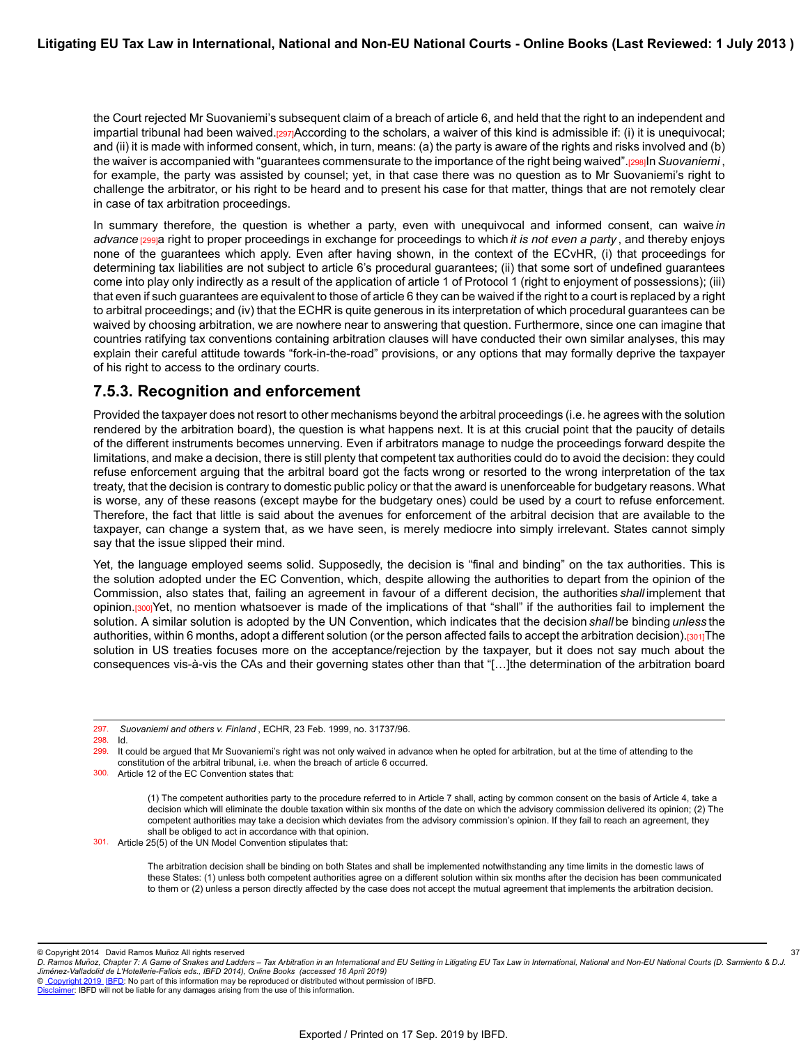the Court rejected Mr Suovaniemi's subsequent claim of a breach of article 6, and held that the right to an independent and impartial tribunal had been waived.[297] According to the scholars, a waiver of this kind is admissible if: (i) it is unequivocal; and (ii) it is made with informed consent, which, in turn, means: (a) the party is aware of the rights and risks involved and (b) the waiver is accompanied with "guarantees commensurate to the importance of the right being waived".[298] In *Suovaniemi*, for example, the party was assisted by counsel; yet, in that case there was no question as to Mr Suovaniemi's right to challenge the arbitrator, or his right to be heard and to present his case for that matter, things that are not remotely clear in case of tax arbitration proceedings.

In summary therefore, the question is whether a party, even with unequivocal and informed consent, can waive *in advance*[299] a right to proper proceedings in exchange for proceedings to which *it is not even a party*, and thereby enjoys none of the guarantees which apply. Even after having shown, in the context of the ECvHR, (i) that proceedings for determining tax liabilities are not subject to article 6's procedural guarantees; (ii) that some sort of undefined guarantees come into play only indirectly as a result of the application of article 1 of Protocol 1 (right to enjoyment of possessions); (iii) that even if such guarantees are equivalent to those of article 6 they can be waived if the right to a court is replaced by a right to arbitral proceedings; and (iv) that the ECHR is quite generous in its interpretation of which procedural guarantees can be waived by choosing arbitration, we are nowhere near to answering that question. Furthermore, since one can imagine that countries ratifying tax conventions containing arbitration clauses will have conducted their own similar analyses, this may explain their careful attitude towards "fork-in-the-road" provisions, or any options that may formally deprive the taxpayer of his right to access to the ordinary courts.

## 7.5.3. Recognition and enforcement

Provided the taxpayer does not resort to other mechanisms beyond the arbitral proceedings (i.e. he agrees with the solution rendered by the arbitration board), the question is what happens next. It is at this crucial point that the paucity of details of the different instruments becomes unnerving. Even if arbitrators manage to nudge the proceedings forward despite the limitations, and make a decision, there is still plenty that competent tax authorities could do to avoid the decision: they could refuse enforcement arguing that the arbitral board got the facts wrong or resorted to the wrong interpretation of the tax treaty, that the decision is contrary to domestic public policy or that the award is unenforceable for budgetary reasons. What is worse, any of these reasons (except maybe for the budgetary ones) could be used by a court to refuse enforcement. Therefore, the fact that little is said about the avenues for enforcement of the arbitral decision that are available to the taxpayer, can change a system that, as we have seen, is merely mediocre into simply irrelevant. States cannot simply say that the issue slipped their mind.

Yet, the language employed seems solid. Supposedly, the decision is "final and binding" on the tax authorities. This is the solution adopted under the EC Convention, which, despite allowing the authorities to depart from the opinion of the Commission, also states that, failing an agreement in favour of a different decision, the authorities *shall* implement that opinion.[300] Yet, no mention whatsoever is made of the implications of that "shall" if the authorities fail to implement the solution. A similar solution is adopted by the UN Convention, which indicates that the decision *shall* be binding *unless* the authorities, within 6 months, adopt a different solution (or the person affected fails to accept the arbitration decision).[301] The solution in US treaties focuses more on the acceptance/rejection by the taxpayer, but it does not say much about the consequences vis-à-vis the CAs and their governing states other than that "[…]the determination of the arbitration board

---

297. *Suovaniemi and others v. Finland*, ECHR, 23 Feb. 1999, no. 31737/96.

298. Id.

299. It could be argued that Mr Suovaniemi's right was not only waived in advance when he opted for arbitration, but at the time of attending to the constitution of the arbitral tribunal, i.e. when the breach of article 6 occurred.

300. Article 12 of the EC Convention states that:

> (1) The competent authorities party to the procedure referred to in Article 7 shall, acting by common consent on the basis of Article 4, take a decision which will eliminate the double taxation within six months of the date on which the advisory commission delivered its opinion; (2) The competent authorities may take a decision which deviates from the advisory commission's opinion. If they fail to reach an agreement, they shall be obliged to act in accordance with that opinion.

301. Article 25(5) of the UN Model Convention stipulates that:

> The arbitration decision shall be binding on both States and shall be implemented notwithstanding any time limits in the domestic laws of these States: (1) unless both competent authorities agree on a different solution within six months after the decision has been communicated to them or (2) unless a person directly affected by the case does not accept the mutual agreement that implements the arbitration decision.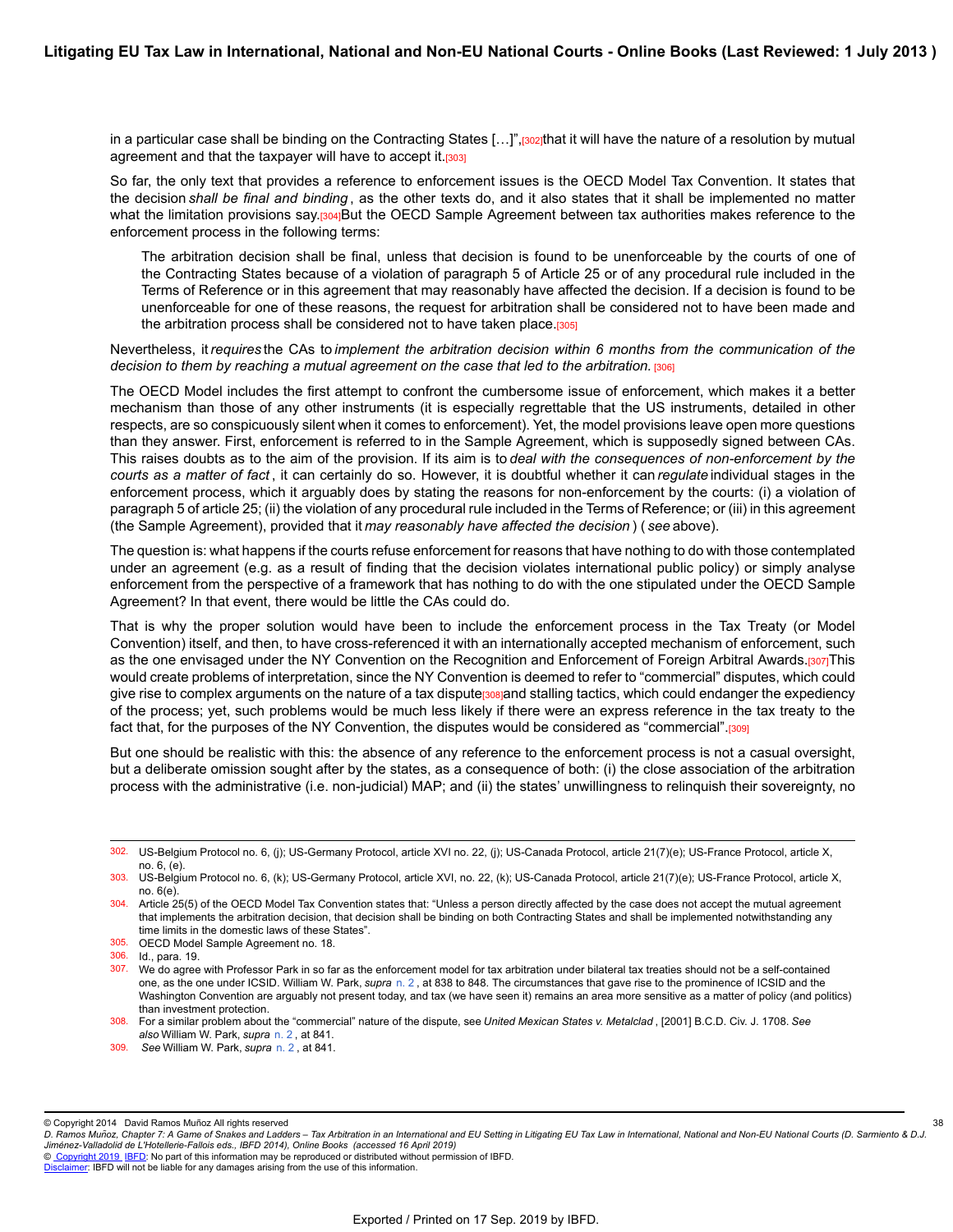in a particular case shall be binding on the Contracting States […]",[302] that it will have the nature of a resolution by mutual agreement and that the taxpayer will have to accept it.[303]

So far, the only text that provides a reference to enforcement issues is the OECD Model Tax Convention. It states that the decision *shall be final and binding*, as the other texts do, and it also states that it shall be implemented no matter what the limitation provisions say.[304] But the OECD Sample Agreement between tax authorities makes reference to the enforcement process in the following terms:

> The arbitration decision shall be final, unless that decision is found to be unenforceable by the courts of one of the Contracting States because of a violation of paragraph 5 of Article 25 or of any procedural rule included in the Terms of Reference or in this agreement that may reasonably have affected the decision. If a decision is found to be unenforceable for one of these reasons, the request for arbitration shall be considered not to have been made and the arbitration process shall be considered not to have taken place.[305]

Nevertheless, it *requires* the CAs to *implement the arbitration decision within 6 months from the communication of the decision to them by reaching a mutual agreement on the case that led to the arbitration.* [306]

The OECD Model includes the first attempt to confront the cumbersome issue of enforcement, which makes it a better mechanism than those of any other instruments (it is especially regrettable that the US instruments, detailed in other respects, are so conspicuously silent when it comes to enforcement). Yet, the model provisions leave open more questions than they answer. First, enforcement is referred to in the Sample Agreement, which is supposedly signed between CAs. This raises doubts as to the aim of the provision. If its aim is to *deal with the consequences of non-enforcement by the courts as a matter of fact*, it can certainly do so. However, it is doubtful whether it can *regulate* individual stages in the enforcement process, which it arguably does by stating the reasons for non-enforcement by the courts: (i) a violation of paragraph 5 of article 25; (ii) the violation of any procedural rule included in the Terms of Reference; or (iii) in this agreement (the Sample Agreement), provided that it *may reasonably have affected the decision*) (*see* above).

The question is: what happens if the courts refuse enforcement for reasons that have nothing to do with those contemplated under an agreement (e.g. as a result of finding that the decision violates international public policy) or simply analyse enforcement from the perspective of a framework that has nothing to do with the one stipulated under the OECD Sample Agreement? In that event, there would be little the CAs could do.

That is why the proper solution would have been to include the enforcement process in the Tax Treaty (or Model Convention) itself, and then, to have cross-referenced it with an internationally accepted mechanism of enforcement, such as the one envisaged under the NY Convention on the Recognition and Enforcement of Foreign Arbitral Awards.[307] This would create problems of interpretation, since the NY Convention is deemed to refer to "commercial" disputes, which could give rise to complex arguments on the nature of a tax dispute[308] and stalling tactics, which could endanger the expediency of the process; yet, such problems would be much less likely if there were an express reference in the tax treaty to the fact that, for the purposes of the NY Convention, the disputes would be considered as "commercial".[309]

But one should be realistic with this: the absence of any reference to the enforcement process is not a casual oversight, but a deliberate omission sought after by the states, as a consequence of both: (i) the close association of the arbitration process with the administrative (i.e. non-judicial) MAP; and (ii) the states' unwillingness to relinquish their sovereignty, no

---

302. US-Belgium Protocol no. 6, (j); US-Germany Protocol, article XVI no. 22, (j); US-Canada Protocol, article 21(7)(e); US-France Protocol, article X, no. 6, (e).

303. US-Belgium Protocol no. 6, (k); US-Germany Protocol, article XVI, no. 22, (k); US-Canada Protocol, article 21(7)(e); US-France Protocol, article X, no. 6(e).

304. Article 25(5) of the OECD Model Tax Convention states that: "Unless a person directly affected by the case does not accept the mutual agreement that implements the arbitration decision, that decision shall be binding on both Contracting States and shall be implemented notwithstanding any time limits in the domestic laws of these States".

305. OECD Model Sample Agreement no. 18.

306. Id., para. 19.

307. We do agree with Professor Park in so far as the enforcement model for tax arbitration under bilateral tax treaties should not be a self-contained one, as the one under ICSID. William W. Park, *supra* n. 2, at 838 to 848. The circumstances that gave rise to the prominence of ICSID and the Washington Convention are arguably not present today, and tax (we have seen it) remains an area more sensitive as a matter of policy (and politics) than investment protection.

308. For a similar problem about the "commercial" nature of the dispute, see *United Mexican States v. Metalclad*, [2001] B.C.D. Civ. J. 1708. *See also* William W. Park, *supra* n. 2, at 841.

309. *See* William W. Park, *supra* n. 2, at 841.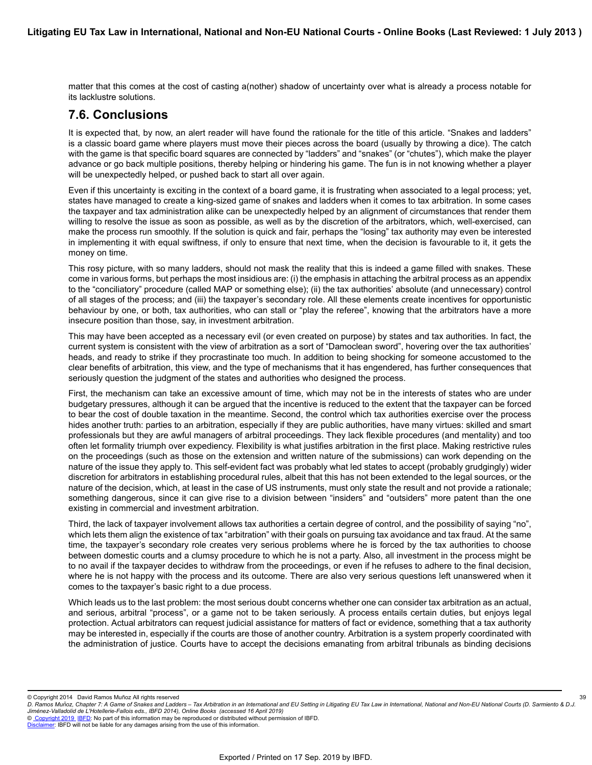matter that this comes at the cost of casting a(nother) shadow of uncertainty over what is already a process notable for its lacklustre solutions.

## 7.6. Conclusions

It is expected that, by now, an alert reader will have found the rationale for the title of this article. "Snakes and ladders" is a classic board game where players must move their pieces across the board (usually by throwing a dice). The catch with the game is that specific board squares are connected by "ladders" and "snakes" (or "chutes"), which make the player advance or go back multiple positions, thereby helping or hindering his game. The fun is in not knowing whether a player will be unexpectedly helped, or pushed back to start all over again.

Even if this uncertainty is exciting in the context of a board game, it is frustrating when associated to a legal process; yet, states have managed to create a king-sized game of snakes and ladders when it comes to tax arbitration. In some cases the taxpayer and tax administration alike can be unexpectedly helped by an alignment of circumstances that render them willing to resolve the issue as soon as possible, as well as by the discretion of the arbitrators, which, well-exercised, can make the process run smoothly. If the solution is quick and fair, perhaps the "losing" tax authority may even be interested in implementing it with equal swiftness, if only to ensure that next time, when the decision is favourable to it, it gets the money on time.

This rosy picture, with so many ladders, should not mask the reality that this is indeed a game filled with snakes. These come in various forms, but perhaps the most insidious are: (i) the emphasis in attaching the arbitral process as an appendix to the "conciliatory" procedure (called MAP or something else); (ii) the tax authorities' absolute (and unnecessary) control of all stages of the process; and (iii) the taxpayer's secondary role. All these elements create incentives for opportunistic behaviour by one, or both, tax authorities, who can stall or "play the referee", knowing that the arbitrators have a more insecure position than those, say, in investment arbitration.

This may have been accepted as a necessary evil (or even created on purpose) by states and tax authorities. In fact, the current system is consistent with the view of arbitration as a sort of "Damoclean sword", hovering over the tax authorities' heads, and ready to strike if they procrastinate too much. In addition to being shocking for someone accustomed to the clear benefits of arbitration, this view, and the type of mechanisms that it has engendered, has further consequences that seriously question the judgment of the states and authorities who designed the process.

First, the mechanism can take an excessive amount of time, which may not be in the interests of states who are under budgetary pressures, although it can be argued that the incentive is reduced to the extent that the taxpayer can be forced to bear the cost of double taxation in the meantime. Second, the control which tax authorities exercise over the process hides another truth: parties to an arbitration, especially if they are public authorities, have many virtues: skilled and smart professionals but they are awful managers of arbitral proceedings. They lack flexible procedures (and mentality) and too often let formality triumph over expediency. Flexibility is what justifies arbitration in the first place. Making restrictive rules on the proceedings (such as those on the extension and written nature of the submissions) can work depending on the nature of the issue they apply to. This self-evident fact was probably what led states to accept (probably grudgingly) wider discretion for arbitrators in establishing procedural rules, albeit that this has not been extended to the legal sources, or the nature of the decision, which, at least in the case of US instruments, must only state the result and not provide a rationale; something dangerous, since it can give rise to a division between "insiders" and "outsiders" more patent than the one existing in commercial and investment arbitration.

Third, the lack of taxpayer involvement allows tax authorities a certain degree of control, and the possibility of saying "no", which lets them align the existence of tax "arbitration" with their goals on pursuing tax avoidance and tax fraud. At the same time, the taxpayer's secondary role creates very serious problems where he is forced by the tax authorities to choose between domestic courts and a clumsy procedure to which he is not a party. Also, all investment in the process might be to no avail if the taxpayer decides to withdraw from the proceedings, or even if he refuses to adhere to the final decision, where he is not happy with the process and its outcome. There are also very serious questions left unanswered when it comes to the taxpayer's basic right to a due process.

Which leads us to the last problem: the most serious doubt concerns whether one can consider tax arbitration as an actual, and serious, arbitral "process", or a game not to be taken seriously. A process entails certain duties, but enjoys legal protection. Actual arbitrators can request judicial assistance for matters of fact or evidence, something that a tax authority may be interested in, especially if the courts are those of another country. Arbitration is a system properly coordinated with the administration of justice. Courts have to accept the decisions emanating from arbitral tribunals as binding decisions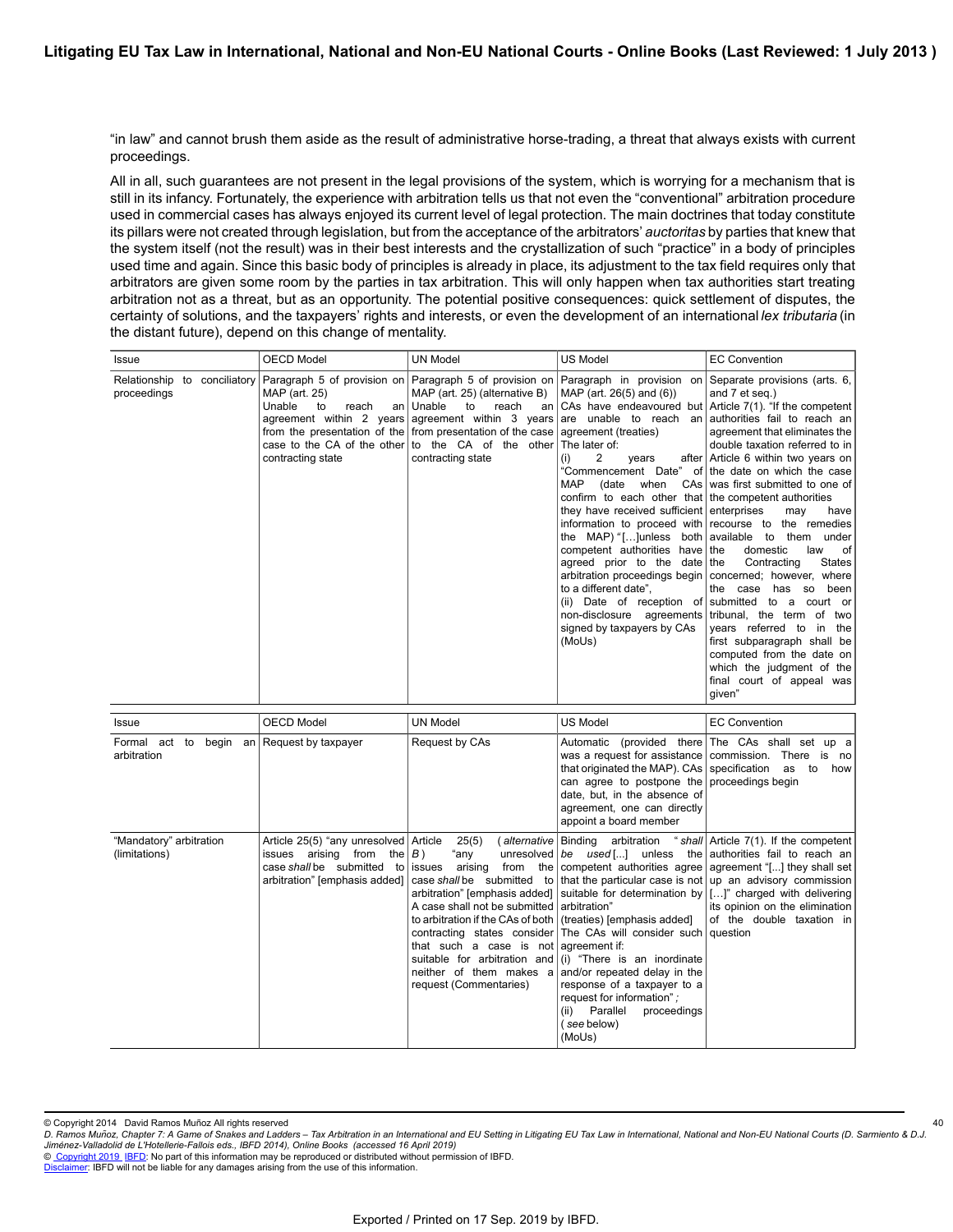"in law" and cannot brush them aside as the result of administrative horse-trading, a threat that always exists with current proceedings.

All in all, such guarantees are not present in the legal provisions of the system, which is worrying for a mechanism that is still in its infancy. Fortunately, the experience with arbitration tells us that not even the "conventional" arbitration procedure used in commercial cases has always enjoyed its current level of legal protection. The main doctrines that today constitute its pillars were not created through legislation, but from the acceptance of the arbitrators' *auctoritas* by parties that knew that the system itself (not the result) was in their best interests and the crystallization of such "practice" in a body of principles used time and again. Since this basic body of principles is already in place, its adjustment to the tax field requires only that arbitrators are given some room by the parties in tax arbitration. This will only happen when tax authorities start treating arbitration not as a threat, but as an opportunity. The potential positive consequences: quick settlement of disputes, the certainty of solutions, and the taxpayers' rights and interests, or even the development of an international *lex tributaria* (in the distant future), depend on this change of mentality.

| Issue | OECD Model | UN Model | US Model | EC Convention |
|---|---|---|---|---|
| Relationship to conciliatory proceedings | Paragraph 5 of provision on MAP (art. 25)<br>Unable to reach an agreement within 2 years from the presentation of the case to the CA of the other contracting state | Paragraph 5 of provision on MAP (art. 25) (alternative B)<br>Unable to reach an agreement within 3 years from presentation of the case to the CA of the other contracting state | Paragraph in provision on MAP (art. 26(5) and (6))<br>CAs have endeavoured but are unable to reach an agreement (treaties)<br>The later of:<br>(i) 2 years after "Commencement Date" of MAP (date when CAs confirm to each other that they have received sufficient information to proceed with the MAP) "[…]unless both competent authorities have agreed prior to the date arbitration proceedings begin to a different date",<br>(ii) Date of reception of non-disclosure agreements signed by taxpayers by CAs (MoUs) | Separate provisions (arts. 6, and 7 et seq.)<br>Article 7(1). "If the competent authorities fail to reach an agreement that eliminates the double taxation referred to in Article 6 within two years on the date on which the case was first submitted to one of the competent authorities enterprises may have recourse to the remedies available to them under the domestic law of the Contracting States concerned; however, where the case has so been submitted to a court or tribunal, the term of two years referred to in the first subparagraph shall be computed from the date on which the judgment of the final court of appeal was given" |
| Formal act to begin an arbitration | Request by taxpayer | Request by CAs | Automatic (provided there was a request for assistance that originated the MAP). CAs can agree to postpone the date, but, in the absence of agreement, one can directly appoint a board member | The CAs shall set up a commission. There is no specification as to how proceedings begin |
| "Mandatory" arbitration (limitations) | Article 25(5) "any unresolved issues arising from the case *shall* be submitted to arbitration" [emphasis added] | Article 25(5) (*alternative B*) "any unresolved issues arising from the case *shall* be submitted to arbitration" [emphasis added]<br>A case shall not be submitted to arbitration if the CAs of both contracting states consider that such a case is not suitable for arbitration and neither of them makes a request (Commentaries) | Binding arbitration "*shall be used* […] unless the competent authorities agree that the particular case is not suitable for determination by arbitration" (treaties) [emphasis added]<br>The CAs will consider such agreement if:<br>(i) "There is an inordinate and/or repeated delay in the response of a taxpayer to a request for information";<br>(ii) Parallel proceedings (*see* below)<br>(MoUs) | Article 7(1). If the competent authorities fail to reach an agreement "[...] they shall set up an advisory commission […]" charged with delivering its opinion on the elimination of the double taxation in question |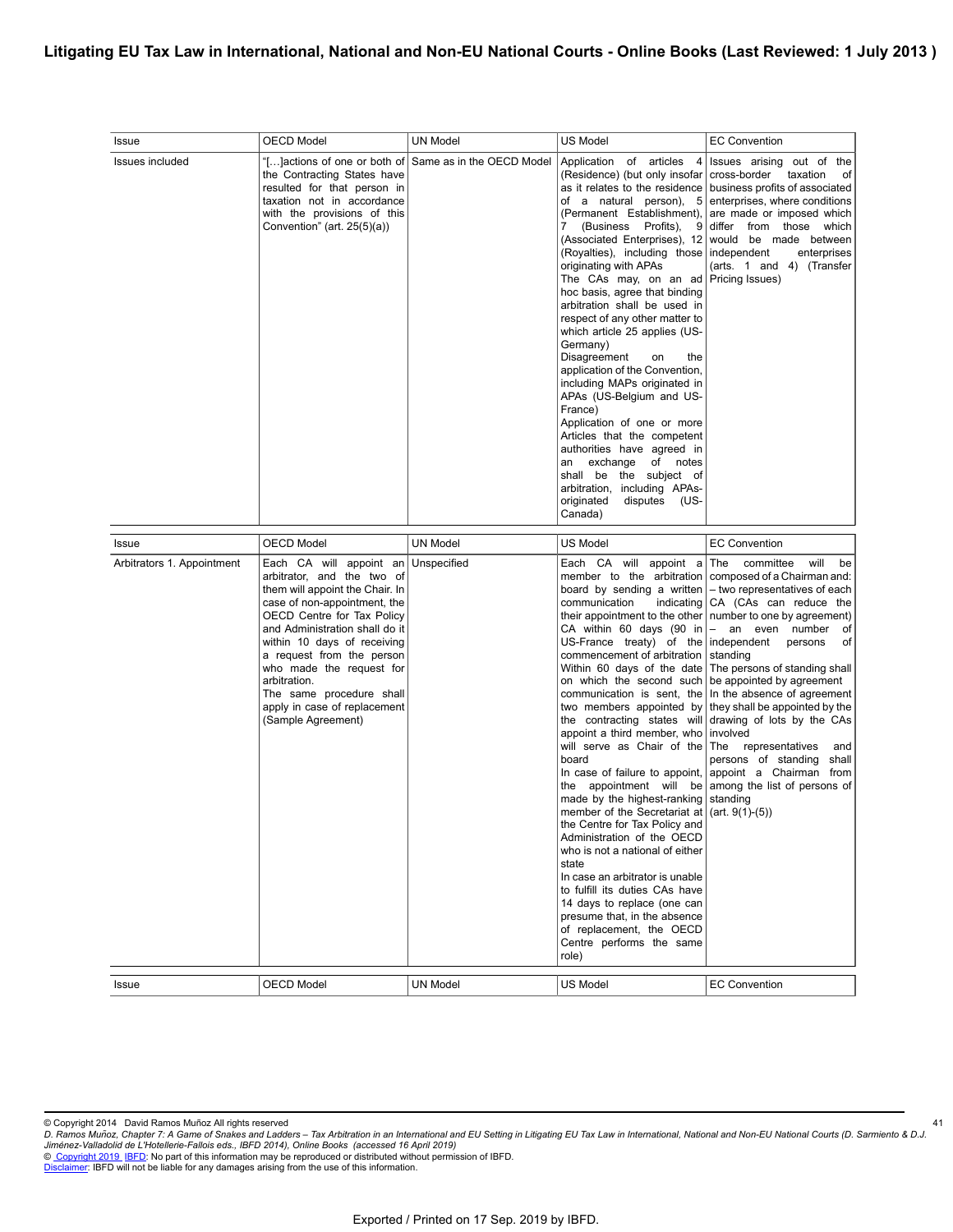| Issue | OECD Model | UN Model | US Model | EC Convention |
|---|---|---|---|---|
| Issues included | "[…]actions of one or both of the Contracting States have resulted for that person in taxation not in accordance with the provisions of this Convention" (art. 25(5)(a)) | Same as in the OECD Model | Application of articles 4 (Residence) (but only insofar as it relates to the residence of a natural person), 5 (Permanent Establishment), 7 (Business Profits), 9 (Associated Enterprises), 12 (Royalties), including those originating with APAs<br>The CAs may, on an ad hoc basis, agree that binding arbitration shall be used in respect of any other matter to which article 25 applies (US-Germany)<br>Disagreement on the application of the Convention, including MAPs originated in APAs (US-Belgium and US-France)<br>Application of one or more Articles that the competent authorities have agreed in an exchange of notes shall be the subject of arbitration, including APAs-originated disputes (US-Canada) | Issues arising out of the cross-border taxation of business profits of associated enterprises, where conditions are made or imposed which differ from those which would be made between independent enterprises (arts. 1 and 4) (Transfer Pricing Issues) |

| Issue | OECD Model | UN Model | US Model | EC Convention |
|---|---|---|---|---|
| Arbitrators 1. Appointment | Each CA will appoint an arbitrator, and the two of them will appoint the Chair. In case of non-appointment, the OECD Centre for Tax Policy and Administration shall do it within 10 days of receiving a request from the person who made the request for arbitration.<br>The same procedure shall apply in case of replacement (Sample Agreement) | Unspecified | Each CA will appoint a member to the arbitration board by sending a written communication indicating their appointment to the other CA within 60 days (90 in US-France treaty) of the commencement of arbitration<br>Within 60 days of the date on which the second such communication is sent, the two members appointed by the contracting states will appoint a third member, who will serve as Chair of the board<br>In case of failure to appoint, the appointment will be made by the highest-ranking member of the Secretariat at the Centre for Tax Policy and Administration of the OECD who is not a national of either state<br>In case an arbitrator is unable to fulfill its duties CAs have 14 days to replace (one can presume that, in the absence of replacement, the OECD Centre performs the same role) | The committee will be composed of a Chairman and:<br>– two representatives of each CA (CAs can reduce the number to one by agreement)<br>– an even number of independent persons of standing<br>The persons of standing shall be appointed by agreement<br>In the absence of agreement they shall be appointed by the drawing of lots by the CAs involved<br>The representatives and persons of standing shall appoint a Chairman from among the list of persons of standing<br>(art. 9(1)-(5)) |

| Issue | OECD Model | UN Model | US Model | EC Convention |
|---|---|---|---|---|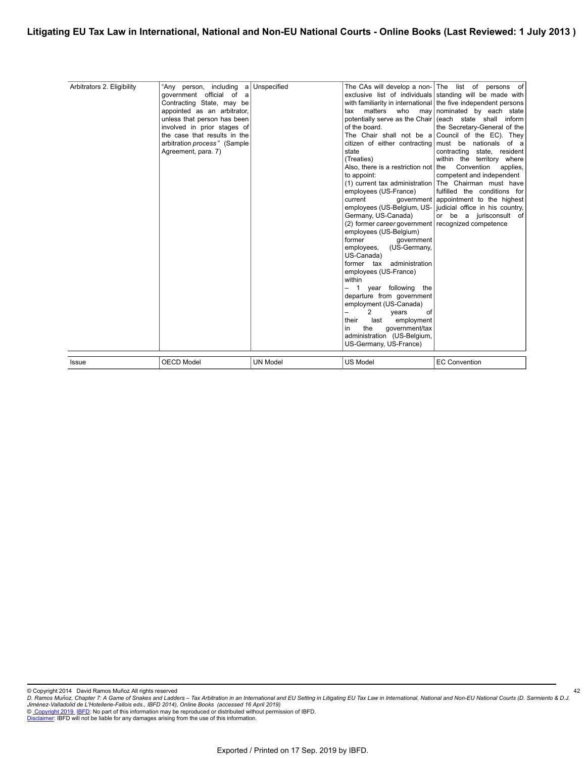| Issue | OECD Model | UN Model | US Model | EC Convention |
|---|---|---|---|---|
| Arbitrators 2. Eligibility | "Any person, including a government official of a Contracting State, may be appointed as an arbitrator, unless that person has been involved in prior stages of the case that results in the arbitration *process*" (Sample Agreement, para. 7) | Unspecified | The CAs will develop a non-exclusive list of individuals with familiarity in international tax matters who may potentially serve as the Chair of the board.<br>The Chair shall not be a citizen of either contracting state<br>(Treaties)<br>Also, there is a restriction not to appoint:<br>(1) current tax administration employees (US-France)<br>current government employees (US-Belgium, US-Germany, US-Canada)<br>(2) former *career* government employees (US-Belgium)<br>former government employees, (US-Germany, US-Canada)<br>former tax administration employees (US-France)<br>within<br>– 1 year following the departure from government employment (US-Canada)<br>– 2 years of their last employment in the government/tax administration (US-Belgium, US-Germany, US-France) | The list of persons of standing will be made with the five independent persons nominated by each state (each state shall inform the Secretary-General of the Council of the EC). They must be nationals of a contracting state, resident within the territory where the Convention applies, competent and independent<br>The Chairman must have fulfilled the conditions for appointment to the highest judicial office in his country, or be a jurisconsult of recognized competence |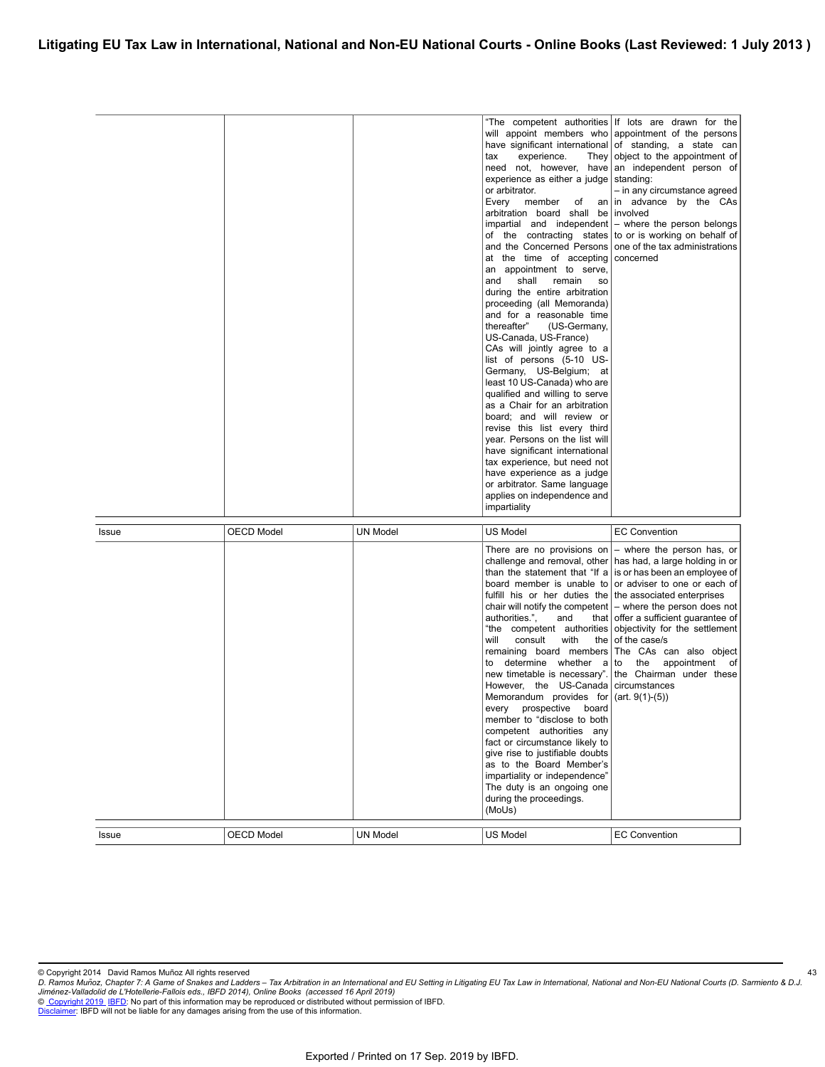| | | | "The competent authorities will appoint members who have significant international tax experience. They need not, however, have experience as either a judge or arbitrator.<br>Every member of an arbitration board shall be impartial and independent of the contracting states and the Concerned Persons at the time of accepting an appointment to serve, and shall remain so during the entire arbitration proceeding (all Memoranda) and for a reasonable time thereafter" (US-Germany, US-Canada, US-France)<br>CAs will jointly agree to a list of persons (5-10 US-Germany, US-Belgium; at least 10 US-Canada) who are qualified and willing to serve as a Chair for an arbitration board; and will review or revise this list every third year. Persons on the list will have significant international tax experience, but need not have experience as a judge or arbitrator. Same language applies on independence and impartiality | If lots are drawn for the appointment of the persons of standing, a state can object to the appointment of an independent person of standing:<br>– in any circumstance agreed in advance by the CAs involved<br>– where the person belongs to or is working on behalf of one of the tax administrations concerned |
|---|---|---|---|---|

| Issue | OECD Model | UN Model | US Model | EC Convention |
|---|---|---|---|---|
| | | | There are no provisions on challenge and removal, other than the statement that "If a board member is unable to fulfill his or her duties the chair will notify the competent authorities.", and that "the competent authorities will consult with the remaining board members to determine whether a new timetable is necessary". However, the US-Canada Memorandum provides for every prospective board member to "disclose to both competent authorities any fact or circumstance likely to give rise to justifiable doubts as to the Board Member's impartiality or independence" The duty is an ongoing one during the proceedings. (MoUs) | – where the person has, or has had, a large holding in or is or has been an employee of or adviser to one or each of the associated enterprises<br>– where the person does not offer a sufficient guarantee of objectivity for the settlement of the case/s<br>The CAs can also object to the appointment of the Chairman under these circumstances<br>(art. 9(1)-(5)) |

| Issue | OECD Model | UN Model | US Model | EC Convention |
|---|---|---|---|---|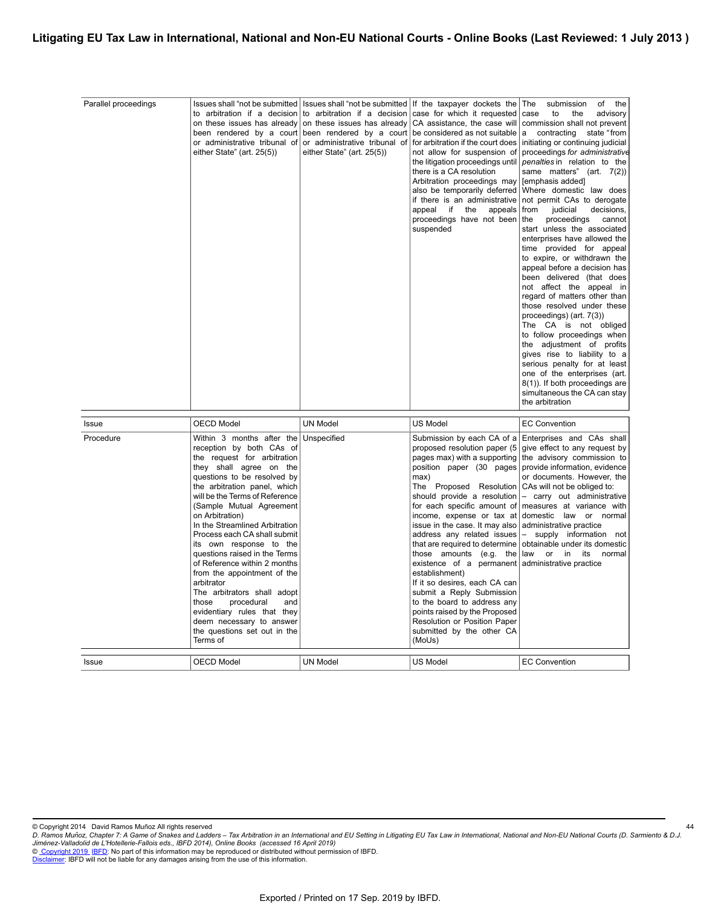| Parallel proceedings | Issues shall "not be submitted to arbitration if a decision on these issues has already been rendered by a court or administrative tribunal of either State" (art. 25(5)) | Issues shall "not be submitted to arbitration if a decision on these issues has already been rendered by a court or administrative tribunal of either State" (art. 25(5)) | If the taxpayer dockets the case for which it requested CA assistance, the case will be considered as not suitable for arbitration if the court does not allow for suspension of the litigation proceedings until there is a CA resolution<br>Arbitration proceedings may also be temporarily deferred if there is an administrative appeal if the appeals proceedings have not been suspended | The submission of the case to the advisory commission shall not prevent a contracting state "from initiating or continuing judicial proceedings *for administrative penalties* in relation to the same matters" (art. 7(2)) [emphasis added]<br>Where domestic law does not permit CAs to derogate from judicial decisions, the proceedings cannot start unless the associated enterprises have allowed the time provided for appeal to expire, or withdrawn the appeal before a decision has been delivered (that does not affect the appeal in regard of matters other than those resolved under these proceedings) (art. 7(3))<br>The CA is not obliged to follow proceedings when the adjustment of profits gives rise to liability to a serious penalty for at least one of the enterprises (art. 8(1)). If both proceedings are simultaneous the CA can stay the arbitration |
|---|---|---|---|---|

| Issue | OECD Model | UN Model | US Model | EC Convention |
|---|---|---|---|---|
| Procedure | Within 3 months after the reception by both CAs of the request for arbitration they shall agree on the questions to be resolved by the arbitration panel, which will be the Terms of Reference (Sample Mutual Agreement on Arbitration)<br>In the Streamlined Arbitration Process each CA shall submit its own response to the questions raised in the Terms of Reference within 2 months from the appointment of the arbitrator<br>The arbitrators shall adopt those procedural and evidentiary rules that they deem necessary to answer the questions set out in the Terms of | Unspecified | Submission by each CA of a proposed resolution paper (5 pages max) with a supporting position paper (30 pages max)<br>The Proposed Resolution should provide a resolution for each specific amount of income, expense or tax at issue in the case. It may also address any related issues that are required to determine those amounts (e.g. the existence of a permanent establishment)<br>If it so desires, each CA can submit a Reply Submission to the board to address any points raised by the Proposed Resolution or Position Paper submitted by the other CA (MoUs) | Enterprises and CAs shall give effect to any request by the advisory commission to provide information, evidence or documents. However, the CAs will not be obliged to:<br>– carry out administrative measures at variance with domestic law or normal administrative practice<br>– supply information not obtainable under its domestic law or in its normal administrative practice |

| Issue | OECD Model | UN Model | US Model | EC Convention |
|---|---|---|---|---|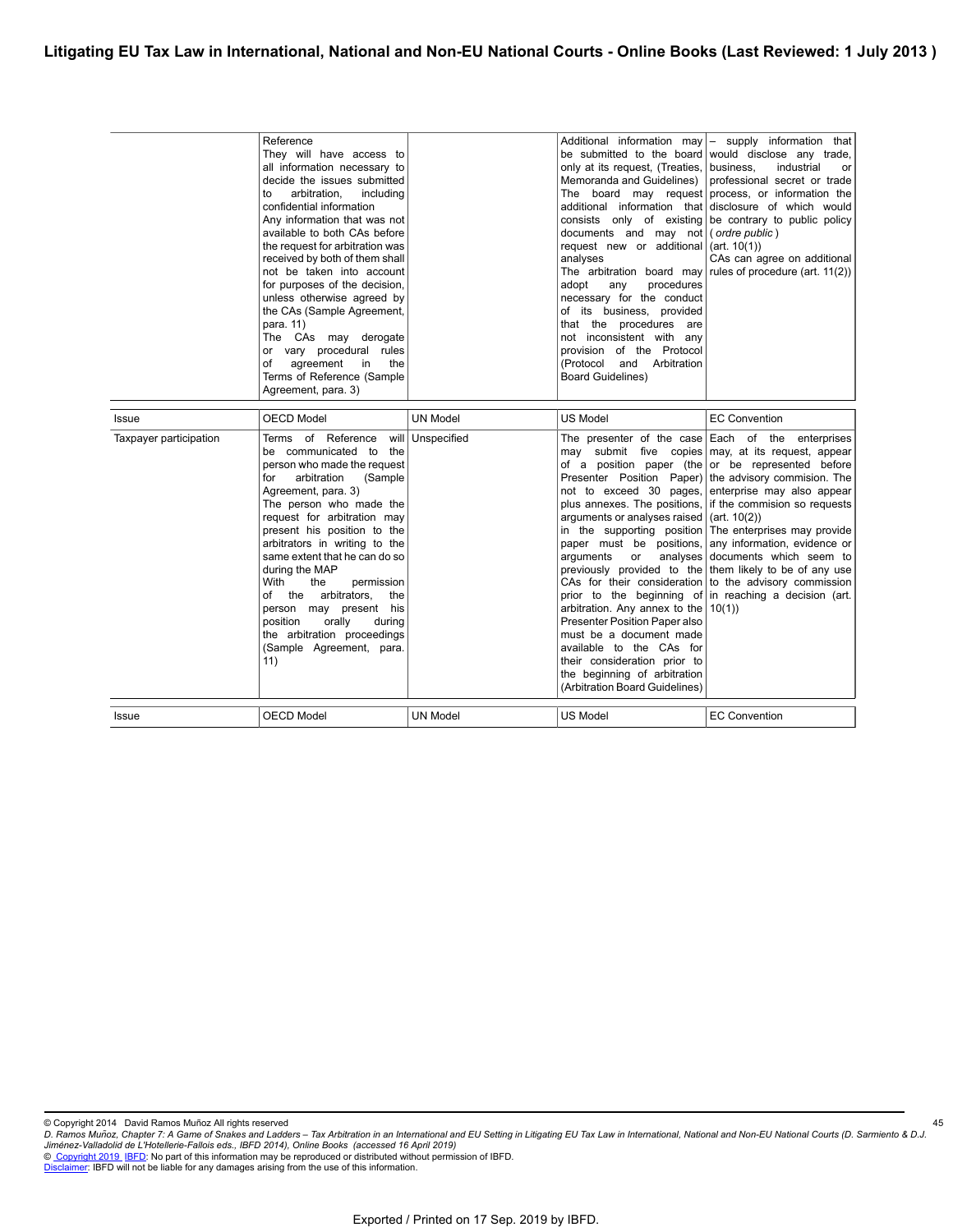| | Reference<br>They will have access to all information necessary to decide the issues submitted to arbitration, including confidential information<br>Any information that was not available to both CAs before the request for arbitration was received by both of them shall not be taken into account for purposes of the decision, unless otherwise agreed by the CAs (Sample Agreement, para. 11)<br>The CAs may derogate or vary procedural rules of agreement in the Terms of Reference (Sample Agreement, para. 3) | | Additional information may be submitted to the board only at its request, (Treaties, Memoranda and Guidelines)<br>The board may request additional information that consists only of existing documents and may not request new or additional analyses<br>The arbitration board may adopt any procedures necessary for the conduct of its business, provided that the procedures are not inconsistent with any provision of the Protocol (Protocol and Arbitration Board Guidelines) | – supply information that would disclose any trade, business, industrial or professional secret or trade process, or information the disclosure of which would be contrary to public policy (*ordre public*) (art. 10(1))<br>CAs can agree on additional rules of procedure (art. 11(2)) |
|---|---|---|---|---|

| Issue | OECD Model | UN Model | US Model | EC Convention |
|---|---|---|---|---|
| Taxpayer participation | Terms of Reference will be communicated to the person who made the request for arbitration (Sample Agreement, para. 3)<br>The person who made the request for arbitration may present his position to the arbitrators in writing to the same extent that he can do so during the MAP<br>With the permission of the arbitrators, the person may present his position orally during the arbitration proceedings (Sample Agreement, para. 11) | Unspecified | The presenter of the case may submit five copies of a position paper (the Presenter Position Paper) not to exceed 30 pages, plus annexes. The positions, arguments or analyses raised in the supporting position paper must be positions, arguments or analyses previously provided to the CAs for their consideration prior to the beginning of arbitration. Any annex to the Presenter Position Paper also must be a document made available to the CAs for their consideration prior to the beginning of arbitration (Arbitration Board Guidelines) | Each of the enterprises may, at its request, appear or be represented before the advisory commision. The enterprise may also appear if the commision so requests (art. 10(2))<br>The enterprises may provide any information, evidence or documents which seem to them likely to be of any use to the advisory commission in reaching a decision (art. 10(1)) |

| Issue | OECD Model | UN Model | US Model | EC Convention |
|---|---|---|---|---|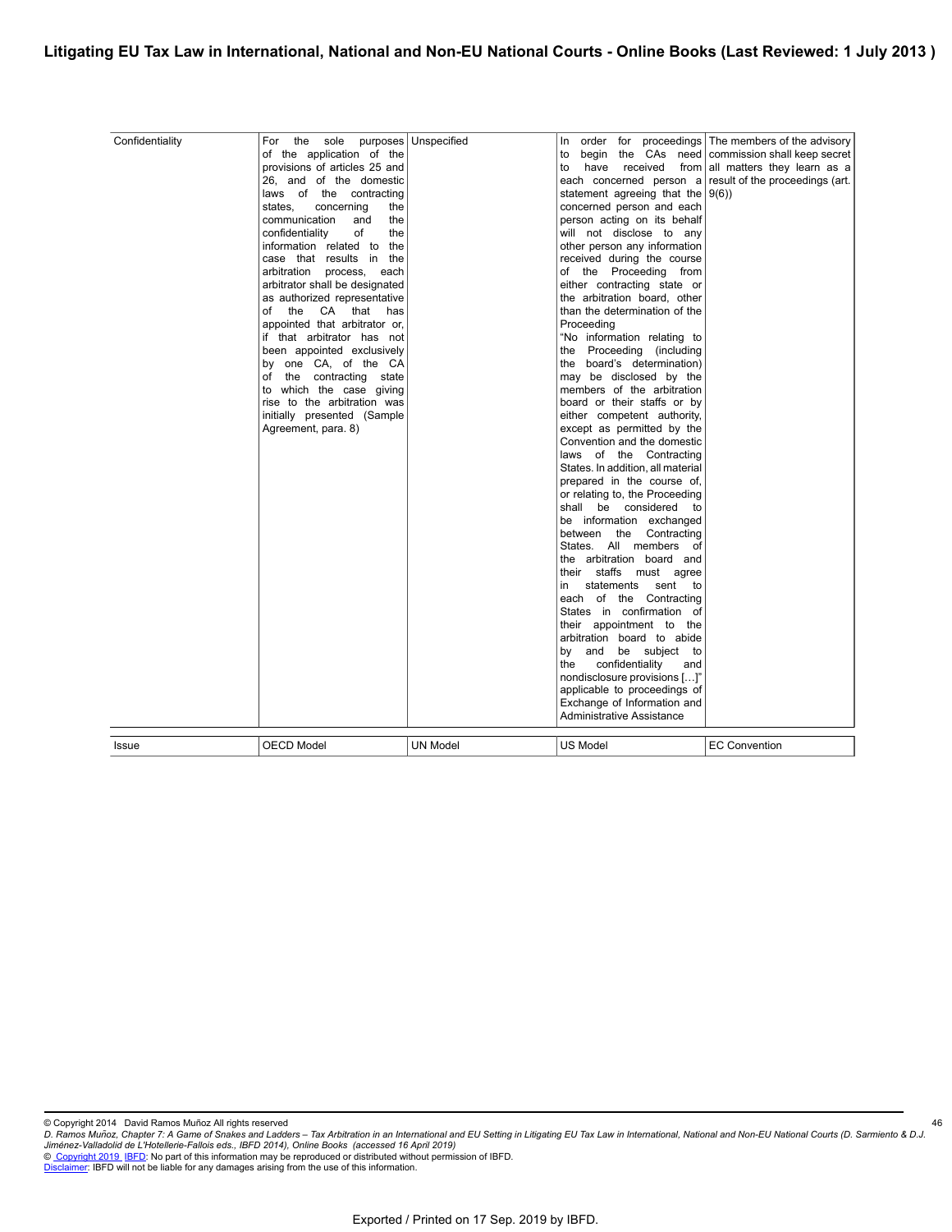| Issue | OECD Model | UN Model | US Model | EC Convention |
|---|---|---|---|---|
| Confidentiality | For the sole purposes of the application of the provisions of articles 25 and 26, and of the domestic laws of the contracting states, concerning the communication and the confidentiality of the information related to the case that results in the arbitration process, each arbitrator shall be designated as authorized representative of the CA that has appointed that arbitrator or, if that arbitrator has not been appointed exclusively by one CA, of the CA of the contracting state to which the case giving rise to the arbitration was initially presented (Sample Agreement, para. 8) | Unspecified | In order for proceedings to begin the CAs need to have received from each concerned person a statement agreeing that the concerned person and each person acting on its behalf will not disclose to any other person any information received during the course of the Proceeding from either contracting state or the arbitration board, other than the determination of the Proceeding<br>"No information relating to the Proceeding (including the board's determination) may be disclosed by the members of the arbitration board or their staffs or by either competent authority, except as permitted by the Convention and the domestic laws of the Contracting States. In addition, all material prepared in the course of, or relating to, the Proceeding shall be considered to be information exchanged between the Contracting States. All members of the arbitration board and their staffs must agree in statements sent to each of the Contracting States in confirmation of their appointment to the arbitration board to abide by and be subject to the confidentiality and nondisclosure provisions […]" applicable to proceedings of Exchange of Information and Administrative Assistance | The members of the advisory commission shall keep secret all matters they learn as a result of the proceedings (art. 9(6)) |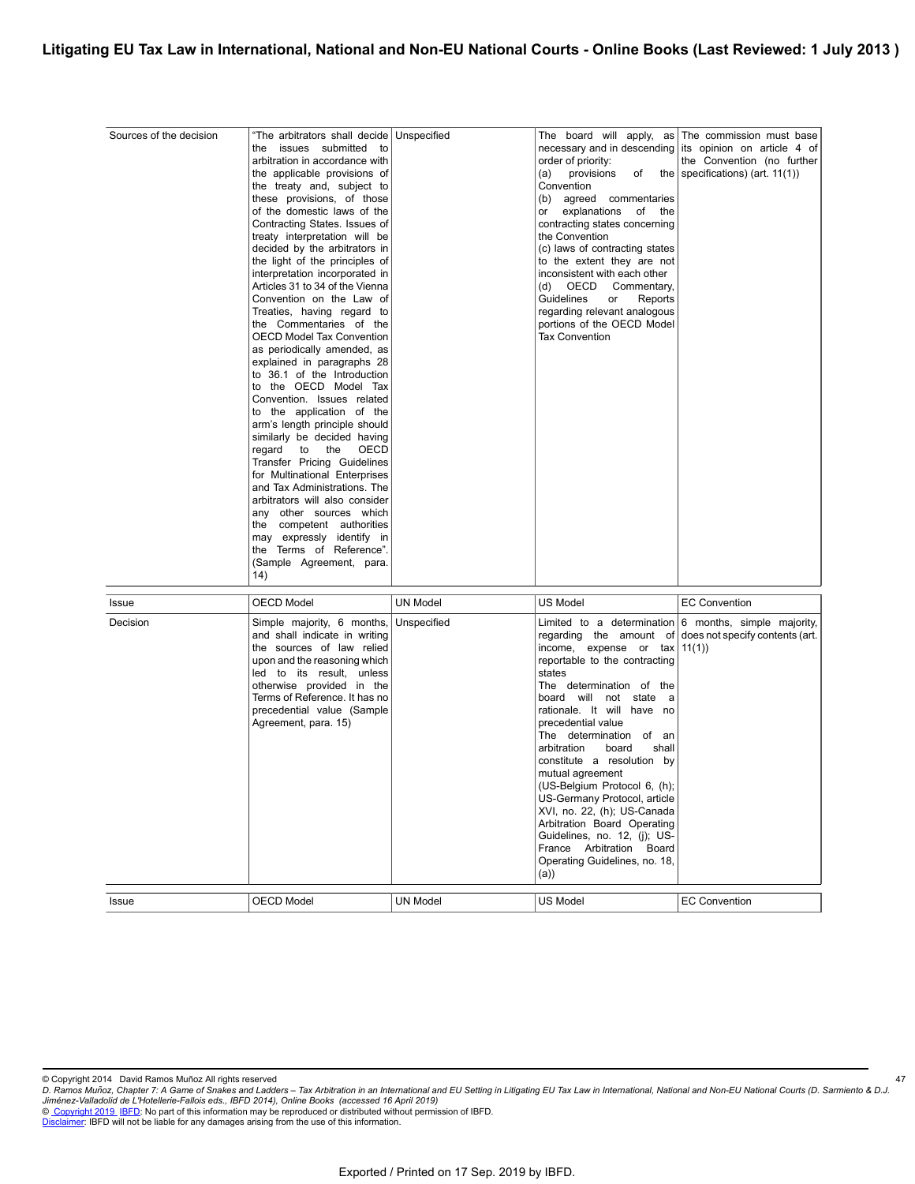| Sources of the decision | "The arbitrators shall decide the issues submitted to arbitration in accordance with the applicable provisions of the treaty and, subject to these provisions, of those of the domestic laws of the Contracting States. Issues of treaty interpretation will be decided by the arbitrators in the light of the principles of interpretation incorporated in Articles 31 to 34 of the Vienna Convention on the Law of Treaties, having regard to the Commentaries of the OECD Model Tax Convention as periodically amended, as explained in paragraphs 28 to 36.1 of the Introduction to the OECD Model Tax Convention. Issues related to the application of the arm's length principle should similarly be decided having regard to the OECD Transfer Pricing Guidelines for Multinational Enterprises and Tax Administrations. The arbitrators will also consider any other sources which the competent authorities may expressly identify in the Terms of Reference". (Sample Agreement, para. 14) | Unspecified | The board will apply, as necessary and in descending order of priority:<br>(a) provisions of the Convention<br>(b) agreed commentaries or explanations of the contracting states concerning the Convention<br>(c) laws of contracting states to the extent they are not inconsistent with each other<br>(d) OECD Commentary, Guidelines or Reports regarding relevant analogous portions of the OECD Model Tax Convention | The commission must base its opinion on article 4 of the Convention (no further specifications) (art. 11(1)) |
|---|---|---|---|---|
| **Issue** | **OECD Model** | **UN Model** | **US Model** | **EC Convention** |
| Decision | Simple majority, 6 months, and shall indicate in writing the sources of law relied upon and the reasoning which led to its result, unless otherwise provided in the Terms of Reference. It has no precedential value (Sample Agreement, para. 15) | Unspecified | Limited to a determination regarding the amount of income, expense or tax reportable to the contracting states<br>The determination of the board will not state a rationale. It will have no precedential value<br>The determination of an arbitration board shall constitute a resolution by mutual agreement<br>(US-Belgium Protocol 6, (h); US-Germany Protocol, article XVI, no. 22, (h); US-Canada Arbitration Board Operating Guidelines, no. 12, (j); US-France Arbitration Board Operating Guidelines, no. 18, (a)) | 6 months, simple majority, does not specify contents (art. 11(1)) |
| **Issue** | **OECD Model** | **UN Model** | **US Model** | **EC Convention** |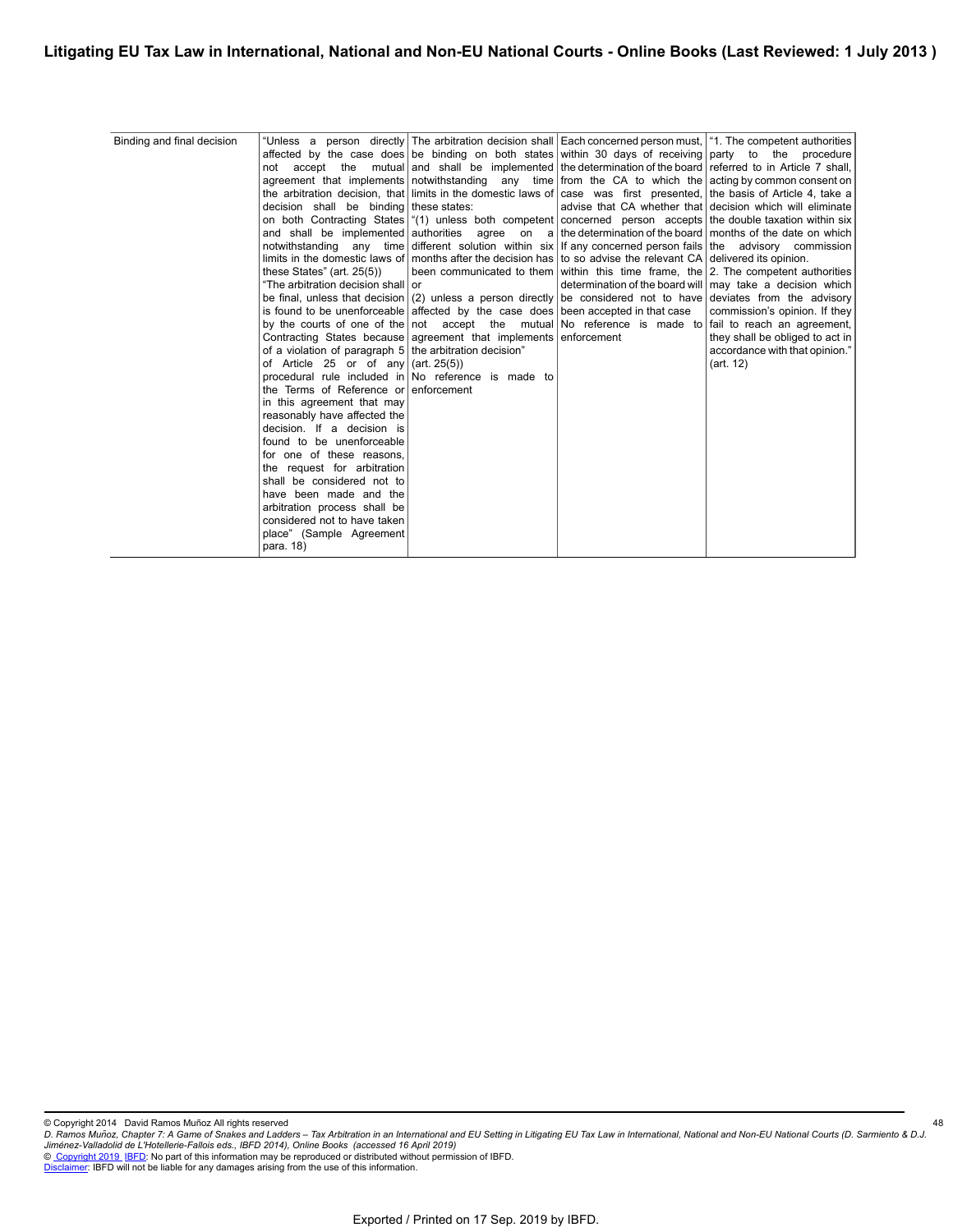| | | | | |
|---|---|---|---|---|
| Binding and final decision | "Unless a person directly affected by the case does not accept the mutual agreement that implements the arbitration decision, that decision shall be binding on both Contracting States and shall be implemented notwithstanding any time limits in the domestic laws of these States" (art. 25(5)) "The arbitration decision shall be final, unless that decision is found to be unenforceable by the courts of one of the Contracting States because of a violation of paragraph 5 of Article 25 or of any procedural rule included in the Terms of Reference or in this agreement that may reasonably have affected the decision. If a decision is found to be unenforceable for one of these reasons, the request for arbitration shall be considered not to have been made and the arbitration process shall be considered not to have taken place" (Sample Agreement para. 18) | The arbitration decision shall be binding on both states and shall be implemented notwithstanding any time limits in the domestic laws of these states: "(1) unless both competent authorities agree on a different solution within six months after the decision has been communicated to them or (2) unless a person directly affected by the case does not accept the mutual agreement that implements the arbitration decision" (art. 25(5)) No reference is made to enforcement | Each concerned person must, within 30 days of receiving the determination of the board from the CA to which the case was first presented, advise that CA whether that concerned person accepts the determination of the board If any concerned person fails to so advise the relevant CA within this time frame, the determination of the board will be considered not to have been accepted in that case No reference is made to enforcement | "1. The competent authorities party to the procedure referred to in Article 7 shall, acting by common consent on the basis of Article 4, take a decision which will eliminate the double taxation within six months of the date on which the advisory commission delivered its opinion. 2. The competent authorities may take a decision which deviates from the advisory commission's opinion. If they fail to reach an agreement, they shall be obliged to act in accordance with that opinion." (art. 12) |